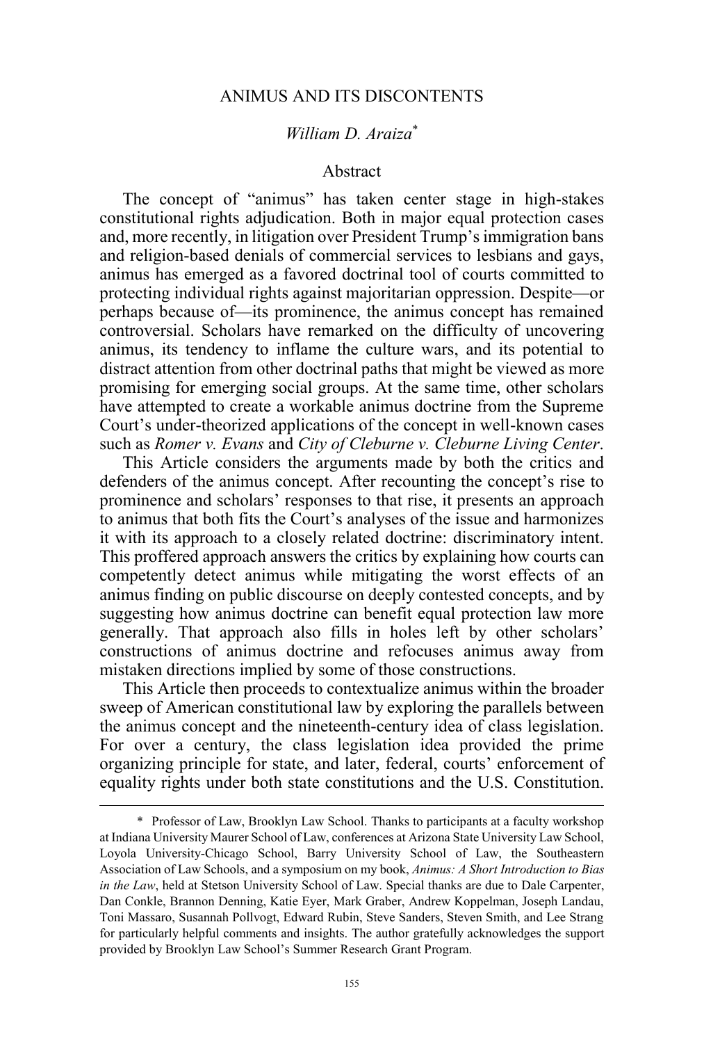# ANIMUS AND ITS DISCONTENTS

*William D. Araiza*[*]

## Abstract

The concept of "animus" has taken center stage in high-stakes constitutional rights adjudication. Both in major equal protection cases and, more recently, in litigation over President Trump's immigration bans and religion-based denials of commercial services to lesbians and gays, animus has emerged as a favored doctrinal tool of courts committed to protecting individual rights against majoritarian oppression. Despite—or perhaps because of—its prominence, the animus concept has remained controversial. Scholars have remarked on the difficulty of uncovering animus, its tendency to inflame the culture wars, and its potential to distract attention from other doctrinal paths that might be viewed as more promising for emerging social groups. At the same time, other scholars have attempted to create a workable animus doctrine from the Supreme Court's under-theorized applications of the concept in well-known cases such as *Romer v. Evans* and *City of Cleburne v. Cleburne Living Center*.

This Article considers the arguments made by both the critics and defenders of the animus concept. After recounting the concept's rise to prominence and scholars' responses to that rise, it presents an approach to animus that both fits the Court's analyses of the issue and harmonizes it with its approach to a closely related doctrine: discriminatory intent. This proffered approach answers the critics by explaining how courts can competently detect animus while mitigating the worst effects of an animus finding on public discourse on deeply contested concepts, and by suggesting how animus doctrine can benefit equal protection law more generally. That approach also fills in holes left by other scholars' constructions of animus doctrine and refocuses animus away from mistaken directions implied by some of those constructions.

This Article then proceeds to contextualize animus within the broader sweep of American constitutional law by exploring the parallels between the animus concept and the nineteenth-century idea of class legislation. For over a century, the class legislation idea provided the prime organizing principle for state, and later, federal, courts' enforcement of equality rights under both state constitutions and the U.S. Constitution.

---

[*] Professor of Law, Brooklyn Law School. Thanks to participants at a faculty workshop at Indiana University Maurer School of Law, conferences at Arizona State University Law School, Loyola University-Chicago School, Barry University School of Law, the Southeastern Association of Law Schools, and a symposium on my book, *Animus: A Short Introduction to Bias in the Law*, held at Stetson University School of Law. Special thanks are due to Dale Carpenter, Dan Conkle, Brannon Denning, Katie Eyer, Mark Graber, Andrew Koppelman, Joseph Landau, Toni Massaro, Susannah Pollvogt, Edward Rubin, Steve Sanders, Steven Smith, and Lee Strang for particularly helpful comments and insights. The author gratefully acknowledges the support provided by Brooklyn Law School's Summer Research Grant Program.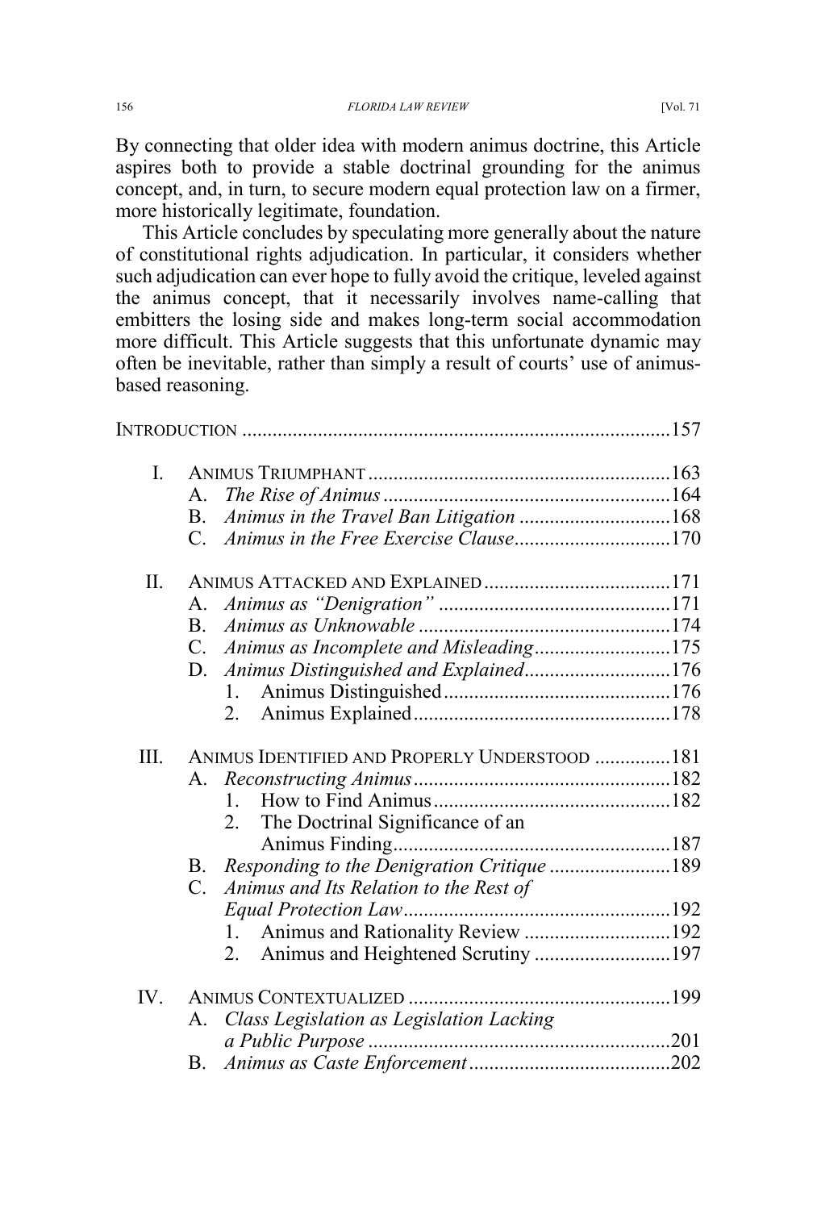By connecting that older idea with modern animus doctrine, this Article aspires both to provide a stable doctrinal grounding for the animus concept, and, in turn, to secure modern equal protection law on a firmer, more historically legitimate, foundation.

This Article concludes by speculating more generally about the nature of constitutional rights adjudication. In particular, it considers whether such adjudication can ever hope to fully avoid the critique, leveled against the animus concept, that it necessarily involves name-calling that embitters the losing side and makes long-term social accommodation more difficult. This Article suggests that this unfortunate dynamic may often be inevitable, rather than simply a result of courts' use of animus-based reasoning.

INTRODUCTION .......................................................................................157

I. ANIMUS TRIUMPHANT ............................................................163
   A. *The Rise of Animus* .........................................................164
   B. *Animus in the Travel Ban Litigation* ..............................168
   C. *Animus in the Free Exercise Clause*...............................170

II. ANIMUS ATTACKED AND EXPLAINED .....................................171
   A. *Animus as "Denigration"* ..............................................171
   B. *Animus as Unknowable* ..................................................174
   C. *Animus as Incomplete and Misleading*...........................175
   D. *Animus Distinguished and Explained*.............................176
      1. Animus Distinguished.............................................176
      2. Animus Explained...................................................178

III. ANIMUS IDENTIFIED AND PROPERLY UNDERSTOOD ...............181
   A. *Reconstructing Animus*...................................................182
      1. How to Find Animus...............................................182
      2. The Doctrinal Significance of an Animus Finding.......................................................187
   B. *Responding to the Denigration Critique* ........................189
   C. *Animus and Its Relation to the Rest of Equal Protection Law*.....................................................192
      1. Animus and Rationality Review .............................192
      2. Animus and Heightened Scrutiny ...........................197

IV. ANIMUS CONTEXTUALIZED ....................................................199
   A. *Class Legislation as Legislation Lacking a Public Purpose* ............................................................201
   B. *Animus as Caste Enforcement*........................................202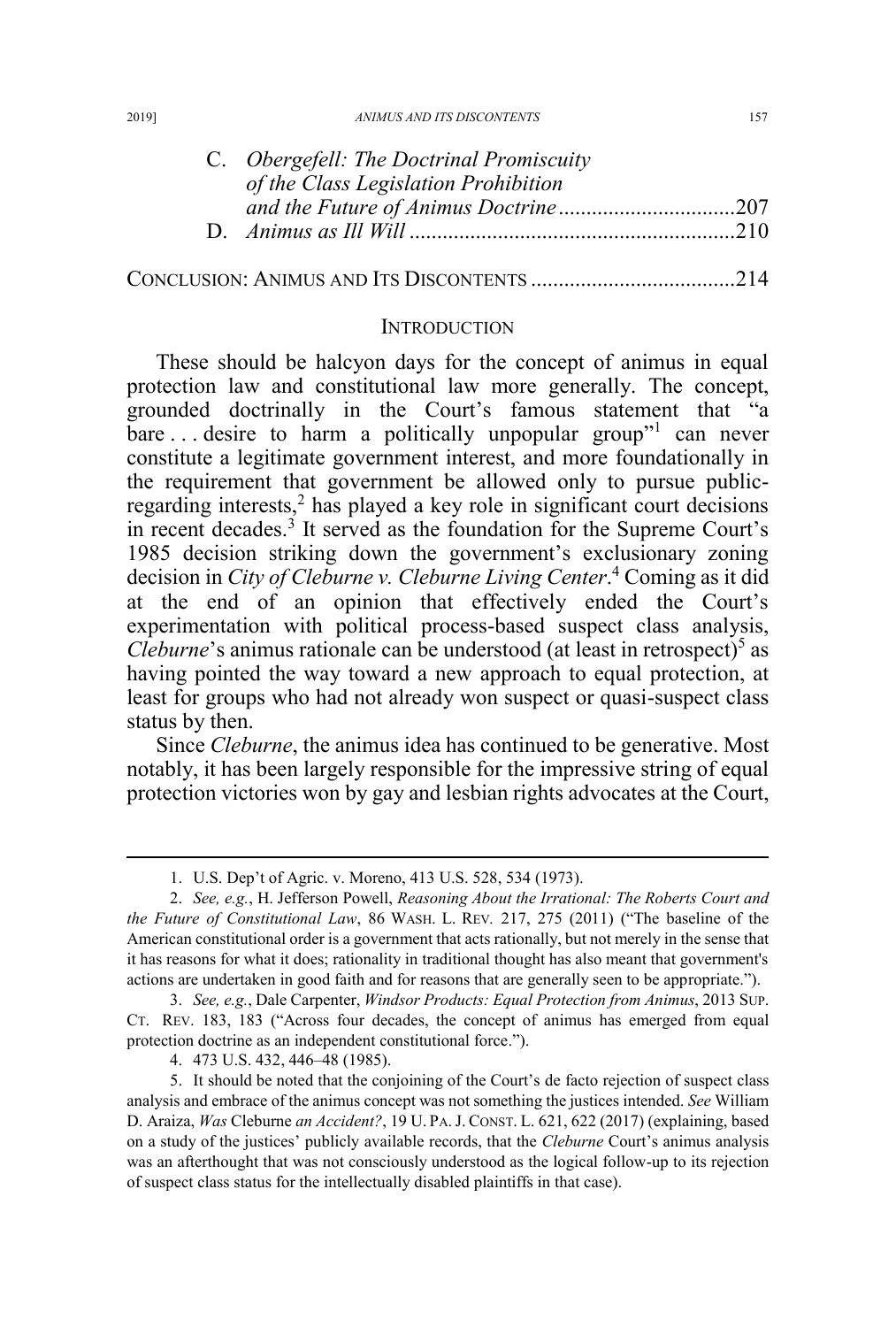C. *Obergefell: The Doctrinal Promiscuity of the Class Legislation Prohibition and the Future of Animus Doctrine* ................................207

D. *Animus as Ill Will* ..........................................................210

CONCLUSION: ANIMUS AND ITS DISCONTENTS ....................................214

## INTRODUCTION

These should be halcyon days for the concept of animus in equal protection law and constitutional law more generally. The concept, grounded doctrinally in the Court's famous statement that "a bare . . . desire to harm a politically unpopular group"[1] can never constitute a legitimate government interest, and more foundationally in the requirement that government be allowed only to pursue public-regarding interests,[2] has played a key role in significant court decisions in recent decades.[3] It served as the foundation for the Supreme Court's 1985 decision striking down the government's exclusionary zoning decision in *City of Cleburne v. Cleburne Living Center*.[4] Coming as it did at the end of an opinion that effectively ended the Court's experimentation with political process-based suspect class analysis, *Cleburne*'s animus rationale can be understood (at least in retrospect)[5] as having pointed the way toward a new approach to equal protection, at least for groups who had not already won suspect or quasi-suspect class status by then.

Since *Cleburne*, the animus idea has continued to be generative. Most notably, it has been largely responsible for the impressive string of equal protection victories won by gay and lesbian rights advocates at the Court,

---

1. U.S. Dep't of Agric. v. Moreno, 413 U.S. 528, 534 (1973).

2. *See, e.g.*, H. Jefferson Powell, *Reasoning About the Irrational: The Roberts Court and the Future of Constitutional Law*, 86 WASH. L. REV. 217, 275 (2011) ("The baseline of the American constitutional order is a government that acts rationally, but not merely in the sense that it has reasons for what it does; rationality in traditional thought has also meant that government's actions are undertaken in good faith and for reasons that are generally seen to be appropriate.").

3. *See, e.g.*, Dale Carpenter, *Windsor Products: Equal Protection from Animus*, 2013 SUP. CT. REV. 183, 183 ("Across four decades, the concept of animus has emerged from equal protection doctrine as an independent constitutional force.").

4. 473 U.S. 432, 446–48 (1985).

5. It should be noted that the conjoining of the Court's de facto rejection of suspect class analysis and embrace of the animus concept was not something the justices intended. *See* William D. Araiza, *Was* Cleburne *an Accident?*, 19 U. PA. J. CONST. L. 621, 622 (2017) (explaining, based on a study of the justices' publicly available records, that the *Cleburne* Court's animus analysis was an afterthought that was not consciously understood as the logical follow-up to its rejection of suspect class status for the intellectually disabled plaintiffs in that case).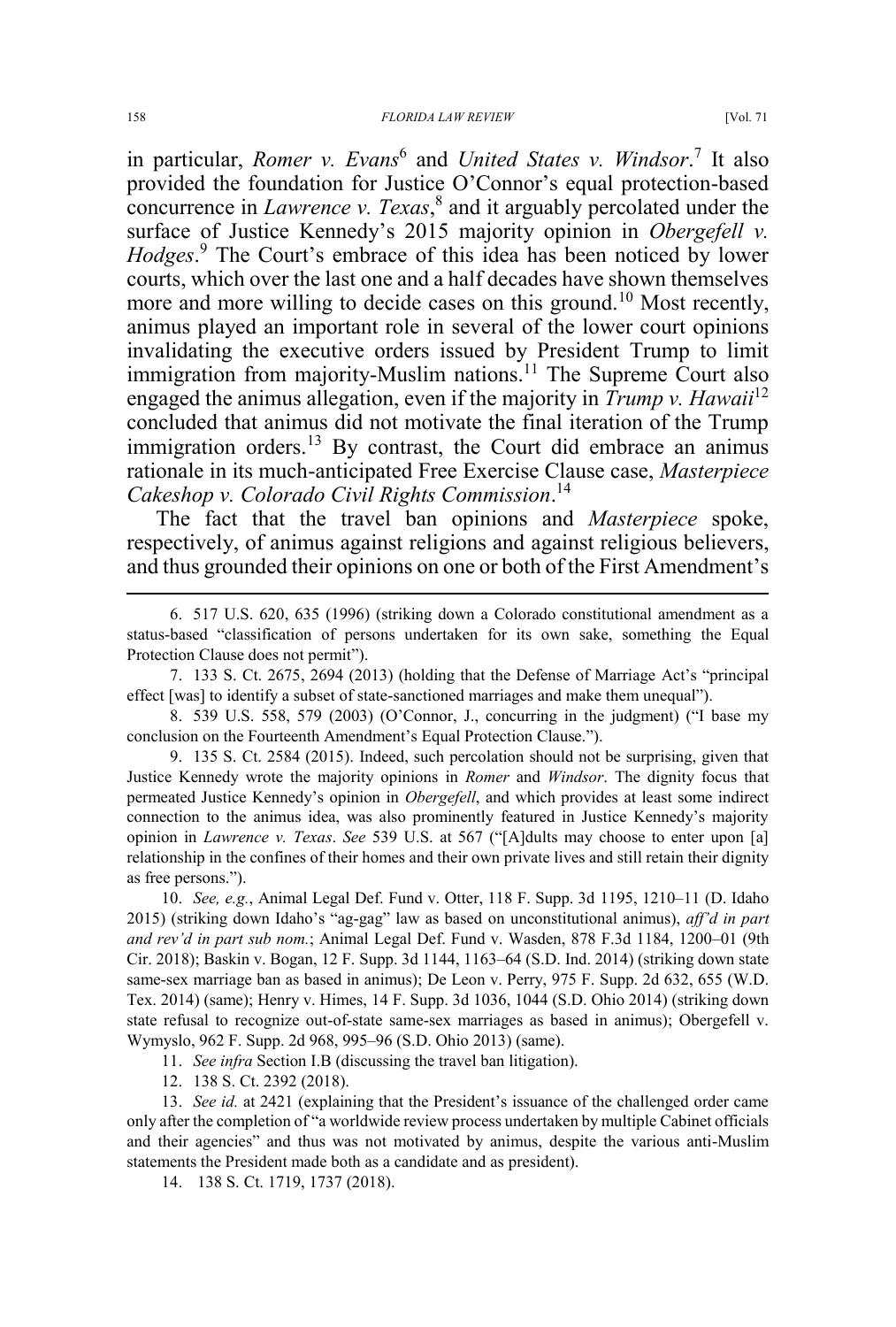in particular, *Romer v. Evans*[6] and *United States v. Windsor*.[7] It also provided the foundation for Justice O'Connor's equal protection-based concurrence in *Lawrence v. Texas*,[8] and it arguably percolated under the surface of Justice Kennedy's 2015 majority opinion in *Obergefell v. Hodges*.[9] The Court's embrace of this idea has been noticed by lower courts, which over the last one and a half decades have shown themselves more and more willing to decide cases on this ground.[10] Most recently, animus played an important role in several of the lower court opinions invalidating the executive orders issued by President Trump to limit immigration from majority-Muslim nations.[11] The Supreme Court also engaged the animus allegation, even if the majority in *Trump v. Hawaii*[12] concluded that animus did not motivate the final iteration of the Trump immigration orders.[13] By contrast, the Court did embrace an animus rationale in its much-anticipated Free Exercise Clause case, *Masterpiece Cakeshop v. Colorado Civil Rights Commission*.[14]

The fact that the travel ban opinions and *Masterpiece* spoke, respectively, of animus against religions and against religious believers, and thus grounded their opinions on one or both of the First Amendment's

---

6. 517 U.S. 620, 635 (1996) (striking down a Colorado constitutional amendment as a status-based "classification of persons undertaken for its own sake, something the Equal Protection Clause does not permit").

7. 133 S. Ct. 2675, 2694 (2013) (holding that the Defense of Marriage Act's "principal effect [was] to identify a subset of state-sanctioned marriages and make them unequal").

8. 539 U.S. 558, 579 (2003) (O'Connor, J., concurring in the judgment) ("I base my conclusion on the Fourteenth Amendment's Equal Protection Clause.").

9. 135 S. Ct. 2584 (2015). Indeed, such percolation should not be surprising, given that Justice Kennedy wrote the majority opinions in *Romer* and *Windsor*. The dignity focus that permeated Justice Kennedy's opinion in *Obergefell*, and which provides at least some indirect connection to the animus idea, was also prominently featured in Justice Kennedy's majority opinion in *Lawrence v. Texas*. *See* 539 U.S. at 567 ("[A]dults may choose to enter upon [a] relationship in the confines of their homes and their own private lives and still retain their dignity as free persons.").

10. *See, e.g.*, Animal Legal Def. Fund v. Otter, 118 F. Supp. 3d 1195, 1210–11 (D. Idaho 2015) (striking down Idaho's "ag-gag" law as based on unconstitutional animus), *aff'd in part and rev'd in part sub nom.*; Animal Legal Def. Fund v. Wasden, 878 F.3d 1184, 1200–01 (9th Cir. 2018); Baskin v. Bogan, 12 F. Supp. 3d 1144, 1163–64 (S.D. Ind. 2014) (striking down state same-sex marriage ban as based in animus); De Leon v. Perry, 975 F. Supp. 2d 632, 655 (W.D. Tex. 2014) (same); Henry v. Himes, 14 F. Supp. 3d 1036, 1044 (S.D. Ohio 2014) (striking down state refusal to recognize out-of-state same-sex marriages as based in animus); Obergefell v. Wymyslo, 962 F. Supp. 2d 968, 995–96 (S.D. Ohio 2013) (same).

11. *See infra* Section I.B (discussing the travel ban litigation).

12. 138 S. Ct. 2392 (2018).

13. *See id.* at 2421 (explaining that the President's issuance of the challenged order came only after the completion of "a worldwide review process undertaken by multiple Cabinet officials and their agencies" and thus was not motivated by animus, despite the various anti-Muslim statements the President made both as a candidate and as president).

14. 138 S. Ct. 1719, 1737 (2018).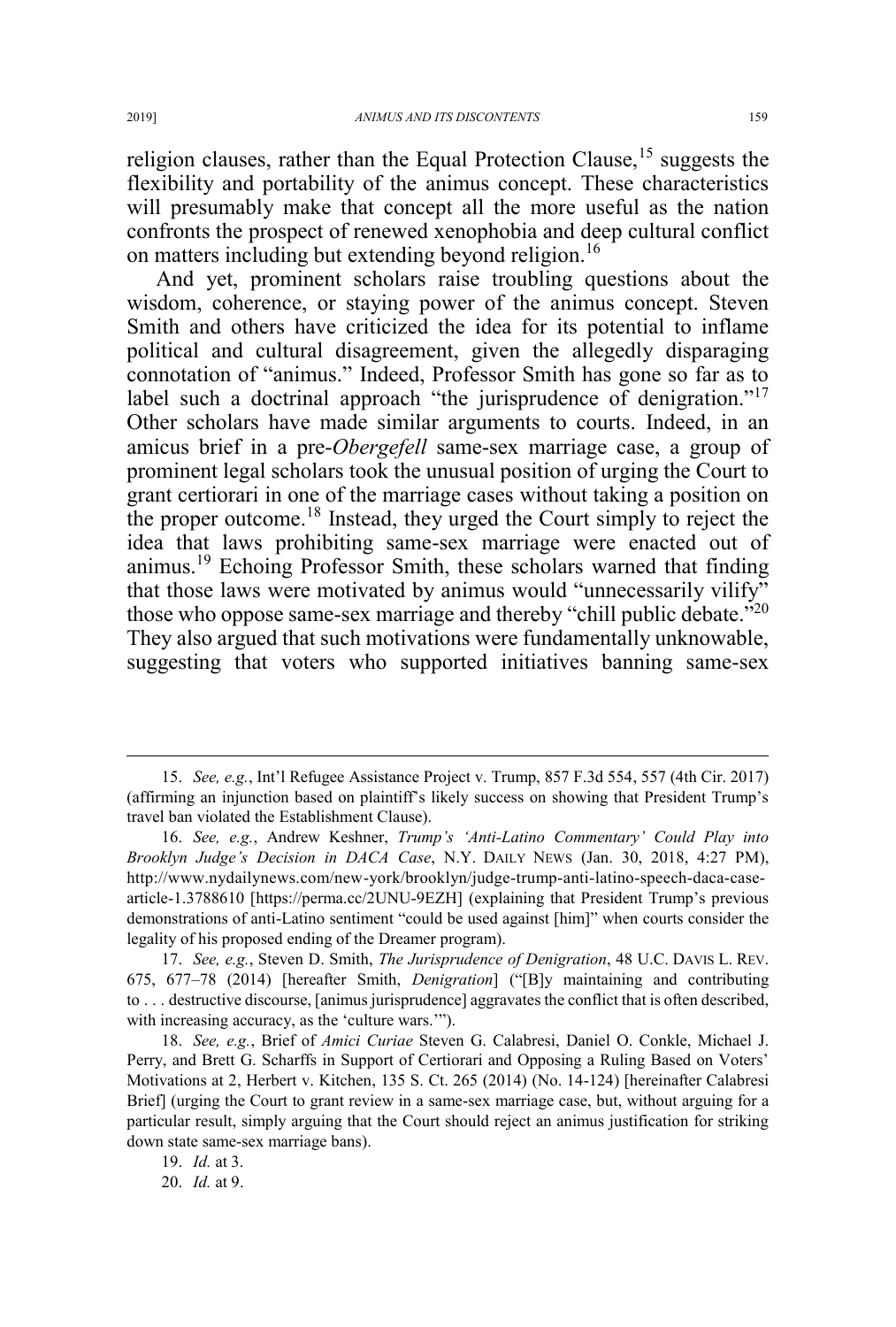religion clauses, rather than the Equal Protection Clause,[15] suggests the flexibility and portability of the animus concept. These characteristics will presumably make that concept all the more useful as the nation confronts the prospect of renewed xenophobia and deep cultural conflict on matters including but extending beyond religion.[16]

And yet, prominent scholars raise troubling questions about the wisdom, coherence, or staying power of the animus concept. Steven Smith and others have criticized the idea for its potential to inflame political and cultural disagreement, given the allegedly disparaging connotation of "animus." Indeed, Professor Smith has gone so far as to label such a doctrinal approach "the jurisprudence of denigration."[17] Other scholars have made similar arguments to courts. Indeed, in an amicus brief in a pre-*Obergefell* same-sex marriage case, a group of prominent legal scholars took the unusual position of urging the Court to grant certiorari in one of the marriage cases without taking a position on the proper outcome.[18] Instead, they urged the Court simply to reject the idea that laws prohibiting same-sex marriage were enacted out of animus.[19] Echoing Professor Smith, these scholars warned that finding that those laws were motivated by animus would "unnecessarily vilify" those who oppose same-sex marriage and thereby "chill public debate."[20] They also argued that such motivations were fundamentally unknowable, suggesting that voters who supported initiatives banning same-sex

---

15. *See, e.g.*, Int'l Refugee Assistance Project v. Trump, 857 F.3d 554, 557 (4th Cir. 2017) (affirming an injunction based on plaintiff's likely success on showing that President Trump's travel ban violated the Establishment Clause).

16. *See, e.g.*, Andrew Keshner, *Trump's 'Anti-Latino Commentary' Could Play into Brooklyn Judge's Decision in DACA Case*, N.Y. DAILY NEWS (Jan. 30, 2018, 4:27 PM), http://www.nydailynews.com/new-york/brooklyn/judge-trump-anti-latino-speech-daca-case-article-1.3788610 [https://perma.cc/2UNU-9EZH] (explaining that President Trump's previous demonstrations of anti-Latino sentiment "could be used against [him]" when courts consider the legality of his proposed ending of the Dreamer program).

17. *See, e.g.*, Steven D. Smith, *The Jurisprudence of Denigration*, 48 U.C. DAVIS L. REV. 675, 677–78 (2014) [hereafter Smith, *Denigration*] ("[B]y maintaining and contributing to . . . destructive discourse, [animus jurisprudence] aggravates the conflict that is often described, with increasing accuracy, as the 'culture wars.'").

18. *See, e.g.*, Brief of *Amici Curiae* Steven G. Calabresi, Daniel O. Conkle, Michael J. Perry, and Brett G. Scharffs in Support of Certiorari and Opposing a Ruling Based on Voters' Motivations at 2, Herbert v. Kitchen, 135 S. Ct. 265 (2014) (No. 14-124) [hereinafter Calabresi Brief] (urging the Court to grant review in a same-sex marriage case, but, without arguing for a particular result, simply arguing that the Court should reject an animus justification for striking down state same-sex marriage bans).

19. *Id.* at 3.

20. *Id.* at 9.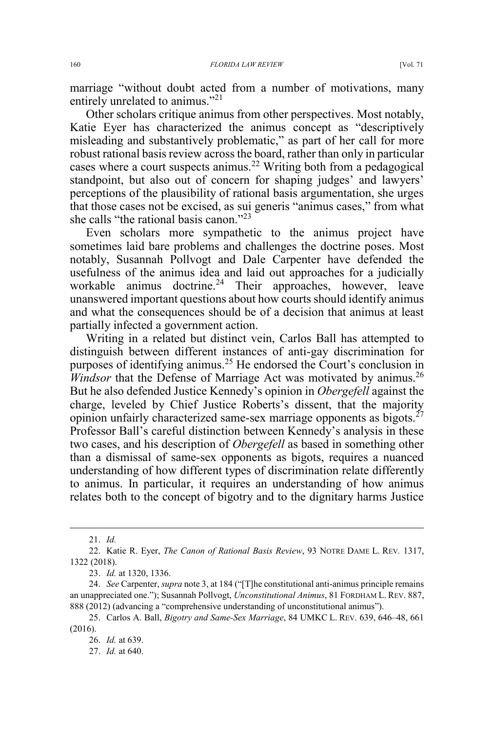marriage "without doubt acted from a number of motivations, many entirely unrelated to animus."[21]

Other scholars critique animus from other perspectives. Most notably, Katie Eyer has characterized the animus concept as "descriptively misleading and substantively problematic," as part of her call for more robust rational basis review across the board, rather than only in particular cases where a court suspects animus.[22] Writing both from a pedagogical standpoint, but also out of concern for shaping judges' and lawyers' perceptions of the plausibility of rational basis argumentation, she urges that those cases not be excised, as sui generis "animus cases," from what she calls "the rational basis canon."[23]

Even scholars more sympathetic to the animus project have sometimes laid bare problems and challenges the doctrine poses. Most notably, Susannah Pollvogt and Dale Carpenter have defended the usefulness of the animus idea and laid out approaches for a judicially workable animus doctrine.[24] Their approaches, however, leave unanswered important questions about how courts should identify animus and what the consequences should be of a decision that animus at least partially infected a government action.

Writing in a related but distinct vein, Carlos Ball has attempted to distinguish between different instances of anti-gay discrimination for purposes of identifying animus.[25] He endorsed the Court's conclusion in *Windsor* that the Defense of Marriage Act was motivated by animus.[26] But he also defended Justice Kennedy's opinion in *Obergefell* against the charge, leveled by Chief Justice Roberts's dissent, that the majority opinion unfairly characterized same-sex marriage opponents as bigots.[27] Professor Ball's careful distinction between Kennedy's analysis in these two cases, and his description of *Obergefell* as based in something other than a dismissal of same-sex opponents as bigots, requires a nuanced understanding of how different types of discrimination relate differently to animus. In particular, it requires an understanding of how animus relates both to the concept of bigotry and to the dignitary harms Justice

---

21. *Id.*

22. Katie R. Eyer, *The Canon of Rational Basis Review*, 93 NOTRE DAME L. REV. 1317, 1322 (2018).

23. *Id.* at 1320, 1336.

24. *See* Carpenter, *supra* note 3, at 184 ("[T]he constitutional anti-animus principle remains an unappreciated one."); Susannah Pollvogt, *Unconstitutional Animus*, 81 FORDHAM L. REV. 887, 888 (2012) (advancing a "comprehensive understanding of unconstitutional animus").

25. Carlos A. Ball, *Bigotry and Same-Sex Marriage*, 84 UMKC L. REV. 639, 646–48, 661 (2016).

26. *Id.* at 639.

27. *Id.* at 640.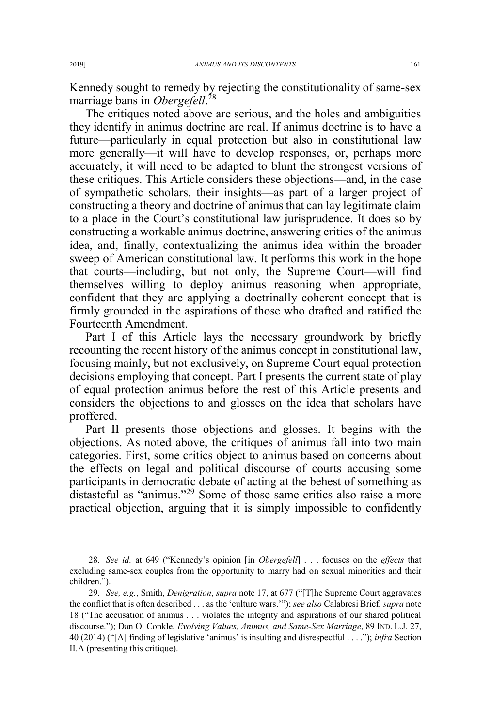Kennedy sought to remedy by rejecting the constitutionality of same-sex marriage bans in *Obergefell*.[28]

The critiques noted above are serious, and the holes and ambiguities they identify in animus doctrine are real. If animus doctrine is to have a future—particularly in equal protection but also in constitutional law more generally—it will have to develop responses, or, perhaps more accurately, it will need to be adapted to blunt the strongest versions of these critiques. This Article considers these objections—and, in the case of sympathetic scholars, their insights—as part of a larger project of constructing a theory and doctrine of animus that can lay legitimate claim to a place in the Court's constitutional law jurisprudence. It does so by constructing a workable animus doctrine, answering critics of the animus idea, and, finally, contextualizing the animus idea within the broader sweep of American constitutional law. It performs this work in the hope that courts—including, but not only, the Supreme Court—will find themselves willing to deploy animus reasoning when appropriate, confident that they are applying a doctrinally coherent concept that is firmly grounded in the aspirations of those who drafted and ratified the Fourteenth Amendment.

Part I of this Article lays the necessary groundwork by briefly recounting the recent history of the animus concept in constitutional law, focusing mainly, but not exclusively, on Supreme Court equal protection decisions employing that concept. Part I presents the current state of play of equal protection animus before the rest of this Article presents and considers the objections to and glosses on the idea that scholars have proffered.

Part II presents those objections and glosses. It begins with the objections. As noted above, the critiques of animus fall into two main categories. First, some critics object to animus based on concerns about the effects on legal and political discourse of courts accusing some participants in democratic debate of acting at the behest of something as distasteful as "animus."[29] Some of those same critics also raise a more practical objection, arguing that it is simply impossible to confidently

---

28. *See id.* at 649 ("Kennedy's opinion [in *Obergefell*] . . . focuses on the *effects* that excluding same-sex couples from the opportunity to marry had on sexual minorities and their children.").

29. *See, e.g.*, Smith, *Denigration*, *supra* note 17, at 677 ("[T]he Supreme Court aggravates the conflict that is often described . . . as the 'culture wars.'"); *see also* Calabresi Brief, *supra* note 18 ("The accusation of animus . . . violates the integrity and aspirations of our shared political discourse."); Dan O. Conkle, *Evolving Values, Animus, and Same-Sex Marriage*, 89 IND. L.J. 27, 40 (2014) ("[A] finding of legislative 'animus' is insulting and disrespectful . . . ."); *infra* Section II.A (presenting this critique).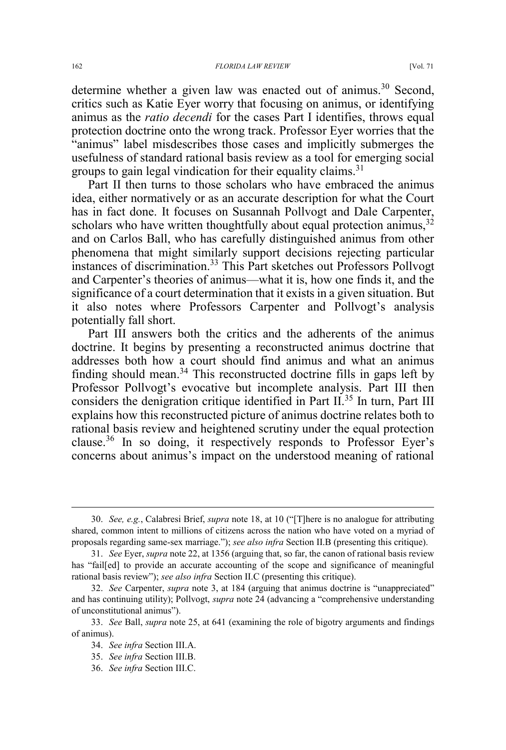determine whether a given law was enacted out of animus.[30] Second, critics such as Katie Eyer worry that focusing on animus, or identifying animus as the *ratio decendi* for the cases Part I identifies, throws equal protection doctrine onto the wrong track. Professor Eyer worries that the "animus" label misdescribes those cases and implicitly submerges the usefulness of standard rational basis review as a tool for emerging social groups to gain legal vindication for their equality claims.[31]

Part II then turns to those scholars who have embraced the animus idea, either normatively or as an accurate description for what the Court has in fact done. It focuses on Susannah Pollvogt and Dale Carpenter, scholars who have written thoughtfully about equal protection animus,[32] and on Carlos Ball, who has carefully distinguished animus from other phenomena that might similarly support decisions rejecting particular instances of discrimination.[33] This Part sketches out Professors Pollvogt and Carpenter's theories of animus—what it is, how one finds it, and the significance of a court determination that it exists in a given situation. But it also notes where Professors Carpenter and Pollvogt's analysis potentially fall short.

Part III answers both the critics and the adherents of the animus doctrine. It begins by presenting a reconstructed animus doctrine that addresses both how a court should find animus and what an animus finding should mean.[34] This reconstructed doctrine fills in gaps left by Professor Pollvogt's evocative but incomplete analysis. Part III then considers the denigration critique identified in Part II.[35] In turn, Part III explains how this reconstructed picture of animus doctrine relates both to rational basis review and heightened scrutiny under the equal protection clause.[36] In so doing, it respectively responds to Professor Eyer's concerns about animus's impact on the understood meaning of rational

---

30. *See, e.g.*, Calabresi Brief, *supra* note 18, at 10 ("[T]here is no analogue for attributing shared, common intent to millions of citizens across the nation who have voted on a myriad of proposals regarding same-sex marriage."); *see also infra* Section II.B (presenting this critique).

31. *See* Eyer, *supra* note 22, at 1356 (arguing that, so far, the canon of rational basis review has "fail[ed] to provide an accurate accounting of the scope and significance of meaningful rational basis review"); *see also infra* Section II.C (presenting this critique).

32. *See* Carpenter, *supra* note 3, at 184 (arguing that animus doctrine is "unappreciated" and has continuing utility); Pollvogt, *supra* note 24 (advancing a "comprehensive understanding of unconstitutional animus").

33. *See* Ball, *supra* note 25, at 641 (examining the role of bigotry arguments and findings of animus).

34. *See infra* Section III.A.

35. *See infra* Section III.B.

36. *See infra* Section III.C.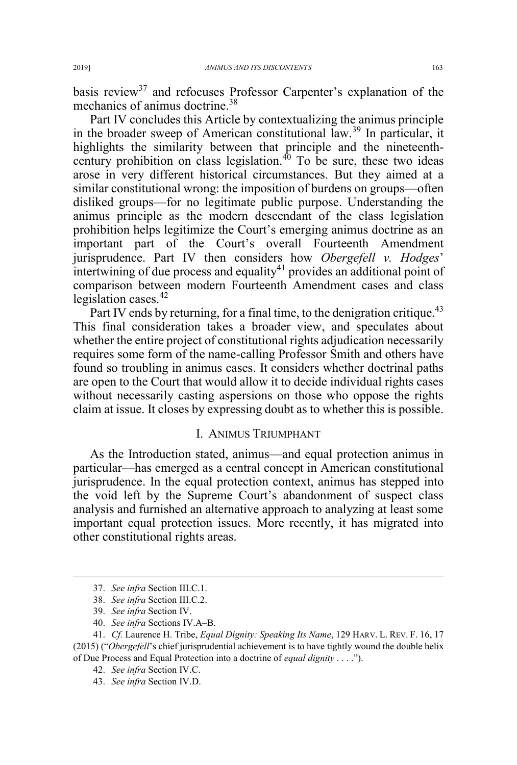basis review[37] and refocuses Professor Carpenter's explanation of the mechanics of animus doctrine.[38]

Part IV concludes this Article by contextualizing the animus principle in the broader sweep of American constitutional law.[39] In particular, it highlights the similarity between that principle and the nineteenth-century prohibition on class legislation.[40] To be sure, these two ideas arose in very different historical circumstances. But they aimed at a similar constitutional wrong: the imposition of burdens on groups—often disliked groups—for no legitimate public purpose. Understanding the animus principle as the modern descendant of the class legislation prohibition helps legitimize the Court's emerging animus doctrine as an important part of the Court's overall Fourteenth Amendment jurisprudence. Part IV then considers how *Obergefell v. Hodges*' intertwining of due process and equality[41] provides an additional point of comparison between modern Fourteenth Amendment cases and class legislation cases.[42]

Part IV ends by returning, for a final time, to the denigration critique.[43] This final consideration takes a broader view, and speculates about whether the entire project of constitutional rights adjudication necessarily requires some form of the name-calling Professor Smith and others have found so troubling in animus cases. It considers whether doctrinal paths are open to the Court that would allow it to decide individual rights cases without necessarily casting aspersions on those who oppose the rights claim at issue. It closes by expressing doubt as to whether this is possible.

## I. ANIMUS TRIUMPHANT

As the Introduction stated, animus—and equal protection animus in particular—has emerged as a central concept in American constitutional jurisprudence. In the equal protection context, animus has stepped into the void left by the Supreme Court's abandonment of suspect class analysis and furnished an alternative approach to analyzing at least some important equal protection issues. More recently, it has migrated into other constitutional rights areas.

---

37. *See infra* Section III.C.1.

38. *See infra* Section III.C.2.

39. *See infra* Section IV.

40. *See infra* Sections IV.A–B.

41. *Cf.* Laurence H. Tribe, *Equal Dignity: Speaking Its Name*, 129 HARV. L. REV. F. 16, 17 (2015) ("*Obergefell*'s chief jurisprudential achievement is to have tightly wound the double helix of Due Process and Equal Protection into a doctrine of *equal dignity* . . . .").

42. *See infra* Section IV.C.

43. *See infra* Section IV.D.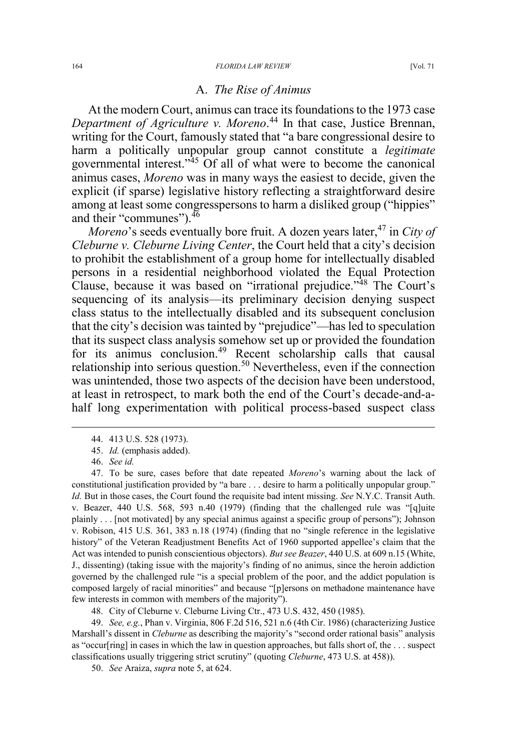### A. *The Rise of Animus*

At the modern Court, animus can trace its foundations to the 1973 case *Department of Agriculture v. Moreno*.[44] In that case, Justice Brennan, writing for the Court, famously stated that "a bare congressional desire to harm a politically unpopular group cannot constitute a *legitimate* governmental interest."[45] Of all of what were to become the canonical animus cases, *Moreno* was in many ways the easiest to decide, given the explicit (if sparse) legislative history reflecting a straightforward desire among at least some congresspersons to harm a disliked group ("hippies" and their "communes").[46]

*Moreno*'s seeds eventually bore fruit. A dozen years later,[47] in *City of Cleburne v. Cleburne Living Center*, the Court held that a city's decision to prohibit the establishment of a group home for intellectually disabled persons in a residential neighborhood violated the Equal Protection Clause, because it was based on "irrational prejudice."[48] The Court's sequencing of its analysis—its preliminary decision denying suspect class status to the intellectually disabled and its subsequent conclusion that the city's decision was tainted by "prejudice"—has led to speculation that its suspect class analysis somehow set up or provided the foundation for its animus conclusion.[49] Recent scholarship calls that causal relationship into serious question.[50] Nevertheless, even if the connection was unintended, those two aspects of the decision have been understood, at least in retrospect, to mark both the end of the Court's decade-and-a-half long experimentation with political process-based suspect class

---

44. 413 U.S. 528 (1973).

45. *Id.* (emphasis added).

46. *See id.*

47. To be sure, cases before that date repeated *Moreno*'s warning about the lack of constitutional justification provided by "a bare . . . desire to harm a politically unpopular group." *Id.* But in those cases, the Court found the requisite bad intent missing. *See* N.Y.C. Transit Auth. v. Beazer, 440 U.S. 568, 593 n.40 (1979) (finding that the challenged rule was "[q]uite plainly . . . [not motivated] by any special animus against a specific group of persons"); Johnson v. Robison, 415 U.S. 361, 383 n.18 (1974) (finding that no "single reference in the legislative history" of the Veteran Readjustment Benefits Act of 1960 supported appellee's claim that the Act was intended to punish conscientious objectors). *But see Beazer*, 440 U.S. at 609 n.15 (White, J., dissenting) (taking issue with the majority's finding of no animus, since the heroin addiction governed by the challenged rule "is a special problem of the poor, and the addict population is composed largely of racial minorities" and because "[p]ersons on methadone maintenance have few interests in common with members of the majority").

48. City of Cleburne v. Cleburne Living Ctr., 473 U.S. 432, 450 (1985).

49. *See, e.g.*, Phan v. Virginia, 806 F.2d 516, 521 n.6 (4th Cir. 1986) (characterizing Justice Marshall's dissent in *Cleburne* as describing the majority's "second order rational basis" analysis as "occur[ring] in cases in which the law in question approaches, but falls short of, the . . . suspect classifications usually triggering strict scrutiny" (quoting *Cleburne*, 473 U.S. at 458)).

50. *See* Araiza, *supra* note 5, at 624.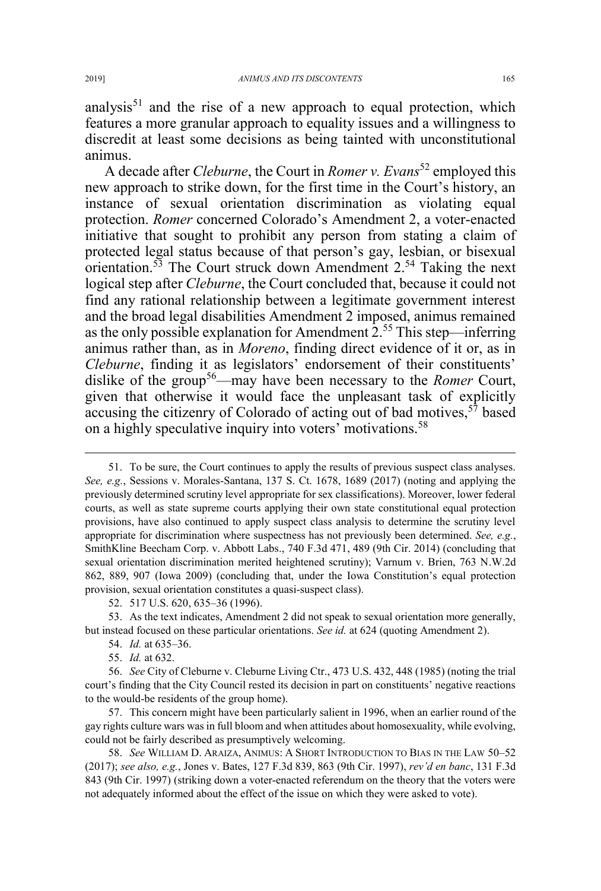analysis[51] and the rise of a new approach to equal protection, which features a more granular approach to equality issues and a willingness to discredit at least some decisions as being tainted with unconstitutional animus.

A decade after *Cleburne*, the Court in *Romer v. Evans*[52] employed this new approach to strike down, for the first time in the Court's history, an instance of sexual orientation discrimination as violating equal protection. *Romer* concerned Colorado's Amendment 2, a voter-enacted initiative that sought to prohibit any person from stating a claim of protected legal status because of that person's gay, lesbian, or bisexual orientation.[53] The Court struck down Amendment 2.[54] Taking the next logical step after *Cleburne*, the Court concluded that, because it could not find any rational relationship between a legitimate government interest and the broad legal disabilities Amendment 2 imposed, animus remained as the only possible explanation for Amendment 2.[55] This step—inferring animus rather than, as in *Moreno*, finding direct evidence of it or, as in *Cleburne*, finding it as legislators' endorsement of their constituents' dislike of the group[56]—may have been necessary to the *Romer* Court, given that otherwise it would face the unpleasant task of explicitly accusing the citizenry of Colorado of acting out of bad motives,[57] based on a highly speculative inquiry into voters' motivations.[58]

---

51. To be sure, the Court continues to apply the results of previous suspect class analyses. *See, e.g.*, Sessions v. Morales-Santana, 137 S. Ct. 1678, 1689 (2017) (noting and applying the previously determined scrutiny level appropriate for sex classifications). Moreover, lower federal courts, as well as state supreme courts applying their own state constitutional equal protection provisions, have also continued to apply suspect class analysis to determine the scrutiny level appropriate for discrimination where suspectness has not previously been determined. *See, e.g.*, SmithKline Beecham Corp. v. Abbott Labs., 740 F.3d 471, 489 (9th Cir. 2014) (concluding that sexual orientation discrimination merited heightened scrutiny); Varnum v. Brien, 763 N.W.2d 862, 889, 907 (Iowa 2009) (concluding that, under the Iowa Constitution's equal protection provision, sexual orientation constitutes a quasi-suspect class).

52. 517 U.S. 620, 635–36 (1996).

53. As the text indicates, Amendment 2 did not speak to sexual orientation more generally, but instead focused on these particular orientations. *See id.* at 624 (quoting Amendment 2).

54. *Id.* at 635–36.

55. *Id.* at 632.

56. *See* City of Cleburne v. Cleburne Living Ctr., 473 U.S. 432, 448 (1985) (noting the trial court's finding that the City Council rested its decision in part on constituents' negative reactions to the would-be residents of the group home).

57. This concern might have been particularly salient in 1996, when an earlier round of the gay rights culture wars was in full bloom and when attitudes about homosexuality, while evolving, could not be fairly described as presumptively welcoming.

58. *See* WILLIAM D. ARAIZA, ANIMUS: A SHORT INTRODUCTION TO BIAS IN THE LAW 50–52 (2017); *see also, e.g.*, Jones v. Bates, 127 F.3d 839, 863 (9th Cir. 1997), *rev'd en banc*, 131 F.3d 843 (9th Cir. 1997) (striking down a voter-enacted referendum on the theory that the voters were not adequately informed about the effect of the issue on which they were asked to vote).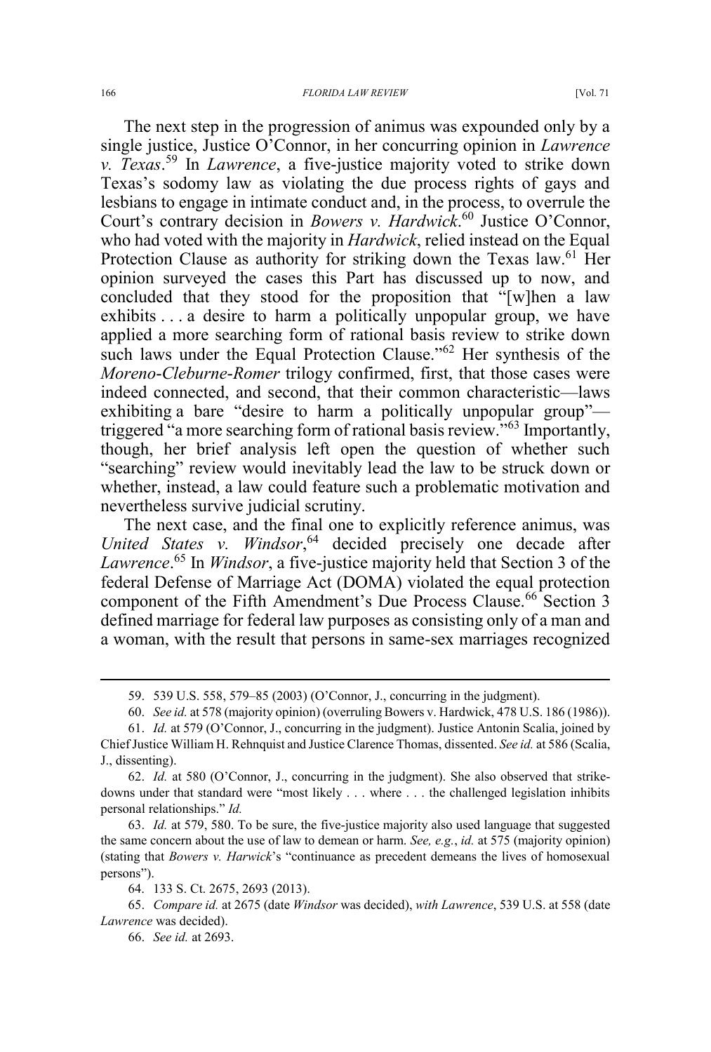The next step in the progression of animus was expounded only by a single justice, Justice O'Connor, in her concurring opinion in *Lawrence v. Texas*.[59] In *Lawrence*, a five-justice majority voted to strike down Texas's sodomy law as violating the due process rights of gays and lesbians to engage in intimate conduct and, in the process, to overrule the Court's contrary decision in *Bowers v. Hardwick*.[60] Justice O'Connor, who had voted with the majority in *Hardwick*, relied instead on the Equal Protection Clause as authority for striking down the Texas law.[61] Her opinion surveyed the cases this Part has discussed up to now, and concluded that they stood for the proposition that "[w]hen a law exhibits . . . a desire to harm a politically unpopular group, we have applied a more searching form of rational basis review to strike down such laws under the Equal Protection Clause."[62] Her synthesis of the *Moreno-Cleburne-Romer* trilogy confirmed, first, that those cases were indeed connected, and second, that their common characteristic—laws exhibiting a bare "desire to harm a politically unpopular group"—triggered "a more searching form of rational basis review."[63] Importantly, though, her brief analysis left open the question of whether such "searching" review would inevitably lead the law to be struck down or whether, instead, a law could feature such a problematic motivation and nevertheless survive judicial scrutiny.

The next case, and the final one to explicitly reference animus, was *United States v. Windsor*,[64] decided precisely one decade after *Lawrence*.[65] In *Windsor*, a five-justice majority held that Section 3 of the federal Defense of Marriage Act (DOMA) violated the equal protection component of the Fifth Amendment's Due Process Clause.[66] Section 3 defined marriage for federal law purposes as consisting only of a man and a woman, with the result that persons in same-sex marriages recognized

---

59. 539 U.S. 558, 579–85 (2003) (O'Connor, J., concurring in the judgment).

60. *See id.* at 578 (majority opinion) (overruling Bowers v. Hardwick, 478 U.S. 186 (1986)).

61. *Id.* at 579 (O'Connor, J., concurring in the judgment). Justice Antonin Scalia, joined by Chief Justice William H. Rehnquist and Justice Clarence Thomas, dissented. *See id.* at 586 (Scalia, J., dissenting).

62. *Id.* at 580 (O'Connor, J., concurring in the judgment). She also observed that strike-downs under that standard were "most likely . . . where . . . the challenged legislation inhibits personal relationships." *Id.*

63. *Id.* at 579, 580. To be sure, the five-justice majority also used language that suggested the same concern about the use of law to demean or harm. *See, e.g.*, *id.* at 575 (majority opinion) (stating that *Bowers v. Harwick*'s "continuance as precedent demeans the lives of homosexual persons").

64. 133 S. Ct. 2675, 2693 (2013).

65. *Compare id.* at 2675 (date *Windsor* was decided), *with Lawrence*, 539 U.S. at 558 (date *Lawrence* was decided).

66. *See id.* at 2693.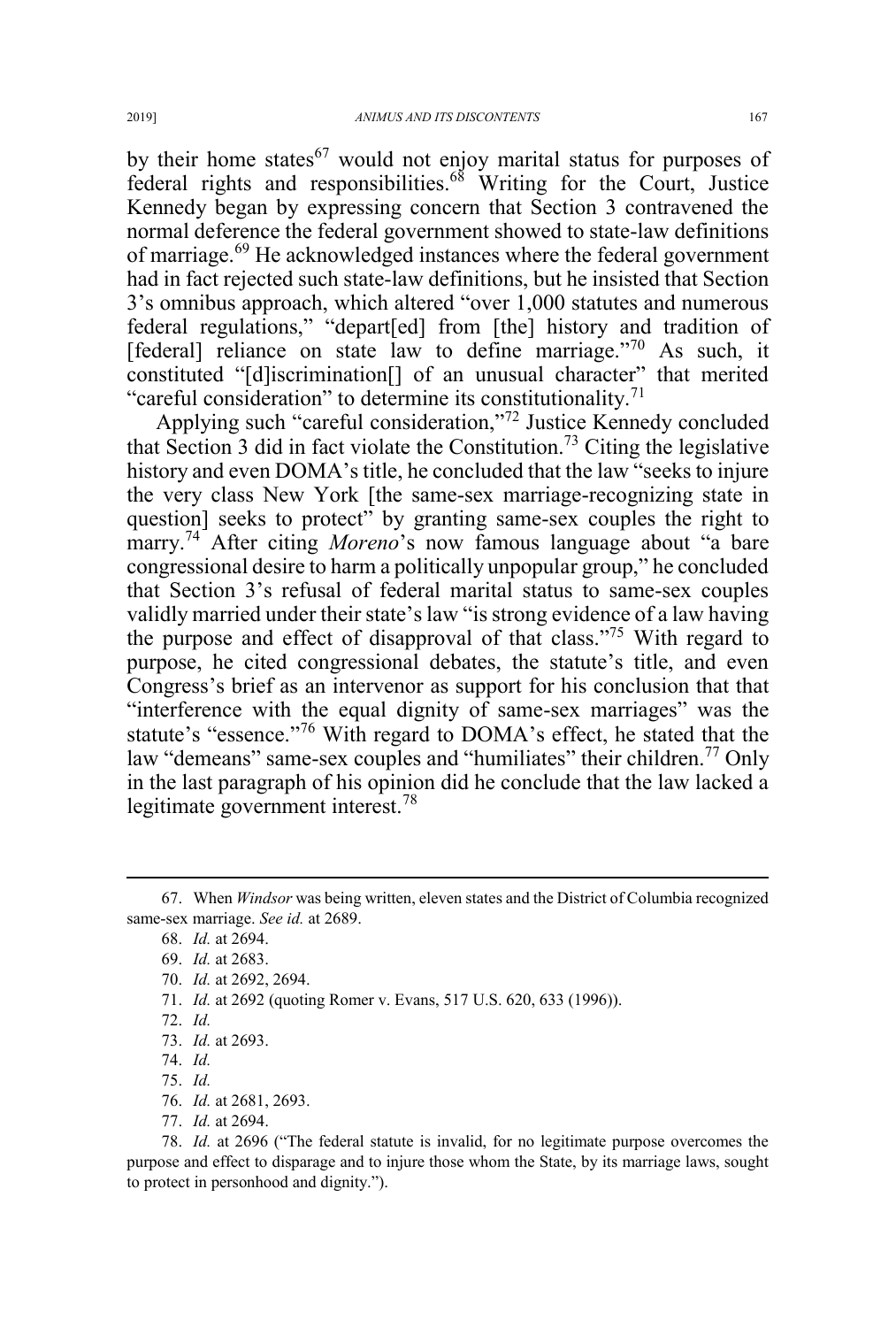by their home states[67] would not enjoy marital status for purposes of federal rights and responsibilities.[68] Writing for the Court, Justice Kennedy began by expressing concern that Section 3 contravened the normal deference the federal government showed to state-law definitions of marriage.[69] He acknowledged instances where the federal government had in fact rejected such state-law definitions, but he insisted that Section 3's omnibus approach, which altered "over 1,000 statutes and numerous federal regulations," "depart[ed] from [the] history and tradition of [federal] reliance on state law to define marriage."[70] As such, it constituted "[d]iscrimination[] of an unusual character" that merited "careful consideration" to determine its constitutionality.[71]

Applying such "careful consideration,"[72] Justice Kennedy concluded that Section 3 did in fact violate the Constitution.[73] Citing the legislative history and even DOMA's title, he concluded that the law "seeks to injure the very class New York [the same-sex marriage-recognizing state in question] seeks to protect" by granting same-sex couples the right to marry.[74] After citing *Moreno*'s now famous language about "a bare congressional desire to harm a politically unpopular group," he concluded that Section 3's refusal of federal marital status to same-sex couples validly married under their state's law "is strong evidence of a law having the purpose and effect of disapproval of that class."[75] With regard to purpose, he cited congressional debates, the statute's title, and even Congress's brief as an intervenor as support for his conclusion that that "interference with the equal dignity of same-sex marriages" was the statute's "essence."[76] With regard to DOMA's effect, he stated that the law "demeans" same-sex couples and "humiliates" their children.[77] Only in the last paragraph of his opinion did he conclude that the law lacked a legitimate government interest.[78]

67. When *Windsor* was being written, eleven states and the District of Columbia recognized same-sex marriage. *See id.* at 2689.

68. *Id.* at 2694.

69. *Id.* at 2683.

70. *Id.* at 2692, 2694.

71. *Id.* at 2692 (quoting Romer v. Evans, 517 U.S. 620, 633 (1996)).

72. *Id.*

73. *Id.* at 2693.

74. *Id.*

75. *Id.*

76. *Id.* at 2681, 2693.

77. *Id.* at 2694.

78. *Id.* at 2696 ("The federal statute is invalid, for no legitimate purpose overcomes the purpose and effect to disparage and to injure those whom the State, by its marriage laws, sought to protect in personhood and dignity.").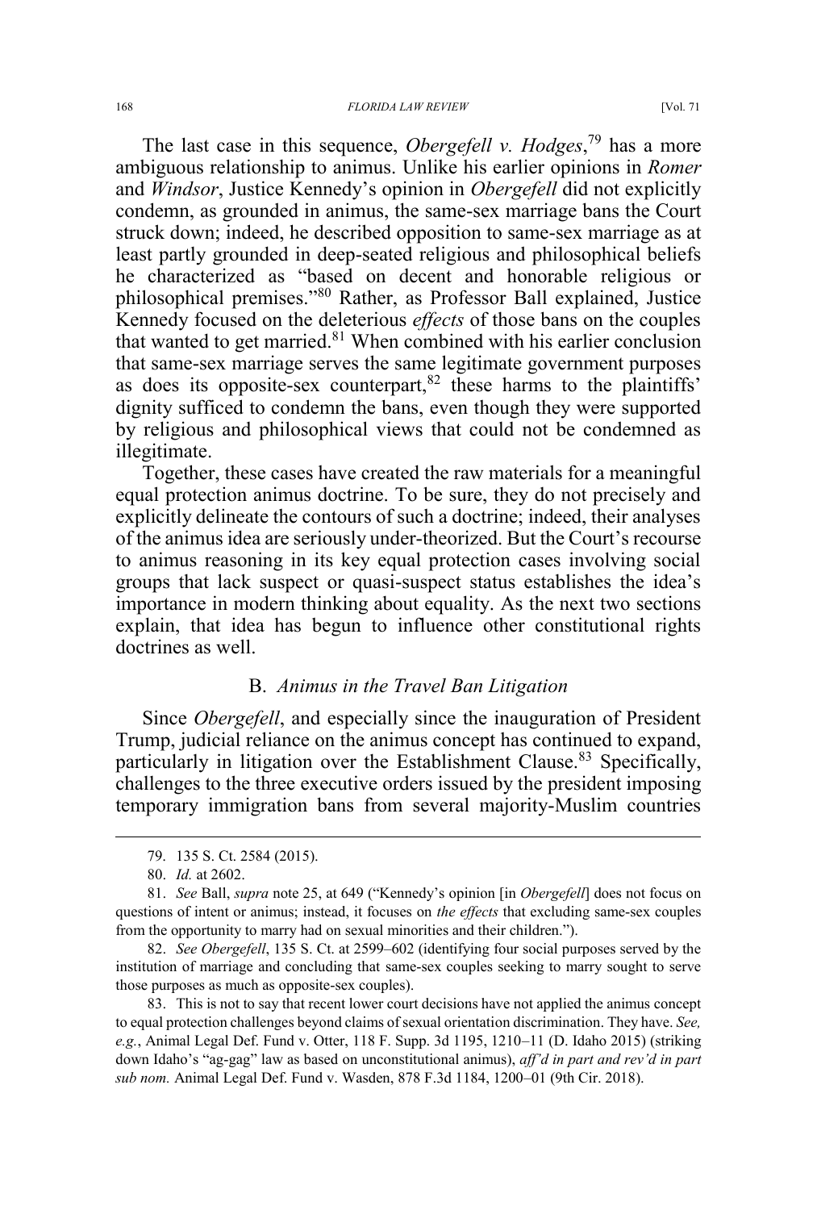The last case in this sequence, *Obergefell v. Hodges*,[79] has a more ambiguous relationship to animus. Unlike his earlier opinions in *Romer* and *Windsor*, Justice Kennedy's opinion in *Obergefell* did not explicitly condemn, as grounded in animus, the same-sex marriage bans the Court struck down; indeed, he described opposition to same-sex marriage as at least partly grounded in deep-seated religious and philosophical beliefs he characterized as "based on decent and honorable religious or philosophical premises."[80] Rather, as Professor Ball explained, Justice Kennedy focused on the deleterious *effects* of those bans on the couples that wanted to get married.[81] When combined with his earlier conclusion that same-sex marriage serves the same legitimate government purposes as does its opposite-sex counterpart,[82] these harms to the plaintiffs' dignity sufficed to condemn the bans, even though they were supported by religious and philosophical views that could not be condemned as illegitimate.

Together, these cases have created the raw materials for a meaningful equal protection animus doctrine. To be sure, they do not precisely and explicitly delineate the contours of such a doctrine; indeed, their analyses of the animus idea are seriously under-theorized. But the Court's recourse to animus reasoning in its key equal protection cases involving social groups that lack suspect or quasi-suspect status establishes the idea's importance in modern thinking about equality. As the next two sections explain, that idea has begun to influence other constitutional rights doctrines as well.

### B. *Animus in the Travel Ban Litigation*

Since *Obergefell*, and especially since the inauguration of President Trump, judicial reliance on the animus concept has continued to expand, particularly in litigation over the Establishment Clause.[83] Specifically, challenges to the three executive orders issued by the president imposing temporary immigration bans from several majority-Muslim countries

---

79. 135 S. Ct. 2584 (2015).

80. *Id.* at 2602.

81. *See* Ball, *supra* note 25, at 649 ("Kennedy's opinion [in *Obergefell*] does not focus on questions of intent or animus; instead, it focuses on *the effects* that excluding same-sex couples from the opportunity to marry had on sexual minorities and their children.").

82. *See Obergefell*, 135 S. Ct. at 2599–602 (identifying four social purposes served by the institution of marriage and concluding that same-sex couples seeking to marry sought to serve those purposes as much as opposite-sex couples).

83. This is not to say that recent lower court decisions have not applied the animus concept to equal protection challenges beyond claims of sexual orientation discrimination. They have. *See, e.g.*, Animal Legal Def. Fund v. Otter, 118 F. Supp. 3d 1195, 1210–11 (D. Idaho 2015) (striking down Idaho's "ag-gag" law as based on unconstitutional animus), *aff'd in part and rev'd in part sub nom.* Animal Legal Def. Fund v. Wasden, 878 F.3d 1184, 1200–01 (9th Cir. 2018).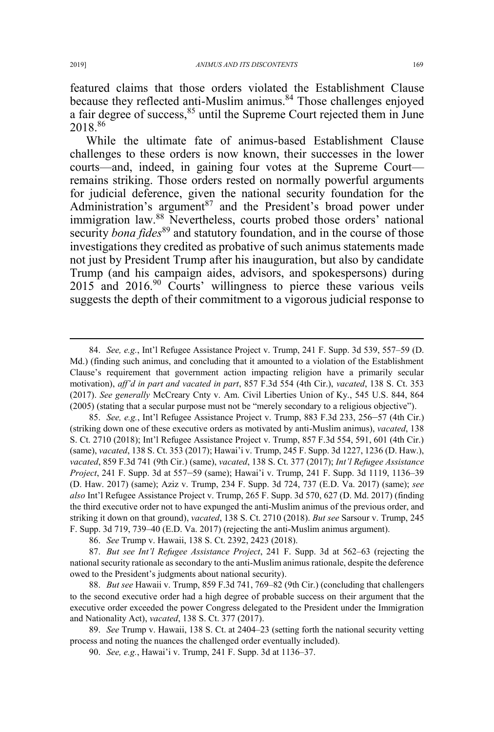featured claims that those orders violated the Establishment Clause because they reflected anti-Muslim animus.[84] Those challenges enjoyed a fair degree of success,[85] until the Supreme Court rejected them in June 2018.[86]

While the ultimate fate of animus-based Establishment Clause challenges to these orders is now known, their successes in the lower courts—and, indeed, in gaining four votes at the Supreme Court—remains striking. Those orders rested on normally powerful arguments for judicial deference, given the national security foundation for the Administration's argument[87] and the President's broad power under immigration law.[88] Nevertheless, courts probed those orders' national security *bona fides*[89] and statutory foundation, and in the course of those investigations they credited as probative of such animus statements made not just by President Trump after his inauguration, but also by candidate Trump (and his campaign aides, advisors, and spokespersons) during 2015 and 2016.[90] Courts' willingness to pierce these various veils suggests the depth of their commitment to a vigorous judicial response to

---

84. *See, e.g.*, Int'l Refugee Assistance Project v. Trump, 241 F. Supp. 3d 539, 557–59 (D. Md.) (finding such animus, and concluding that it amounted to a violation of the Establishment Clause's requirement that government action impacting religion have a primarily secular motivation), *aff'd in part and vacated in part*, 857 F.3d 554 (4th Cir.), *vacated*, 138 S. Ct. 353 (2017). *See generally* McCreary Cnty v. Am. Civil Liberties Union of Ky., 545 U.S. 844, 864 (2005) (stating that a secular purpose must not be "merely secondary to a religious objective").

85. *See, e.g.*, Int'l Refugee Assistance Project v. Trump, 883 F.3d 233, 256–57 (4th Cir.) (striking down one of these executive orders as motivated by anti-Muslim animus), *vacated*, 138 S. Ct. 2710 (2018); Int'l Refugee Assistance Project v. Trump, 857 F.3d 554, 591, 601 (4th Cir.) (same), *vacated*, 138 S. Ct. 353 (2017); Hawai'i v. Trump, 245 F. Supp. 3d 1227, 1236 (D. Haw.), *vacated*, 859 F.3d 741 (9th Cir.) (same), *vacated*, 138 S. Ct. 377 (2017); *Int'l Refugee Assistance Project*, 241 F. Supp. 3d at 557–59 (same); Hawai'i v. Trump, 241 F. Supp. 3d 1119, 1136–39 (D. Haw. 2017) (same); Aziz v. Trump, 234 F. Supp. 3d 724, 737 (E.D. Va. 2017) (same); *see also* Int'l Refugee Assistance Project v. Trump, 265 F. Supp. 3d 570, 627 (D. Md. 2017) (finding the third executive order not to have expunged the anti-Muslim animus of the previous order, and striking it down on that ground), *vacated*, 138 S. Ct. 2710 (2018). *But see* Sarsour v. Trump, 245 F. Supp. 3d 719, 739–40 (E.D. Va. 2017) (rejecting the anti-Muslim animus argument).

86. *See* Trump v. Hawaii, 138 S. Ct. 2392, 2423 (2018).

87. *But see Int'l Refugee Assistance Project*, 241 F. Supp. 3d at 562–63 (rejecting the national security rationale as secondary to the anti-Muslim animus rationale, despite the deference owed to the President's judgments about national security).

88. *But see* Hawaii v. Trump, 859 F.3d 741, 769–82 (9th Cir.) (concluding that challengers to the second executive order had a high degree of probable success on their argument that the executive order exceeded the power Congress delegated to the President under the Immigration and Nationality Act), *vacated*, 138 S. Ct. 377 (2017).

89. *See* Trump v. Hawaii, 138 S. Ct. at 2404–23 (setting forth the national security vetting process and noting the nuances the challenged order eventually included).

90. *See, e.g.*, Hawai'i v. Trump, 241 F. Supp. 3d at 1136–37.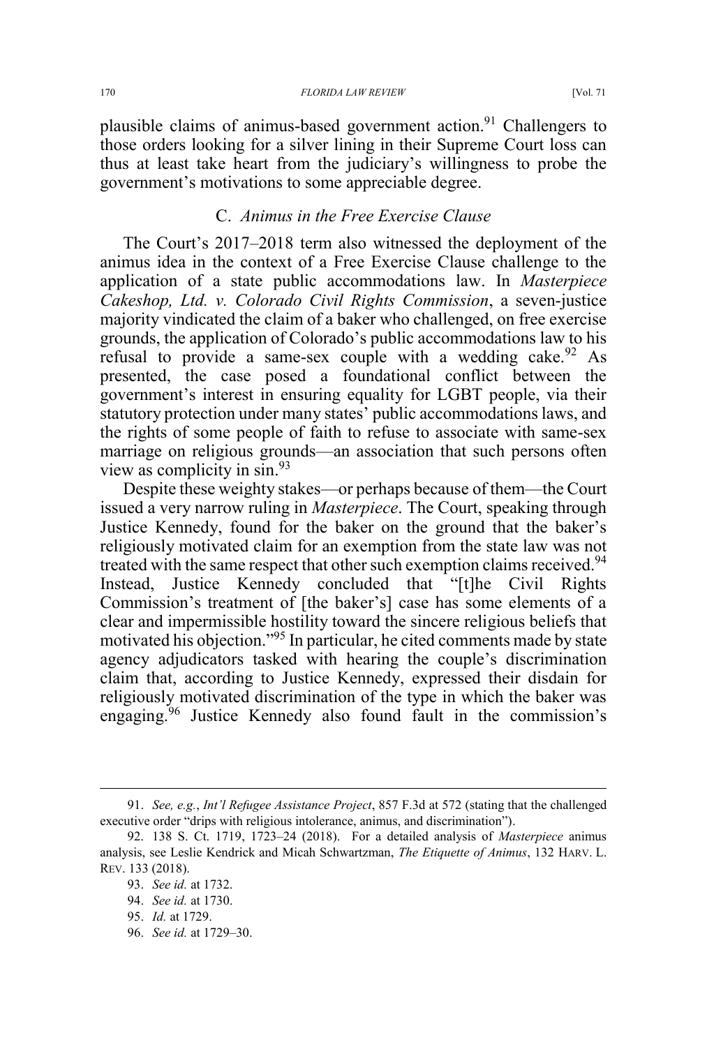plausible claims of animus-based government action.[91] Challengers to those orders looking for a silver lining in their Supreme Court loss can thus at least take heart from the judiciary's willingness to probe the government's motivations to some appreciable degree.

### C. *Animus in the Free Exercise Clause*

The Court's 2017–2018 term also witnessed the deployment of the animus idea in the context of a Free Exercise Clause challenge to the application of a state public accommodations law. In *Masterpiece Cakeshop, Ltd. v. Colorado Civil Rights Commission*, a seven-justice majority vindicated the claim of a baker who challenged, on free exercise grounds, the application of Colorado's public accommodations law to his refusal to provide a same-sex couple with a wedding cake.[92] As presented, the case posed a foundational conflict between the government's interest in ensuring equality for LGBT people, via their statutory protection under many states' public accommodations laws, and the rights of some people of faith to refuse to associate with same-sex marriage on religious grounds—an association that such persons often view as complicity in sin.[93]

Despite these weighty stakes—or perhaps because of them—the Court issued a very narrow ruling in *Masterpiece*. The Court, speaking through Justice Kennedy, found for the baker on the ground that the baker's religiously motivated claim for an exemption from the state law was not treated with the same respect that other such exemption claims received.[94] Instead, Justice Kennedy concluded that "[t]he Civil Rights Commission's treatment of [the baker's] case has some elements of a clear and impermissible hostility toward the sincere religious beliefs that motivated his objection."[95] In particular, he cited comments made by state agency adjudicators tasked with hearing the couple's discrimination claim that, according to Justice Kennedy, expressed their disdain for religiously motivated discrimination of the type in which the baker was engaging.[96] Justice Kennedy also found fault in the commission's

---

91. *See, e.g.*, *Int'l Refugee Assistance Project*, 857 F.3d at 572 (stating that the challenged executive order "drips with religious intolerance, animus, and discrimination").

92. 138 S. Ct. 1719, 1723–24 (2018). For a detailed analysis of *Masterpiece* animus analysis, see Leslie Kendrick and Micah Schwartzman, *The Etiquette of Animus*, 132 HARV. L. REV. 133 (2018).

93. *See id.* at 1732.

94. *See id.* at 1730.

95. *Id.* at 1729.

96. *See id.* at 1729–30.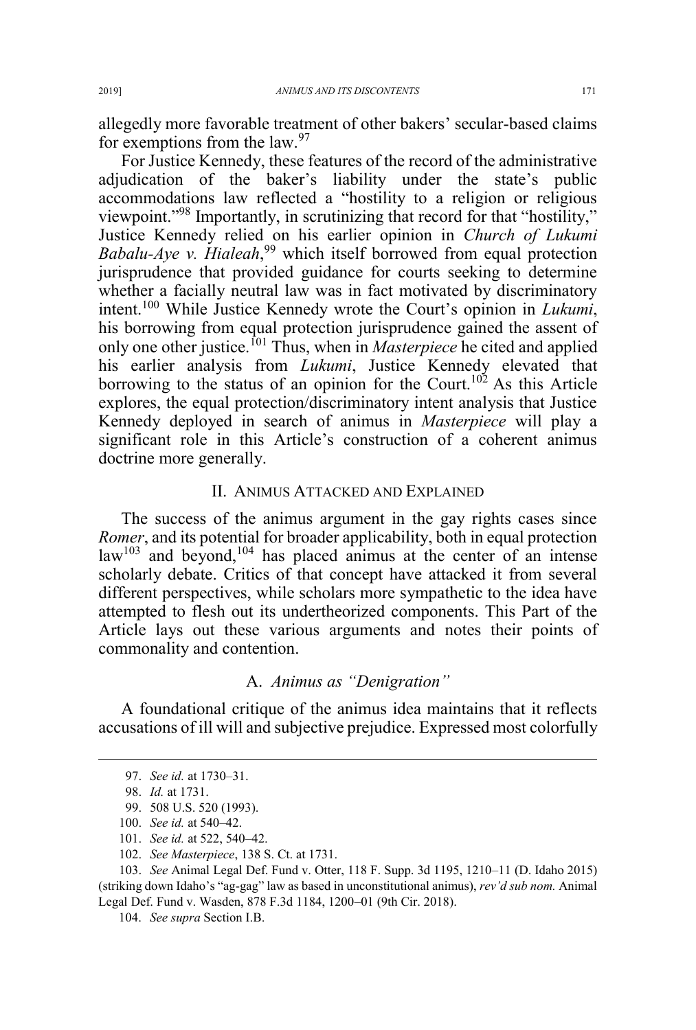allegedly more favorable treatment of other bakers' secular-based claims for exemptions from the law.[97]

For Justice Kennedy, these features of the record of the administrative adjudication of the baker's liability under the state's public accommodations law reflected a "hostility to a religion or religious viewpoint."[98] Importantly, in scrutinizing that record for that "hostility," Justice Kennedy relied on his earlier opinion in *Church of Lukumi Babalu-Aye v. Hialeah*,[99] which itself borrowed from equal protection jurisprudence that provided guidance for courts seeking to determine whether a facially neutral law was in fact motivated by discriminatory intent.[100] While Justice Kennedy wrote the Court's opinion in *Lukumi*, his borrowing from equal protection jurisprudence gained the assent of only one other justice.[101] Thus, when in *Masterpiece* he cited and applied his earlier analysis from *Lukumi*, Justice Kennedy elevated that borrowing to the status of an opinion for the Court.[102] As this Article explores, the equal protection/discriminatory intent analysis that Justice Kennedy deployed in search of animus in *Masterpiece* will play a significant role in this Article's construction of a coherent animus doctrine more generally.

## II. ANIMUS ATTACKED AND EXPLAINED

The success of the animus argument in the gay rights cases since *Romer*, and its potential for broader applicability, both in equal protection law[103] and beyond,[104] has placed animus at the center of an intense scholarly debate. Critics of that concept have attacked it from several different perspectives, while scholars more sympathetic to the idea have attempted to flesh out its undertheorized components. This Part of the Article lays out these various arguments and notes their points of commonality and contention.

### A. *Animus as "Denigration"*

A foundational critique of the animus idea maintains that it reflects accusations of ill will and subjective prejudice. Expressed most colorfully

---

97. *See id.* at 1730–31.

98. *Id.* at 1731.

99. 508 U.S. 520 (1993).

100. *See id.* at 540–42.

101. *See id.* at 522, 540–42.

102. *See Masterpiece*, 138 S. Ct. at 1731.

103. *See* Animal Legal Def. Fund v. Otter, 118 F. Supp. 3d 1195, 1210–11 (D. Idaho 2015) (striking down Idaho's "ag-gag" law as based in unconstitutional animus), *rev'd sub nom.* Animal Legal Def. Fund v. Wasden, 878 F.3d 1184, 1200–01 (9th Cir. 2018).

104. *See supra* Section I.B.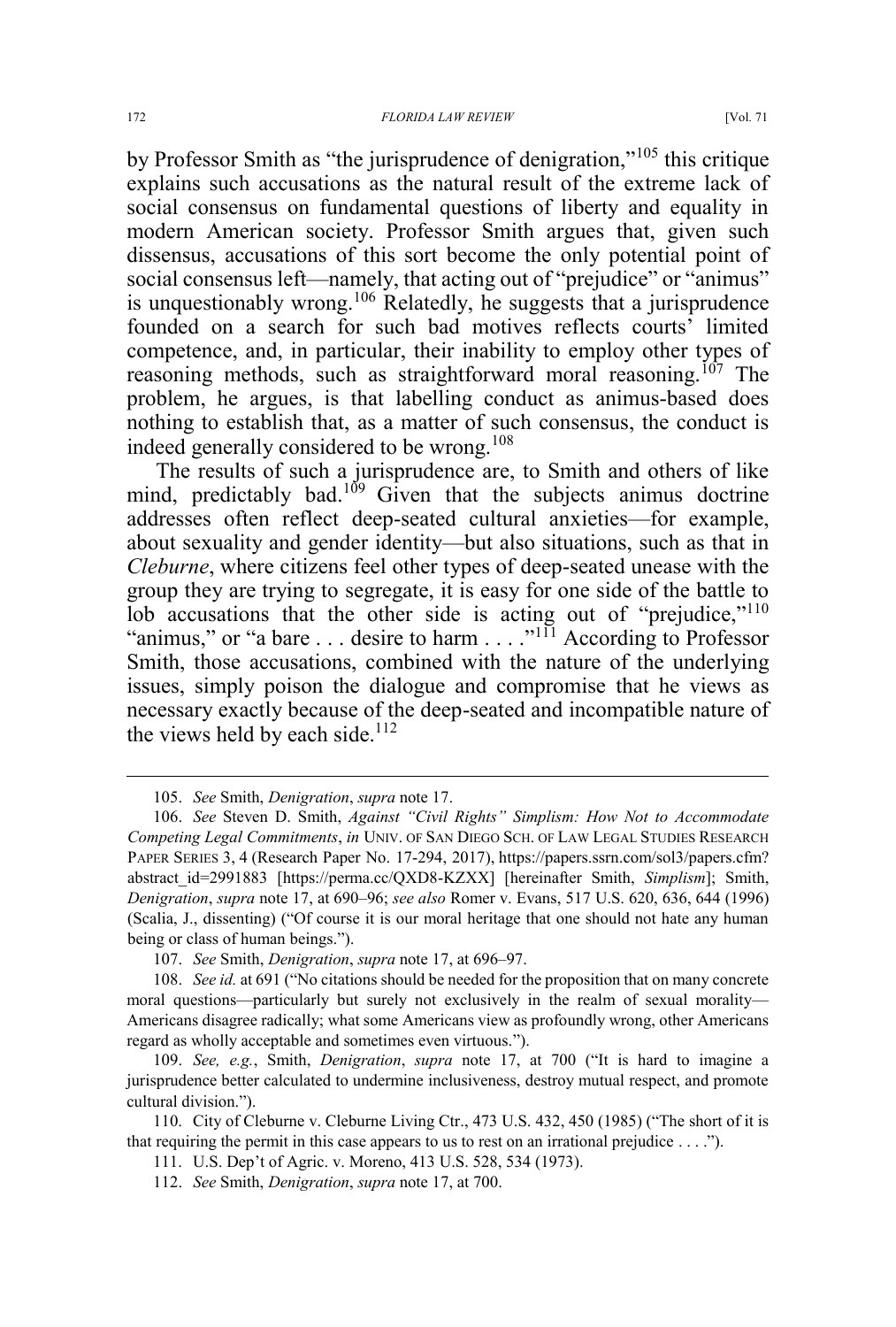by Professor Smith as "the jurisprudence of denigration,"[105] this critique explains such accusations as the natural result of the extreme lack of social consensus on fundamental questions of liberty and equality in modern American society. Professor Smith argues that, given such dissensus, accusations of this sort become the only potential point of social consensus left—namely, that acting out of "prejudice" or "animus" is unquestionably wrong.[106] Relatedly, he suggests that a jurisprudence founded on a search for such bad motives reflects courts' limited competence, and, in particular, their inability to employ other types of reasoning methods, such as straightforward moral reasoning.[107] The problem, he argues, is that labelling conduct as animus-based does nothing to establish that, as a matter of such consensus, the conduct is indeed generally considered to be wrong.[108]

The results of such a jurisprudence are, to Smith and others of like mind, predictably bad.[109] Given that the subjects animus doctrine addresses often reflect deep-seated cultural anxieties—for example, about sexuality and gender identity—but also situations, such as that in *Cleburne*, where citizens feel other types of deep-seated unease with the group they are trying to segregate, it is easy for one side of the battle to lob accusations that the other side is acting out of "prejudice,"[110] "animus," or "a bare . . . desire to harm . . . ."[111] According to Professor Smith, those accusations, combined with the nature of the underlying issues, simply poison the dialogue and compromise that he views as necessary exactly because of the deep-seated and incompatible nature of the views held by each side.[112]

---

105. *See* Smith, *Denigration*, *supra* note 17.

106. *See* Steven D. Smith, *Against "Civil Rights" Simplism: How Not to Accommodate Competing Legal Commitments*, *in* UNIV. OF SAN DIEGO SCH. OF LAW LEGAL STUDIES RESEARCH PAPER SERIES 3, 4 (Research Paper No. 17-294, 2017), https://papers.ssrn.com/sol3/papers.cfm?abstract_id=2991883 [https://perma.cc/QXD8-KZXX] [hereinafter Smith, *Simplism*]; Smith, *Denigration*, *supra* note 17, at 690–96; *see also* Romer v. Evans, 517 U.S. 620, 636, 644 (1996) (Scalia, J., dissenting) ("Of course it is our moral heritage that one should not hate any human being or class of human beings.").

107. *See* Smith, *Denigration*, *supra* note 17, at 696–97.

108. *See id.* at 691 ("No citations should be needed for the proposition that on many concrete moral questions—particularly but surely not exclusively in the realm of sexual morality—Americans disagree radically; what some Americans view as profoundly wrong, other Americans regard as wholly acceptable and sometimes even virtuous.").

109. *See, e.g.*, Smith, *Denigration*, *supra* note 17, at 700 ("It is hard to imagine a jurisprudence better calculated to undermine inclusiveness, destroy mutual respect, and promote cultural division.").

110. City of Cleburne v. Cleburne Living Ctr., 473 U.S. 432, 450 (1985) ("The short of it is that requiring the permit in this case appears to us to rest on an irrational prejudice . . . .").

111. U.S. Dep't of Agric. v. Moreno, 413 U.S. 528, 534 (1973).

112. *See* Smith, *Denigration*, *supra* note 17, at 700.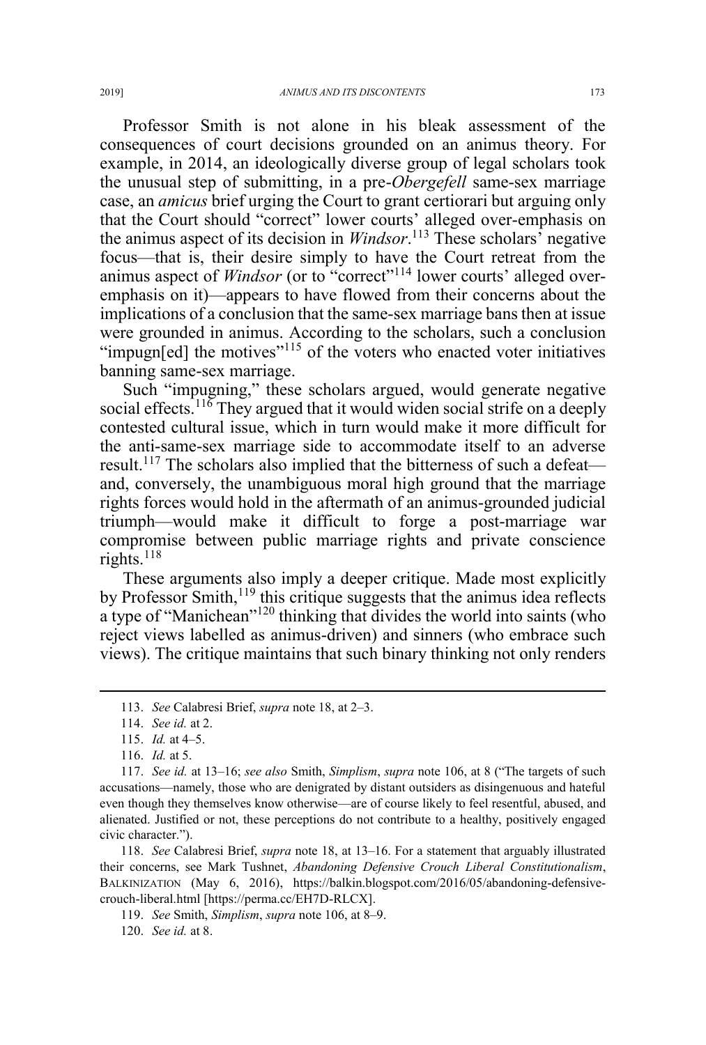Professor Smith is not alone in his bleak assessment of the consequences of court decisions grounded on an animus theory. For example, in 2014, an ideologically diverse group of legal scholars took the unusual step of submitting, in a pre-*Obergefell* same-sex marriage case, an *amicus* brief urging the Court to grant certiorari but arguing only that the Court should "correct" lower courts' alleged over-emphasis on the animus aspect of its decision in *Windsor*.[113] These scholars' negative focus—that is, their desire simply to have the Court retreat from the animus aspect of *Windsor* (or to "correct"[114] lower courts' alleged over-emphasis on it)—appears to have flowed from their concerns about the implications of a conclusion that the same-sex marriage bans then at issue were grounded in animus. According to the scholars, such a conclusion "impugn[ed] the motives"[115] of the voters who enacted voter initiatives banning same-sex marriage.

Such "impugning," these scholars argued, would generate negative social effects.[116] They argued that it would widen social strife on a deeply contested cultural issue, which in turn would make it more difficult for the anti-same-sex marriage side to accommodate itself to an adverse result.[117] The scholars also implied that the bitterness of such a defeat—and, conversely, the unambiguous moral high ground that the marriage rights forces would hold in the aftermath of an animus-grounded judicial triumph—would make it difficult to forge a post-marriage war compromise between public marriage rights and private conscience rights.[118]

These arguments also imply a deeper critique. Made most explicitly by Professor Smith,[119] this critique suggests that the animus idea reflects a type of "Manichean"[120] thinking that divides the world into saints (who reject views labelled as animus-driven) and sinners (who embrace such views). The critique maintains that such binary thinking not only renders

---

113. *See* Calabresi Brief, *supra* note 18, at 2–3.

114. *See id.* at 2.

115. *Id.* at 4–5.

116. *Id.* at 5.

117. *See id.* at 13–16; *see also* Smith, *Simplism*, *supra* note 106, at 8 ("The targets of such accusations—namely, those who are denigrated by distant outsiders as disingenuous and hateful even though they themselves know otherwise—are of course likely to feel resentful, abused, and alienated. Justified or not, these perceptions do not contribute to a healthy, positively engaged civic character.").

118. *See* Calabresi Brief, *supra* note 18, at 13–16. For a statement that arguably illustrated their concerns, see Mark Tushnet, *Abandoning Defensive Crouch Liberal Constitutionalism*, BALKINIZATION (May 6, 2016), https://balkin.blogspot.com/2016/05/abandoning-defensive-crouch-liberal.html [https://perma.cc/EH7D-RLCX].

119. *See* Smith, *Simplism*, *supra* note 106, at 8–9.

120. *See id.* at 8.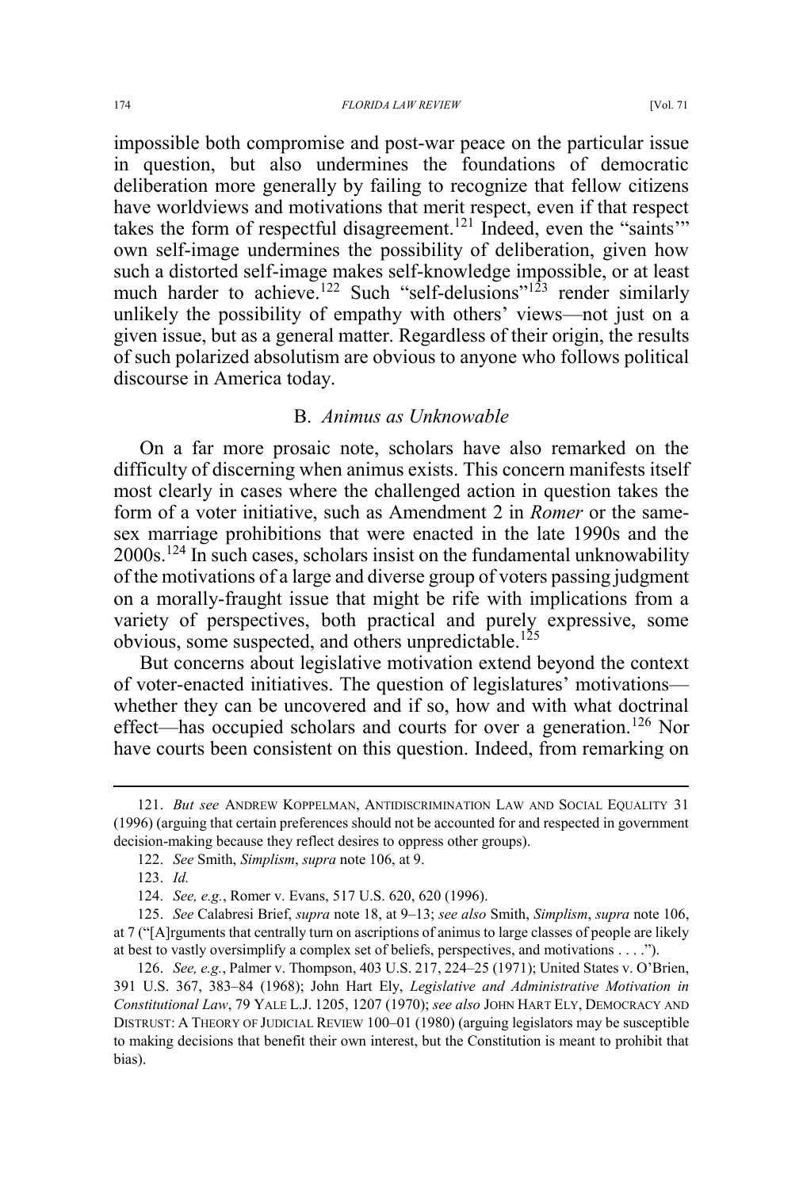impossible both compromise and post-war peace on the particular issue in question, but also undermines the foundations of democratic deliberation more generally by failing to recognize that fellow citizens have worldviews and motivations that merit respect, even if that respect takes the form of respectful disagreement.[121] Indeed, even the "saints'" own self-image undermines the possibility of deliberation, given how such a distorted self-image makes self-knowledge impossible, or at least much harder to achieve.[122] Such "self-delusions"[123] render similarly unlikely the possibility of empathy with others' views—not just on a given issue, but as a general matter. Regardless of their origin, the results of such polarized absolutism are obvious to anyone who follows political discourse in America today.

### B. *Animus as Unknowable*

On a far more prosaic note, scholars have also remarked on the difficulty of discerning when animus exists. This concern manifests itself most clearly in cases where the challenged action in question takes the form of a voter initiative, such as Amendment 2 in *Romer* or the same-sex marriage prohibitions that were enacted in the late 1990s and the 2000s.[124] In such cases, scholars insist on the fundamental unknowability of the motivations of a large and diverse group of voters passing judgment on a morally-fraught issue that might be rife with implications from a variety of perspectives, both practical and purely expressive, some obvious, some suspected, and others unpredictable.[125]

But concerns about legislative motivation extend beyond the context of voter-enacted initiatives. The question of legislatures' motivations—whether they can be uncovered and if so, how and with what doctrinal effect—has occupied scholars and courts for over a generation.[126] Nor have courts been consistent on this question. Indeed, from remarking on

---

121. *But see* ANDREW KOPPELMAN, ANTIDISCRIMINATION LAW AND SOCIAL EQUALITY 31 (1996) (arguing that certain preferences should not be accounted for and respected in government decision-making because they reflect desires to oppress other groups).

122. *See* Smith, *Simplism*, *supra* note 106, at 9.

123. *Id.*

124. *See, e.g.*, Romer v. Evans, 517 U.S. 620, 620 (1996).

125. *See* Calabresi Brief, *supra* note 18, at 9–13; *see also* Smith, *Simplism*, *supra* note 106, at 7 ("[A]rguments that centrally turn on ascriptions of animus to large classes of people are likely at best to vastly oversimplify a complex set of beliefs, perspectives, and motivations . . . .").

126. *See, e.g.*, Palmer v. Thompson, 403 U.S. 217, 224–25 (1971); United States v. O'Brien, 391 U.S. 367, 383–84 (1968); John Hart Ely, *Legislative and Administrative Motivation in Constitutional Law*, 79 YALE L.J. 1205, 1207 (1970); *see also* JOHN HART ELY, DEMOCRACY AND DISTRUST: A THEORY OF JUDICIAL REVIEW 100–01 (1980) (arguing legislators may be susceptible to making decisions that benefit their own interest, but the Constitution is meant to prohibit that bias).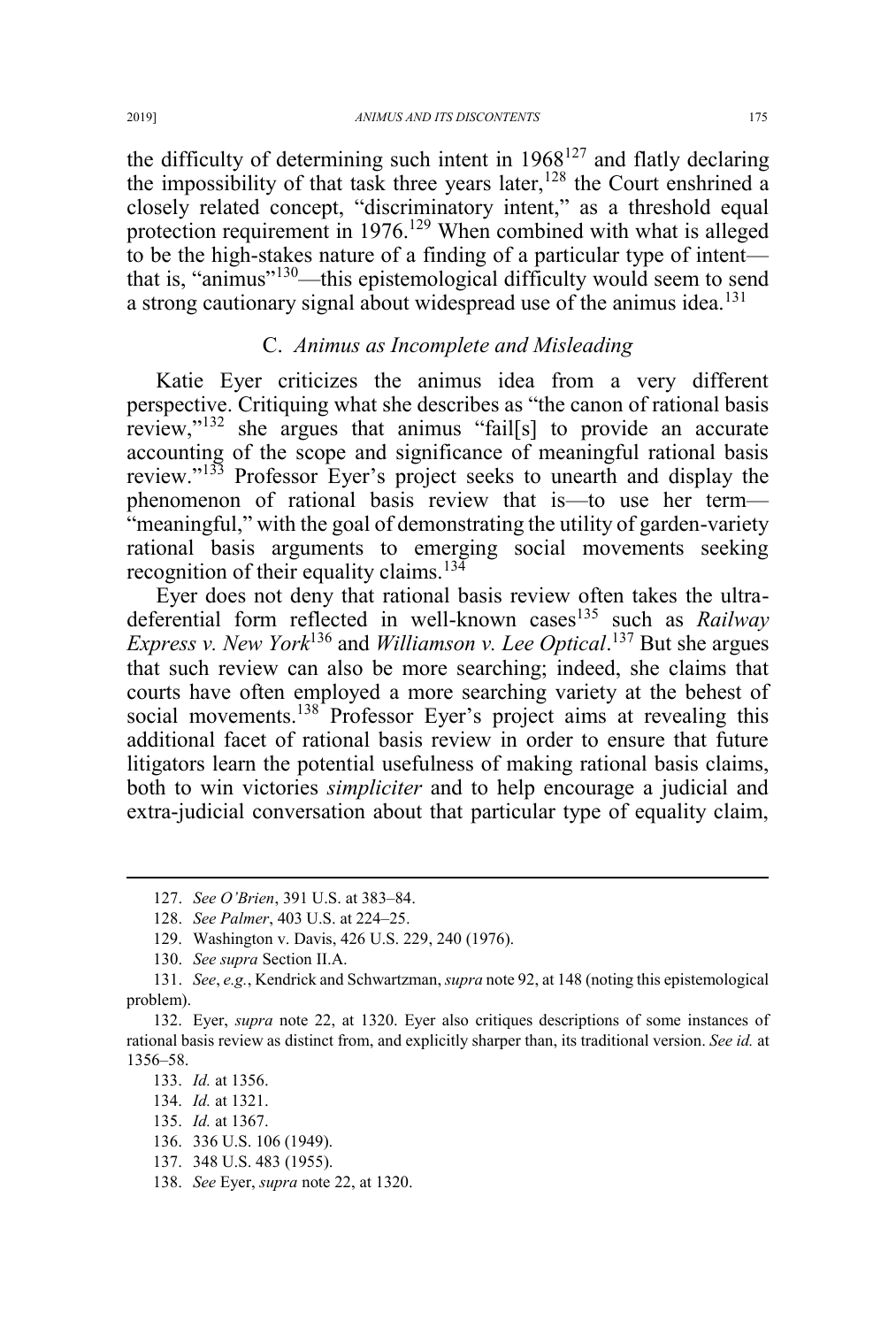the difficulty of determining such intent in 1968[127] and flatly declaring the impossibility of that task three years later,[128] the Court enshrined a closely related concept, "discriminatory intent," as a threshold equal protection requirement in 1976.[129] When combined with what is alleged to be the high-stakes nature of a finding of a particular type of intent—that is, "animus"[130]—this epistemological difficulty would seem to send a strong cautionary signal about widespread use of the animus idea.[131]

### C. *Animus as Incomplete and Misleading*

Katie Eyer criticizes the animus idea from a very different perspective. Critiquing what she describes as "the canon of rational basis review,"[132] she argues that animus "fail[s] to provide an accurate accounting of the scope and significance of meaningful rational basis review."[133] Professor Eyer's project seeks to unearth and display the phenomenon of rational basis review that is—to use her term—"meaningful," with the goal of demonstrating the utility of garden-variety rational basis arguments to emerging social movements seeking recognition of their equality claims.[134]

Eyer does not deny that rational basis review often takes the ultra-deferential form reflected in well-known cases[135] such as *Railway Express v. New York*[136] and *Williamson v. Lee Optical*.[137] But she argues that such review can also be more searching; indeed, she claims that courts have often employed a more searching variety at the behest of social movements.[138] Professor Eyer's project aims at revealing this additional facet of rational basis review in order to ensure that future litigators learn the potential usefulness of making rational basis claims, both to win victories *simpliciter* and to help encourage a judicial and extra-judicial conversation about that particular type of equality claim,

---

127. *See O'Brien*, 391 U.S. at 383–84.

128. *See Palmer*, 403 U.S. at 224–25.

129. Washington v. Davis, 426 U.S. 229, 240 (1976).

130. *See supra* Section II.A.

131. *See*, *e.g.*, Kendrick and Schwartzman, *supra* note 92, at 148 (noting this epistemological problem).

132. Eyer, *supra* note 22, at 1320. Eyer also critiques descriptions of some instances of rational basis review as distinct from, and explicitly sharper than, its traditional version. *See id.* at 1356–58.

133. *Id.* at 1356.

134. *Id.* at 1321.

135. *Id.* at 1367.

136. 336 U.S. 106 (1949).

137. 348 U.S. 483 (1955).

138. *See* Eyer, *supra* note 22, at 1320.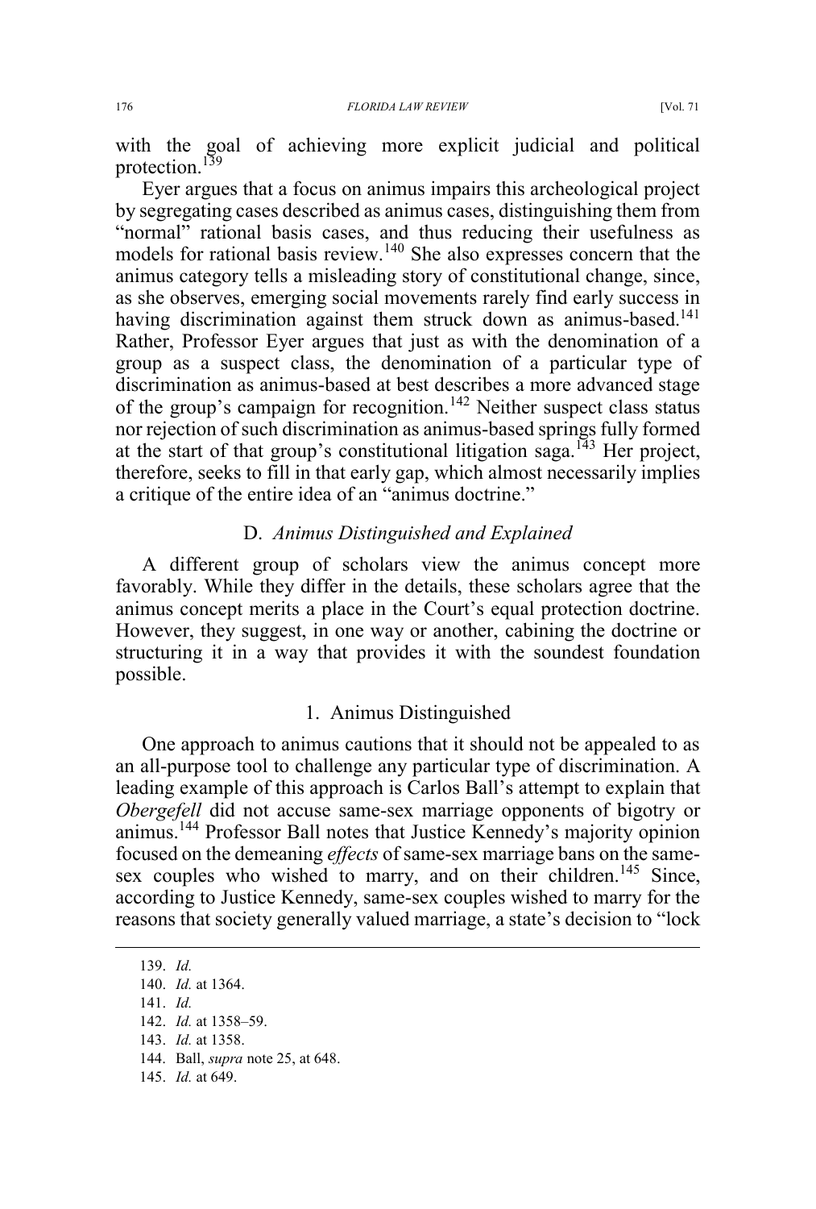with the goal of achieving more explicit judicial and political protection.[139]

Eyer argues that a focus on animus impairs this archeological project by segregating cases described as animus cases, distinguishing them from "normal" rational basis cases, and thus reducing their usefulness as models for rational basis review.[140] She also expresses concern that the animus category tells a misleading story of constitutional change, since, as she observes, emerging social movements rarely find early success in having discrimination against them struck down as animus-based.[141] Rather, Professor Eyer argues that just as with the denomination of a group as a suspect class, the denomination of a particular type of discrimination as animus-based at best describes a more advanced stage of the group's campaign for recognition.[142] Neither suspect class status nor rejection of such discrimination as animus-based springs fully formed at the start of that group's constitutional litigation saga.[143] Her project, therefore, seeks to fill in that early gap, which almost necessarily implies a critique of the entire idea of an "animus doctrine."

### D. *Animus Distinguished and Explained*

A different group of scholars view the animus concept more favorably. While they differ in the details, these scholars agree that the animus concept merits a place in the Court's equal protection doctrine. However, they suggest, in one way or another, cabining the doctrine or structuring it in a way that provides it with the soundest foundation possible.

#### 1. Animus Distinguished

One approach to animus cautions that it should not be appealed to as an all-purpose tool to challenge any particular type of discrimination. A leading example of this approach is Carlos Ball's attempt to explain that *Obergefell* did not accuse same-sex marriage opponents of bigotry or animus.[144] Professor Ball notes that Justice Kennedy's majority opinion focused on the demeaning *effects* of same-sex marriage bans on the same-sex couples who wished to marry, and on their children.[145] Since, according to Justice Kennedy, same-sex couples wished to marry for the reasons that society generally valued marriage, a state's decision to "lock

---

139. *Id.*

140. *Id.* at 1364.

141. *Id.*

142. *Id.* at 1358–59.

143. *Id.* at 1358.

144. Ball, *supra* note 25, at 648.

145. *Id.* at 649.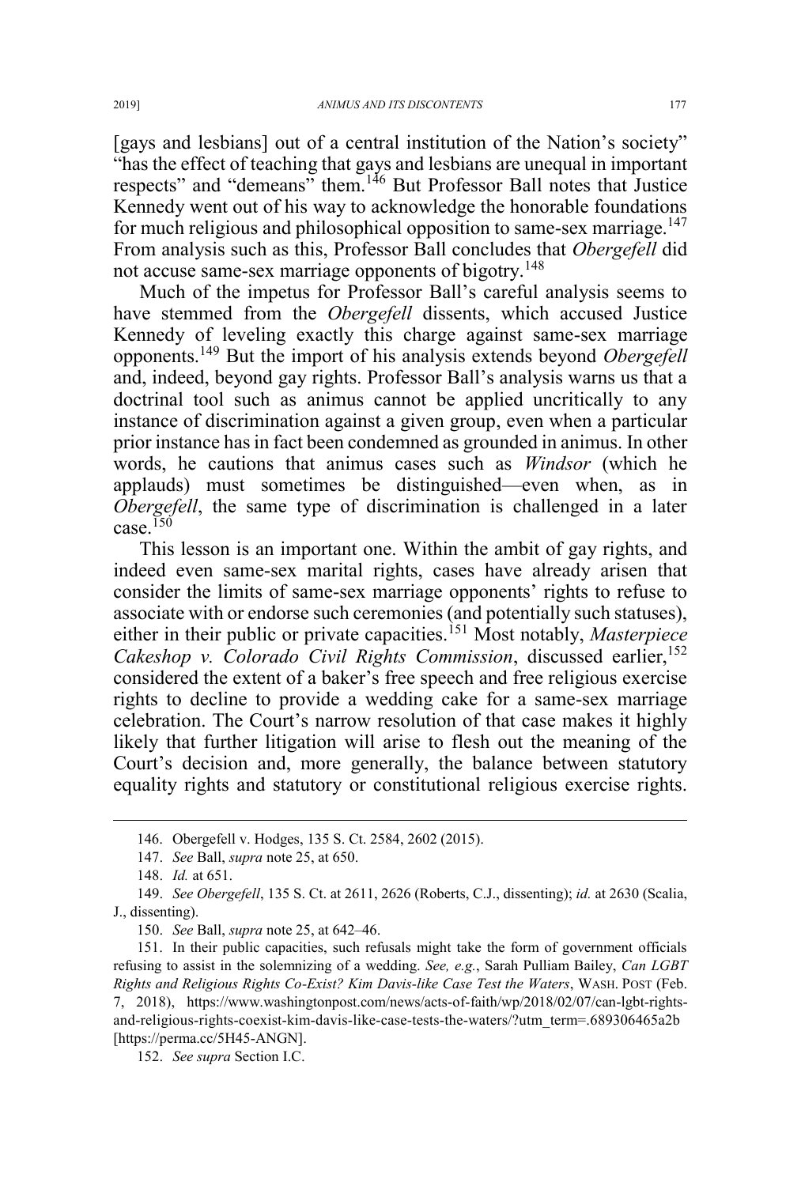[gays and lesbians] out of a central institution of the Nation's society" "has the effect of teaching that gays and lesbians are unequal in important respects" and "demeans" them.[146] But Professor Ball notes that Justice Kennedy went out of his way to acknowledge the honorable foundations for much religious and philosophical opposition to same-sex marriage.[147] From analysis such as this, Professor Ball concludes that *Obergefell* did not accuse same-sex marriage opponents of bigotry.[148]

Much of the impetus for Professor Ball's careful analysis seems to have stemmed from the *Obergefell* dissents, which accused Justice Kennedy of leveling exactly this charge against same-sex marriage opponents.[149] But the import of his analysis extends beyond *Obergefell* and, indeed, beyond gay rights. Professor Ball's analysis warns us that a doctrinal tool such as animus cannot be applied uncritically to any instance of discrimination against a given group, even when a particular prior instance has in fact been condemned as grounded in animus. In other words, he cautions that animus cases such as *Windsor* (which he applauds) must sometimes be distinguished—even when, as in *Obergefell*, the same type of discrimination is challenged in a later case.[150]

This lesson is an important one. Within the ambit of gay rights, and indeed even same-sex marital rights, cases have already arisen that consider the limits of same-sex marriage opponents' rights to refuse to associate with or endorse such ceremonies (and potentially such statuses), either in their public or private capacities.[151] Most notably, *Masterpiece Cakeshop v. Colorado Civil Rights Commission*, discussed earlier,[152] considered the extent of a baker's free speech and free religious exercise rights to decline to provide a wedding cake for a same-sex marriage celebration. The Court's narrow resolution of that case makes it highly likely that further litigation will arise to flesh out the meaning of the Court's decision and, more generally, the balance between statutory equality rights and statutory or constitutional religious exercise rights.

---

146. Obergefell v. Hodges, 135 S. Ct. 2584, 2602 (2015).

147. *See* Ball, *supra* note 25, at 650.

148. *Id.* at 651.

149. *See Obergefell*, 135 S. Ct. at 2611, 2626 (Roberts, C.J., dissenting); *id.* at 2630 (Scalia, J., dissenting).

150. *See* Ball, *supra* note 25, at 642–46.

151. In their public capacities, such refusals might take the form of government officials refusing to assist in the solemnizing of a wedding. *See, e.g.*, Sarah Pulliam Bailey, *Can LGBT Rights and Religious Rights Co-Exist? Kim Davis-like Case Test the Waters*, WASH. POST (Feb. 7, 2018), https://www.washingtonpost.com/news/acts-of-faith/wp/2018/02/07/can-lgbt-rights-and-religious-rights-coexist-kim-davis-like-case-tests-the-waters/?utm_term=.689306465a2b [https://perma.cc/5H45-ANGN].

152. *See supra* Section I.C.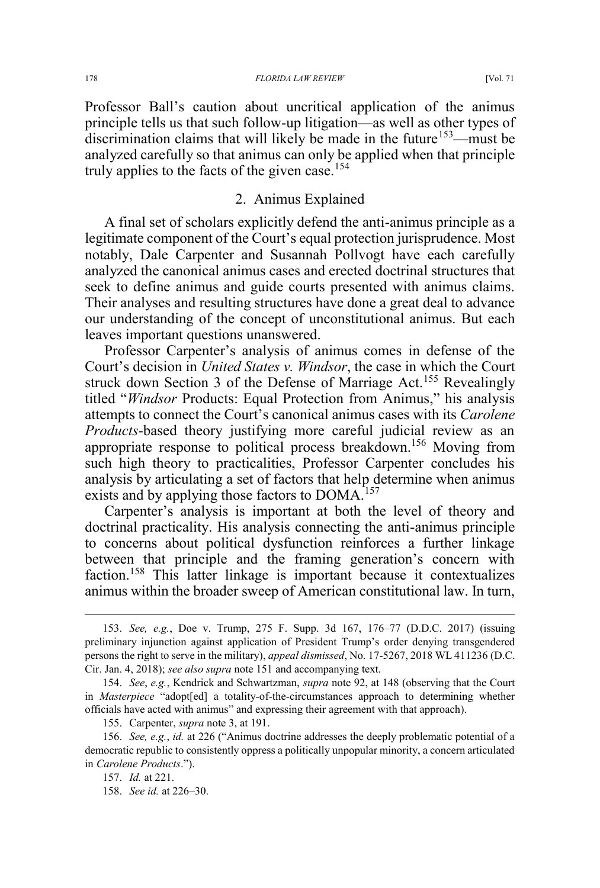Professor Ball's caution about uncritical application of the animus principle tells us that such follow-up litigation—as well as other types of discrimination claims that will likely be made in the future[153]—must be analyzed carefully so that animus can only be applied when that principle truly applies to the facts of the given case.[154]

### 2. Animus Explained

A final set of scholars explicitly defend the anti-animus principle as a legitimate component of the Court's equal protection jurisprudence. Most notably, Dale Carpenter and Susannah Pollvogt have each carefully analyzed the canonical animus cases and erected doctrinal structures that seek to define animus and guide courts presented with animus claims. Their analyses and resulting structures have done a great deal to advance our understanding of the concept of unconstitutional animus. But each leaves important questions unanswered.

Professor Carpenter's analysis of animus comes in defense of the Court's decision in *United States v. Windsor*, the case in which the Court struck down Section 3 of the Defense of Marriage Act.[155] Revealingly titled "*Windsor* Products: Equal Protection from Animus," his analysis attempts to connect the Court's canonical animus cases with its *Carolene Products*-based theory justifying more careful judicial review as an appropriate response to political process breakdown.[156] Moving from such high theory to practicalities, Professor Carpenter concludes his analysis by articulating a set of factors that help determine when animus exists and by applying those factors to DOMA.[157]

Carpenter's analysis is important at both the level of theory and doctrinal practicality. His analysis connecting the anti-animus principle to concerns about political dysfunction reinforces a further linkage between that principle and the framing generation's concern with faction.[158] This latter linkage is important because it contextualizes animus within the broader sweep of American constitutional law. In turn,

---

153. *See, e.g.*, Doe v. Trump, 275 F. Supp. 3d 167, 176–77 (D.D.C. 2017) (issuing preliminary injunction against application of President Trump's order denying transgendered persons the right to serve in the military), *appeal dismissed*, No. 17-5267, 2018 WL 411236 (D.C. Cir. Jan. 4, 2018); *see also supra* note 151 and accompanying text.

154. *See*, *e.g.*, Kendrick and Schwartzman, *supra* note 92, at 148 (observing that the Court in *Masterpiece* "adopt[ed] a totality-of-the-circumstances approach to determining whether officials have acted with animus" and expressing their agreement with that approach).

155. Carpenter, *supra* note 3, at 191.

156. *See, e.g.*, *id.* at 226 ("Animus doctrine addresses the deeply problematic potential of a democratic republic to consistently oppress a politically unpopular minority, a concern articulated in *Carolene Products*.").

157. *Id.* at 221.

158. *See id.* at 226–30.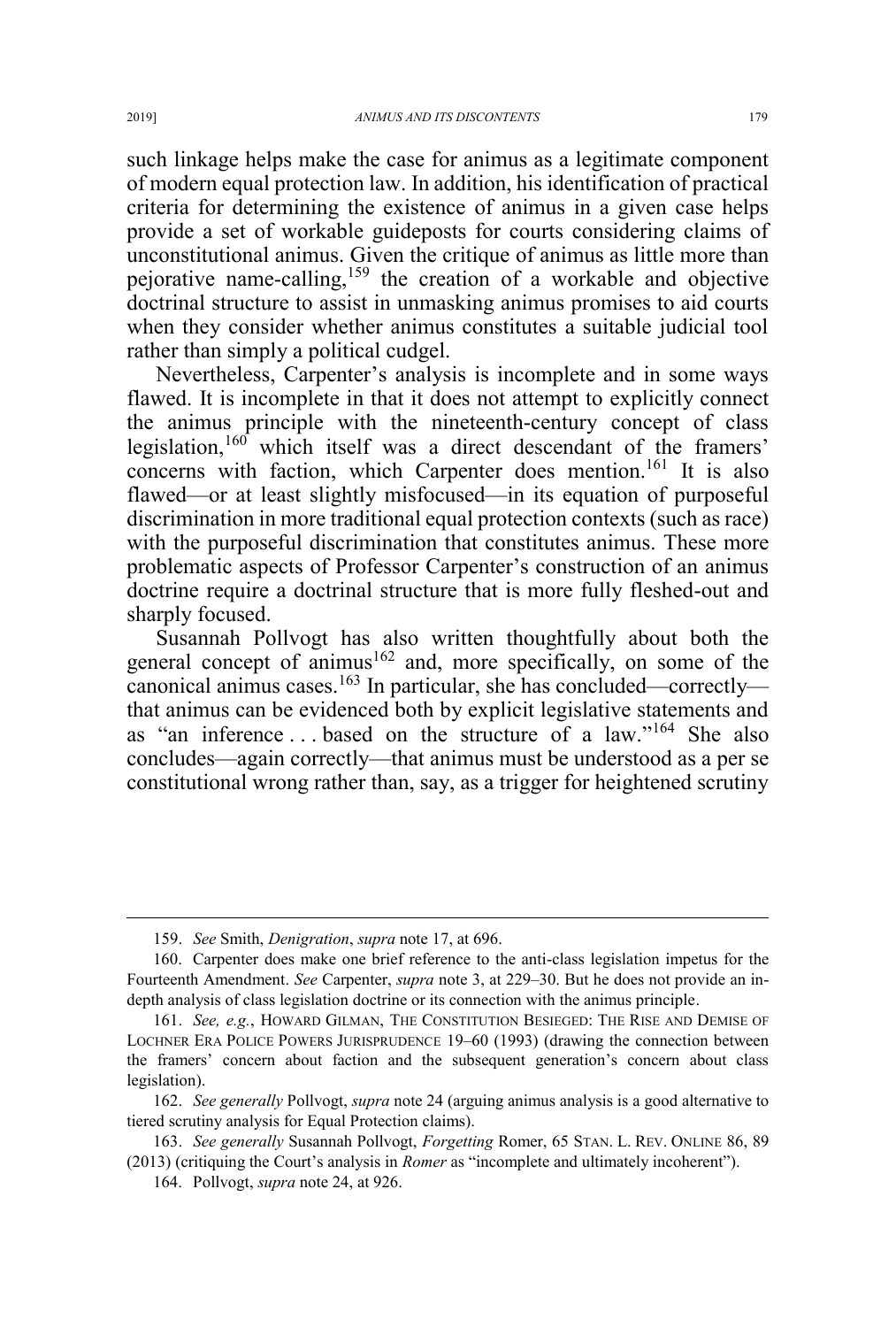such linkage helps make the case for animus as a legitimate component of modern equal protection law. In addition, his identification of practical criteria for determining the existence of animus in a given case helps provide a set of workable guideposts for courts considering claims of unconstitutional animus. Given the critique of animus as little more than pejorative name-calling,[159] the creation of a workable and objective doctrinal structure to assist in unmasking animus promises to aid courts when they consider whether animus constitutes a suitable judicial tool rather than simply a political cudgel.

Nevertheless, Carpenter's analysis is incomplete and in some ways flawed. It is incomplete in that it does not attempt to explicitly connect the animus principle with the nineteenth-century concept of class legislation,[160] which itself was a direct descendant of the framers' concerns with faction, which Carpenter does mention.[161] It is also flawed—or at least slightly misfocused—in its equation of purposeful discrimination in more traditional equal protection contexts (such as race) with the purposeful discrimination that constitutes animus. These more problematic aspects of Professor Carpenter's construction of an animus doctrine require a doctrinal structure that is more fully fleshed-out and sharply focused.

Susannah Pollvogt has also written thoughtfully about both the general concept of animus[162] and, more specifically, on some of the canonical animus cases.[163] In particular, she has concluded—correctly—that animus can be evidenced both by explicit legislative statements and as "an inference . . . based on the structure of a law."[164] She also concludes—again correctly—that animus must be understood as a per se constitutional wrong rather than, say, as a trigger for heightened scrutiny

---

159. *See* Smith, *Denigration*, *supra* note 17, at 696.

160. Carpenter does make one brief reference to the anti-class legislation impetus for the Fourteenth Amendment. *See* Carpenter, *supra* note 3, at 229–30. But he does not provide an in-depth analysis of class legislation doctrine or its connection with the animus principle.

161. *See, e.g.*, HOWARD GILMAN, THE CONSTITUTION BESIEGED: THE RISE AND DEMISE OF LOCHNER ERA POLICE POWERS JURISPRUDENCE 19–60 (1993) (drawing the connection between the framers' concern about faction and the subsequent generation's concern about class legislation).

162. *See generally* Pollvogt, *supra* note 24 (arguing animus analysis is a good alternative to tiered scrutiny analysis for Equal Protection claims).

163. *See generally* Susannah Pollvogt, *Forgetting* Romer, 65 STAN. L. REV. ONLINE 86, 89 (2013) (critiquing the Court's analysis in *Romer* as "incomplete and ultimately incoherent").

164. Pollvogt, *supra* note 24, at 926.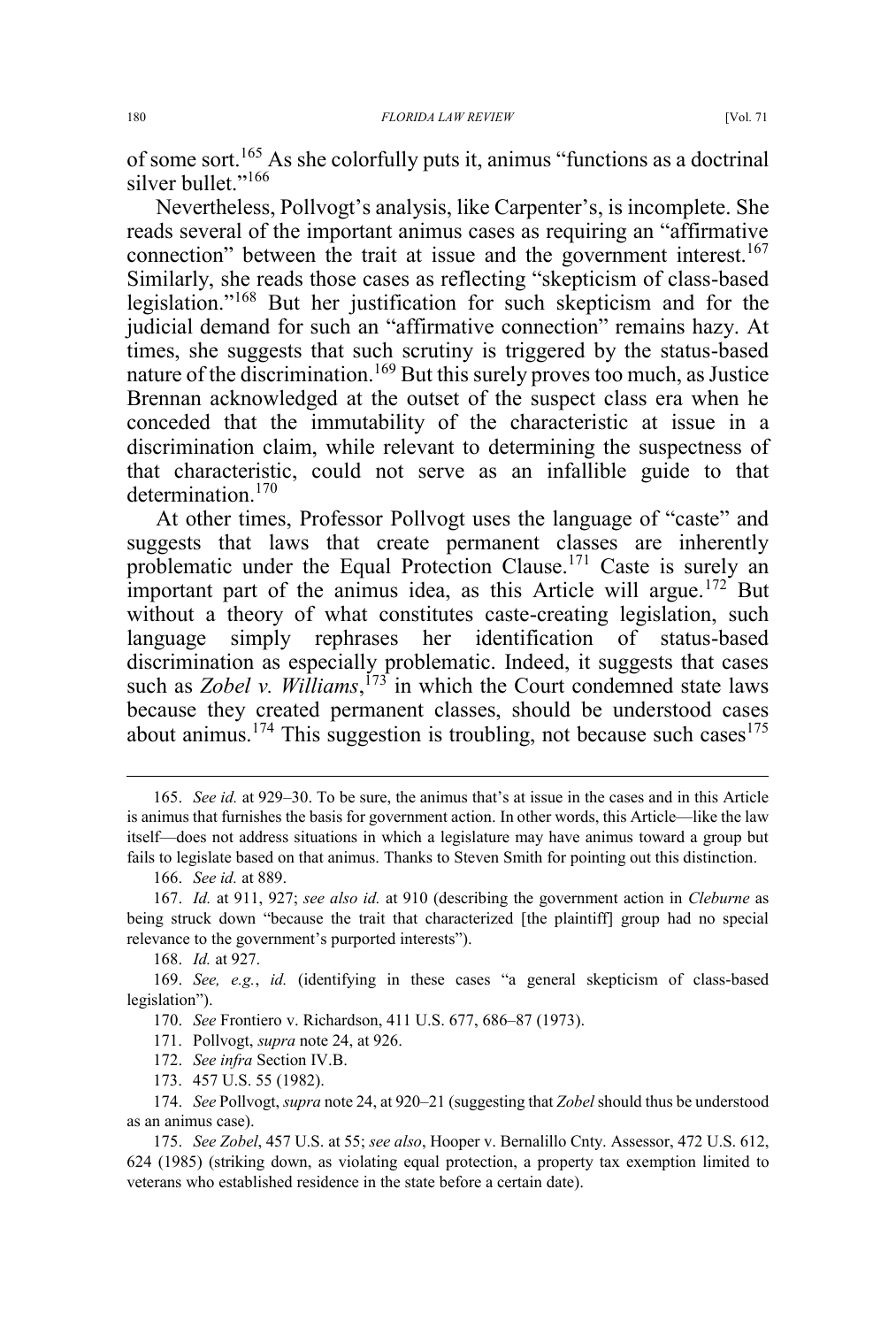of some sort.[165] As she colorfully puts it, animus "functions as a doctrinal silver bullet."[166]

Nevertheless, Pollvogt's analysis, like Carpenter's, is incomplete. She reads several of the important animus cases as requiring an "affirmative connection" between the trait at issue and the government interest.[167] Similarly, she reads those cases as reflecting "skepticism of class-based legislation."[168] But her justification for such skepticism and for the judicial demand for such an "affirmative connection" remains hazy. At times, she suggests that such scrutiny is triggered by the status-based nature of the discrimination.[169] But this surely proves too much, as Justice Brennan acknowledged at the outset of the suspect class era when he conceded that the immutability of the characteristic at issue in a discrimination claim, while relevant to determining the suspectness of that characteristic, could not serve as an infallible guide to that determination.[170]

At other times, Professor Pollvogt uses the language of "caste" and suggests that laws that create permanent classes are inherently problematic under the Equal Protection Clause.[171] Caste is surely an important part of the animus idea, as this Article will argue.[172] But without a theory of what constitutes caste-creating legislation, such language simply rephrases her identification of status-based discrimination as especially problematic. Indeed, it suggests that cases such as *Zobel v. Williams*,[173] in which the Court condemned state laws because they created permanent classes, should be understood cases about animus.[174] This suggestion is troubling, not because such cases[175]

---

165. *See id.* at 929–30. To be sure, the animus that's at issue in the cases and in this Article is animus that furnishes the basis for government action. In other words, this Article—like the law itself—does not address situations in which a legislature may have animus toward a group but fails to legislate based on that animus. Thanks to Steven Smith for pointing out this distinction.

166. *See id.* at 889.

167. *Id.* at 911, 927; *see also id.* at 910 (describing the government action in *Cleburne* as being struck down "because the trait that characterized [the plaintiff] group had no special relevance to the government's purported interests").

168. *Id.* at 927.

169. *See, e.g.*, *id.* (identifying in these cases "a general skepticism of class-based legislation").

170. *See* Frontiero v. Richardson, 411 U.S. 677, 686–87 (1973).

171. Pollvogt, *supra* note 24, at 926.

172. *See infra* Section IV.B.

173. 457 U.S. 55 (1982).

174. *See* Pollvogt, *supra* note 24, at 920–21 (suggesting that *Zobel* should thus be understood as an animus case).

175. *See Zobel*, 457 U.S. at 55; *see also*, Hooper v. Bernalillo Cnty. Assessor, 472 U.S. 612, 624 (1985) (striking down, as violating equal protection, a property tax exemption limited to veterans who established residence in the state before a certain date).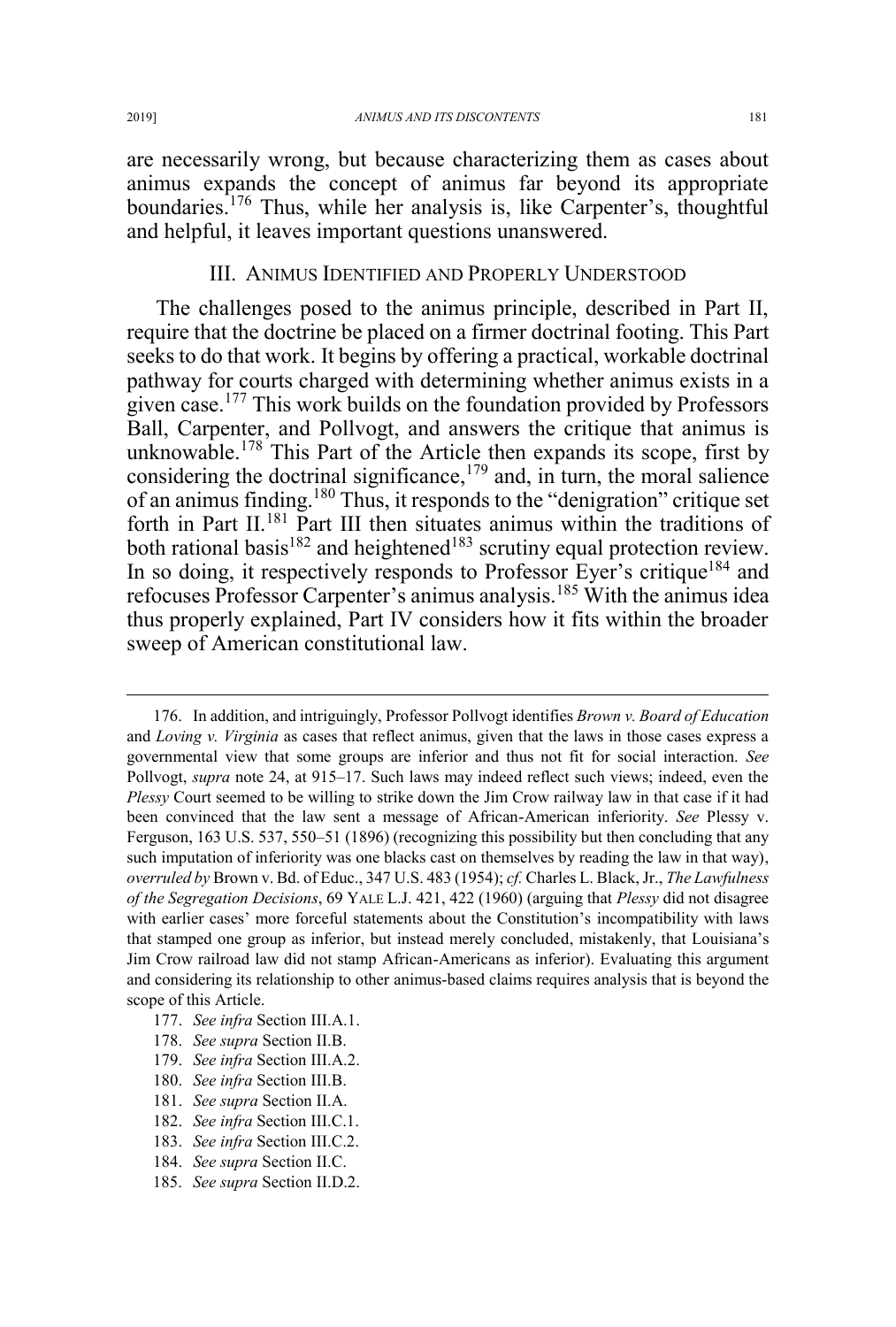are necessarily wrong, but because characterizing them as cases about animus expands the concept of animus far beyond its appropriate boundaries.[176] Thus, while her analysis is, like Carpenter's, thoughtful and helpful, it leaves important questions unanswered.

## III. Animus Identified and Properly Understood

The challenges posed to the animus principle, described in Part II, require that the doctrine be placed on a firmer doctrinal footing. This Part seeks to do that work. It begins by offering a practical, workable doctrinal pathway for courts charged with determining whether animus exists in a given case.[177] This work builds on the foundation provided by Professors Ball, Carpenter, and Pollvogt, and answers the critique that animus is unknowable.[178] This Part of the Article then expands its scope, first by considering the doctrinal significance,[179] and, in turn, the moral salience of an animus finding.[180] Thus, it responds to the "denigration" critique set forth in Part II.[181] Part III then situates animus within the traditions of both rational basis[182] and heightened[183] scrutiny equal protection review. In so doing, it respectively responds to Professor Eyer's critique[184] and refocuses Professor Carpenter's animus analysis.[185] With the animus idea thus properly explained, Part IV considers how it fits within the broader sweep of American constitutional law.

---

176. In addition, and intriguingly, Professor Pollvogt identifies *Brown v. Board of Education* and *Loving v. Virginia* as cases that reflect animus, given that the laws in those cases express a governmental view that some groups are inferior and thus not fit for social interaction. *See* Pollvogt, *supra* note 24, at 915–17. Such laws may indeed reflect such views; indeed, even the *Plessy* Court seemed to be willing to strike down the Jim Crow railway law in that case if it had been convinced that the law sent a message of African-American inferiority. *See* Plessy v. Ferguson, 163 U.S. 537, 550–51 (1896) (recognizing this possibility but then concluding that any such imputation of inferiority was one blacks cast on themselves by reading the law in that way), *overruled by* Brown v. Bd. of Educ., 347 U.S. 483 (1954); *cf.* Charles L. Black, Jr., *The Lawfulness of the Segregation Decisions*, 69 YALE L.J. 421, 422 (1960) (arguing that *Plessy* did not disagree with earlier cases' more forceful statements about the Constitution's incompatibility with laws that stamped one group as inferior, but instead merely concluded, mistakenly, that Louisiana's Jim Crow railroad law did not stamp African-Americans as inferior). Evaluating this argument and considering its relationship to other animus-based claims requires analysis that is beyond the scope of this Article.

177. *See infra* Section III.A.1.

178. *See supra* Section II.B.

179. *See infra* Section III.A.2.

180. *See infra* Section III.B.

181. *See supra* Section II.A.

182. *See infra* Section III.C.1.

183. *See infra* Section III.C.2.

184. *See supra* Section II.C.

185. *See supra* Section II.D.2.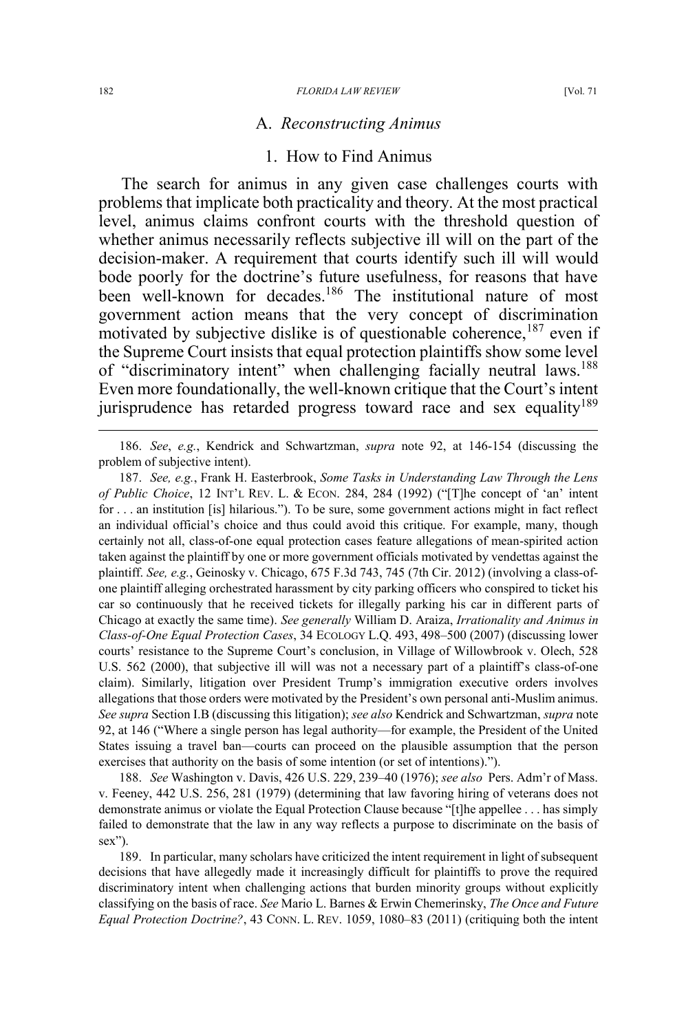## A. *Reconstructing Animus*

### 1. How to Find Animus

The search for animus in any given case challenges courts with problems that implicate both practicality and theory. At the most practical level, animus claims confront courts with the threshold question of whether animus necessarily reflects subjective ill will on the part of the decision-maker. A requirement that courts identify such ill will would bode poorly for the doctrine's future usefulness, for reasons that have been well-known for decades.[186] The institutional nature of most government action means that the very concept of discrimination motivated by subjective dislike is of questionable coherence,[187] even if the Supreme Court insists that equal protection plaintiffs show some level of "discriminatory intent" when challenging facially neutral laws.[188] Even more foundationally, the well-known critique that the Court's intent jurisprudence has retarded progress toward race and sex equality[189]

---

186. *See*, *e.g.*, Kendrick and Schwartzman, *supra* note 92, at 146-154 (discussing the problem of subjective intent).

187. *See, e.g.*, Frank H. Easterbrook, *Some Tasks in Understanding Law Through the Lens of Public Choice*, 12 INT'L REV. L. & ECON. 284, 284 (1992) ("[T]he concept of 'an' intent for . . . an institution [is] hilarious."). To be sure, some government actions might in fact reflect an individual official's choice and thus could avoid this critique. For example, many, though certainly not all, class-of-one equal protection cases feature allegations of mean-spirited action taken against the plaintiff by one or more government officials motivated by vendettas against the plaintiff. *See, e.g.*, Geinosky v. Chicago, 675 F.3d 743, 745 (7th Cir. 2012) (involving a class-of-one plaintiff alleging orchestrated harassment by city parking officers who conspired to ticket his car so continuously that he received tickets for illegally parking his car in different parts of Chicago at exactly the same time). *See generally* William D. Araiza, *Irrationality and Animus in Class-of-One Equal Protection Cases*, 34 ECOLOGY L.Q. 493, 498–500 (2007) (discussing lower courts' resistance to the Supreme Court's conclusion, in Village of Willowbrook v. Olech, 528 U.S. 562 (2000), that subjective ill will was not a necessary part of a plaintiff's class-of-one claim). Similarly, litigation over President Trump's immigration executive orders involves allegations that those orders were motivated by the President's own personal anti-Muslim animus. *See supra* Section I.B (discussing this litigation); *see also* Kendrick and Schwartzman, *supra* note 92, at 146 ("Where a single person has legal authority—for example, the President of the United States issuing a travel ban—courts can proceed on the plausible assumption that the person exercises that authority on the basis of some intention (or set of intentions).").

188. *See* Washington v. Davis, 426 U.S. 229, 239–40 (1976); *see also* Pers. Adm'r of Mass. v. Feeney, 442 U.S. 256, 281 (1979) (determining that law favoring hiring of veterans does not demonstrate animus or violate the Equal Protection Clause because "[t]he appellee . . . has simply failed to demonstrate that the law in any way reflects a purpose to discriminate on the basis of sex").

189. In particular, many scholars have criticized the intent requirement in light of subsequent decisions that have allegedly made it increasingly difficult for plaintiffs to prove the required discriminatory intent when challenging actions that burden minority groups without explicitly classifying on the basis of race. *See* Mario L. Barnes & Erwin Chemerinsky, *The Once and Future Equal Protection Doctrine?*, 43 CONN. L. REV. 1059, 1080–83 (2011) (critiquing both the intent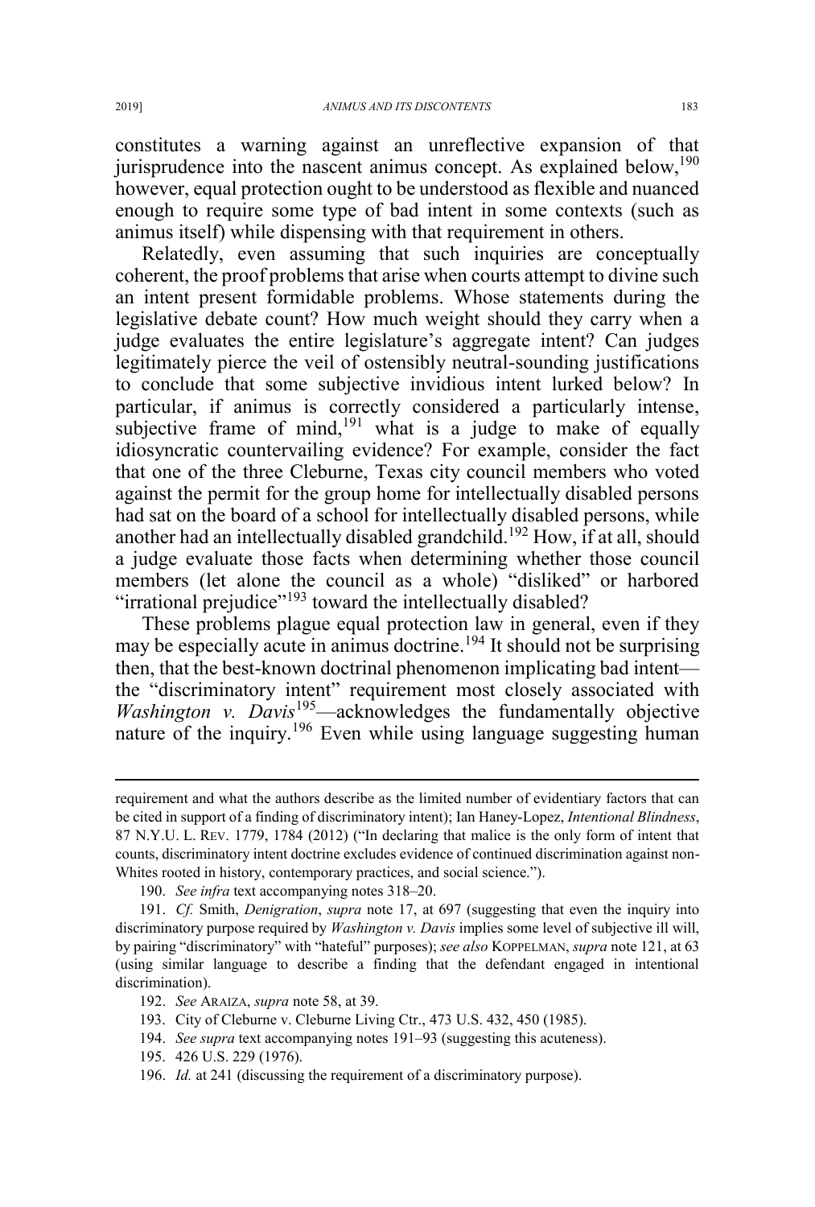constitutes a warning against an unreflective expansion of that jurisprudence into the nascent animus concept. As explained below,[190] however, equal protection ought to be understood as flexible and nuanced enough to require some type of bad intent in some contexts (such as animus itself) while dispensing with that requirement in others.

Relatedly, even assuming that such inquiries are conceptually coherent, the proof problems that arise when courts attempt to divine such an intent present formidable problems. Whose statements during the legislative debate count? How much weight should they carry when a judge evaluates the entire legislature's aggregate intent? Can judges legitimately pierce the veil of ostensibly neutral-sounding justifications to conclude that some subjective invidious intent lurked below? In particular, if animus is correctly considered a particularly intense, subjective frame of mind,[191] what is a judge to make of equally idiosyncratic countervailing evidence? For example, consider the fact that one of the three Cleburne, Texas city council members who voted against the permit for the group home for intellectually disabled persons had sat on the board of a school for intellectually disabled persons, while another had an intellectually disabled grandchild.[192] How, if at all, should a judge evaluate those facts when determining whether those council members (let alone the council as a whole) "disliked" or harbored "irrational prejudice"[193] toward the intellectually disabled?

These problems plague equal protection law in general, even if they may be especially acute in animus doctrine.[194] It should not be surprising then, that the best-known doctrinal phenomenon implicating bad intent—the "discriminatory intent" requirement most closely associated with *Washington v. Davis*[195]—acknowledges the fundamentally objective nature of the inquiry.[196] Even while using language suggesting human

---

requirement and what the authors describe as the limited number of evidentiary factors that can be cited in support of a finding of discriminatory intent); Ian Haney-Lopez, *Intentional Blindness*, 87 N.Y.U. L. REV. 1779, 1784 (2012) ("In declaring that malice is the only form of intent that counts, discriminatory intent doctrine excludes evidence of continued discrimination against non-Whites rooted in history, contemporary practices, and social science.").

190. *See infra* text accompanying notes 318–20.

191. *Cf.* Smith, *Denigration*, *supra* note 17, at 697 (suggesting that even the inquiry into discriminatory purpose required by *Washington v. Davis* implies some level of subjective ill will, by pairing "discriminatory" with "hateful" purposes); *see also* KOPPELMAN, *supra* note 121, at 63 (using similar language to describe a finding that the defendant engaged in intentional discrimination).

192. *See* ARAIZA, *supra* note 58, at 39.

193. City of Cleburne v. Cleburne Living Ctr., 473 U.S. 432, 450 (1985).

194. *See supra* text accompanying notes 191–93 (suggesting this acuteness).

195. 426 U.S. 229 (1976).

196. *Id.* at 241 (discussing the requirement of a discriminatory purpose).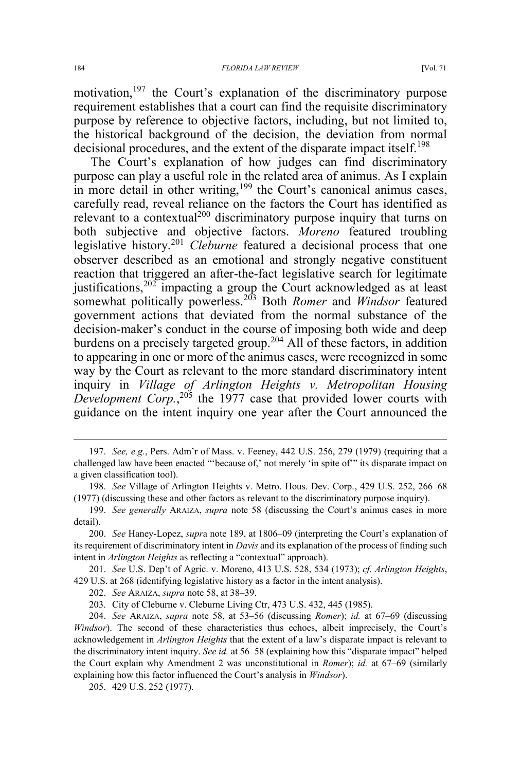motivation,[197] the Court's explanation of the discriminatory purpose requirement establishes that a court can find the requisite discriminatory purpose by reference to objective factors, including, but not limited to, the historical background of the decision, the deviation from normal decisional procedures, and the extent of the disparate impact itself.[198]

The Court's explanation of how judges can find discriminatory purpose can play a useful role in the related area of animus. As I explain in more detail in other writing,[199] the Court's canonical animus cases, carefully read, reveal reliance on the factors the Court has identified as relevant to a contextual[200] discriminatory purpose inquiry that turns on both subjective and objective factors. *Moreno* featured troubling legislative history.[201] *Cleburne* featured a decisional process that one observer described as an emotional and strongly negative constituent reaction that triggered an after-the-fact legislative search for legitimate justifications,[202] impacting a group the Court acknowledged as at least somewhat politically powerless.[203] Both *Romer* and *Windsor* featured government actions that deviated from the normal substance of the decision-maker's conduct in the course of imposing both wide and deep burdens on a precisely targeted group.[204] All of these factors, in addition to appearing in one or more of the animus cases, were recognized in some way by the Court as relevant to the more standard discriminatory intent inquiry in *Village of Arlington Heights v. Metropolitan Housing Development Corp.*,[205] the 1977 case that provided lower courts with guidance on the intent inquiry one year after the Court announced the

---

197. *See, e.g.*, Pers. Adm'r of Mass. v. Feeney, 442 U.S. 256, 279 (1979) (requiring that a challenged law have been enacted "'because of,' not merely 'in spite of'" its disparate impact on a given classification tool).

198. *See* Village of Arlington Heights v. Metro. Hous. Dev. Corp., 429 U.S. 252, 266–68 (1977) (discussing these and other factors as relevant to the discriminatory purpose inquiry).

199. *See generally* ARAIZA, *supra* note 58 (discussing the Court's animus cases in more detail).

200. *See* Haney-Lopez, *supra* note 189, at 1806–09 (interpreting the Court's explanation of its requirement of discriminatory intent in *Davis* and its explanation of the process of finding such intent in *Arlington Heights* as reflecting a "contextual" approach).

201. *See* U.S. Dep't of Agric. v. Moreno, 413 U.S. 528, 534 (1973); *cf. Arlington Heights*, 429 U.S. at 268 (identifying legislative history as a factor in the intent analysis).

202. *See* ARAIZA, *supra* note 58, at 38–39.

203. City of Cleburne v. Cleburne Living Ctr, 473 U.S. 432, 445 (1985).

204. *See* ARAIZA, *supra* note 58, at 53–56 (discussing *Romer*); *id.* at 67–69 (discussing *Windsor*). The second of these characteristics thus echoes, albeit imprecisely, the Court's acknowledgement in *Arlington Heights* that the extent of a law's disparate impact is relevant to the discriminatory intent inquiry. *See id.* at 56–58 (explaining how this "disparate impact" helped the Court explain why Amendment 2 was unconstitutional in *Romer*); *id.* at 67–69 (similarly explaining how this factor influenced the Court's analysis in *Windsor*).

205. 429 U.S. 252 (1977).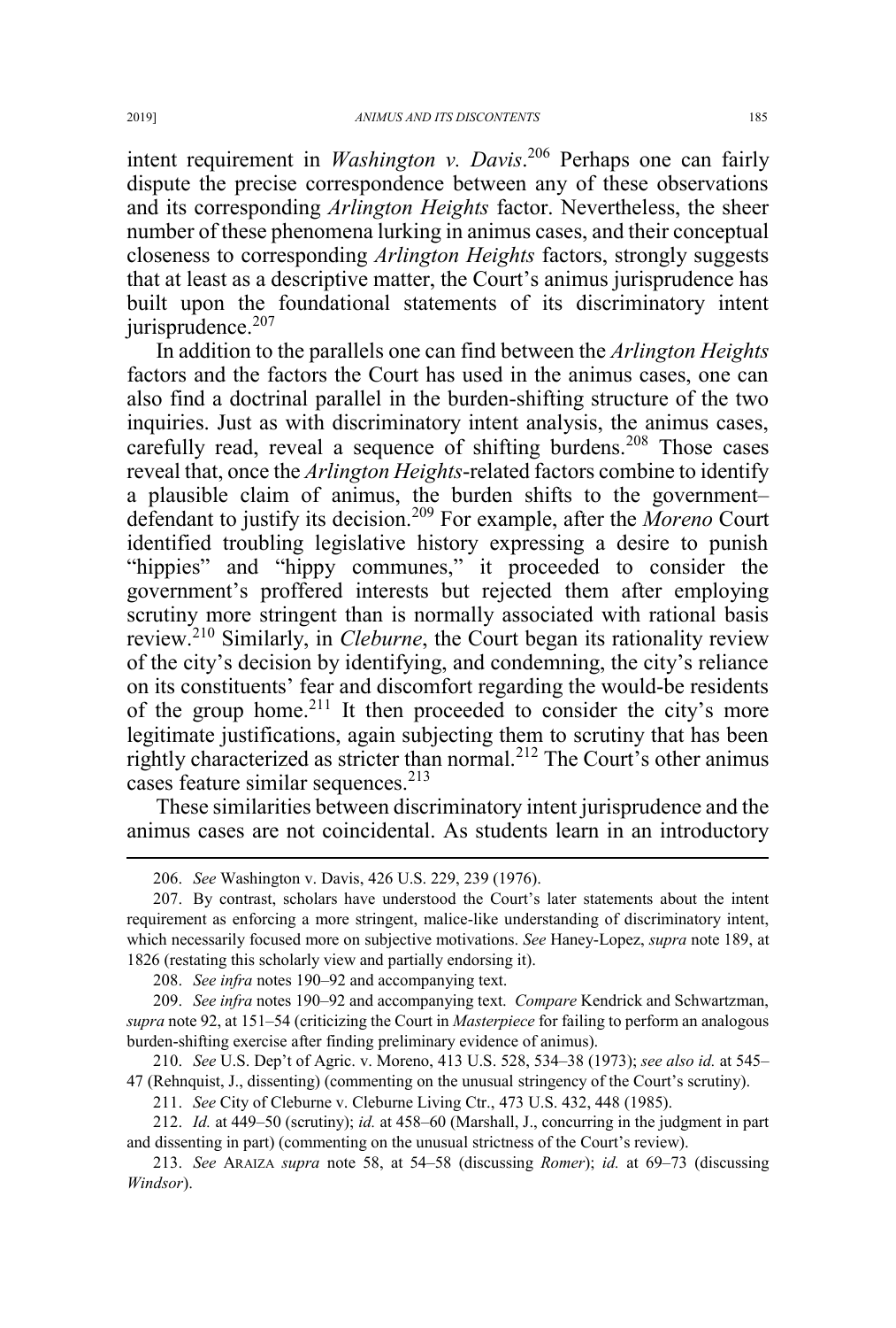intent requirement in *Washington v. Davis*.[206] Perhaps one can fairly dispute the precise correspondence between any of these observations and its corresponding *Arlington Heights* factor. Nevertheless, the sheer number of these phenomena lurking in animus cases, and their conceptual closeness to corresponding *Arlington Heights* factors, strongly suggests that at least as a descriptive matter, the Court's animus jurisprudence has built upon the foundational statements of its discriminatory intent jurisprudence.[207]

In addition to the parallels one can find between the *Arlington Heights* factors and the factors the Court has used in the animus cases, one can also find a doctrinal parallel in the burden-shifting structure of the two inquiries. Just as with discriminatory intent analysis, the animus cases, carefully read, reveal a sequence of shifting burdens.[208] Those cases reveal that, once the *Arlington Heights*-related factors combine to identify a plausible claim of animus, the burden shifts to the government–defendant to justify its decision.[209] For example, after the *Moreno* Court identified troubling legislative history expressing a desire to punish "hippies" and "hippy communes," it proceeded to consider the government's proffered interests but rejected them after employing scrutiny more stringent than is normally associated with rational basis review.[210] Similarly, in *Cleburne*, the Court began its rationality review of the city's decision by identifying, and condemning, the city's reliance on its constituents' fear and discomfort regarding the would-be residents of the group home.[211] It then proceeded to consider the city's more legitimate justifications, again subjecting them to scrutiny that has been rightly characterized as stricter than normal.[212] The Court's other animus cases feature similar sequences.[213]

These similarities between discriminatory intent jurisprudence and the animus cases are not coincidental. As students learn in an introductory

---

206. *See* Washington v. Davis, 426 U.S. 229, 239 (1976).

207. By contrast, scholars have understood the Court's later statements about the intent requirement as enforcing a more stringent, malice-like understanding of discriminatory intent, which necessarily focused more on subjective motivations. *See* Haney-Lopez, *supra* note 189, at 1826 (restating this scholarly view and partially endorsing it).

208. *See infra* notes 190–92 and accompanying text.

209. *See infra* notes 190–92 and accompanying text. *Compare* Kendrick and Schwartzman, *supra* note 92, at 151–54 (criticizing the Court in *Masterpiece* for failing to perform an analogous burden-shifting exercise after finding preliminary evidence of animus).

210. *See* U.S. Dep't of Agric. v. Moreno, 413 U.S. 528, 534–38 (1973); *see also id.* at 545–47 (Rehnquist, J., dissenting) (commenting on the unusual stringency of the Court's scrutiny).

211. *See* City of Cleburne v. Cleburne Living Ctr., 473 U.S. 432, 448 (1985).

212. *Id.* at 449–50 (scrutiny); *id.* at 458–60 (Marshall, J., concurring in the judgment in part and dissenting in part) (commenting on the unusual strictness of the Court's review).

213. *See* ARAIZA *supra* note 58, at 54–58 (discussing *Romer*); *id.* at 69–73 (discussing *Windsor*).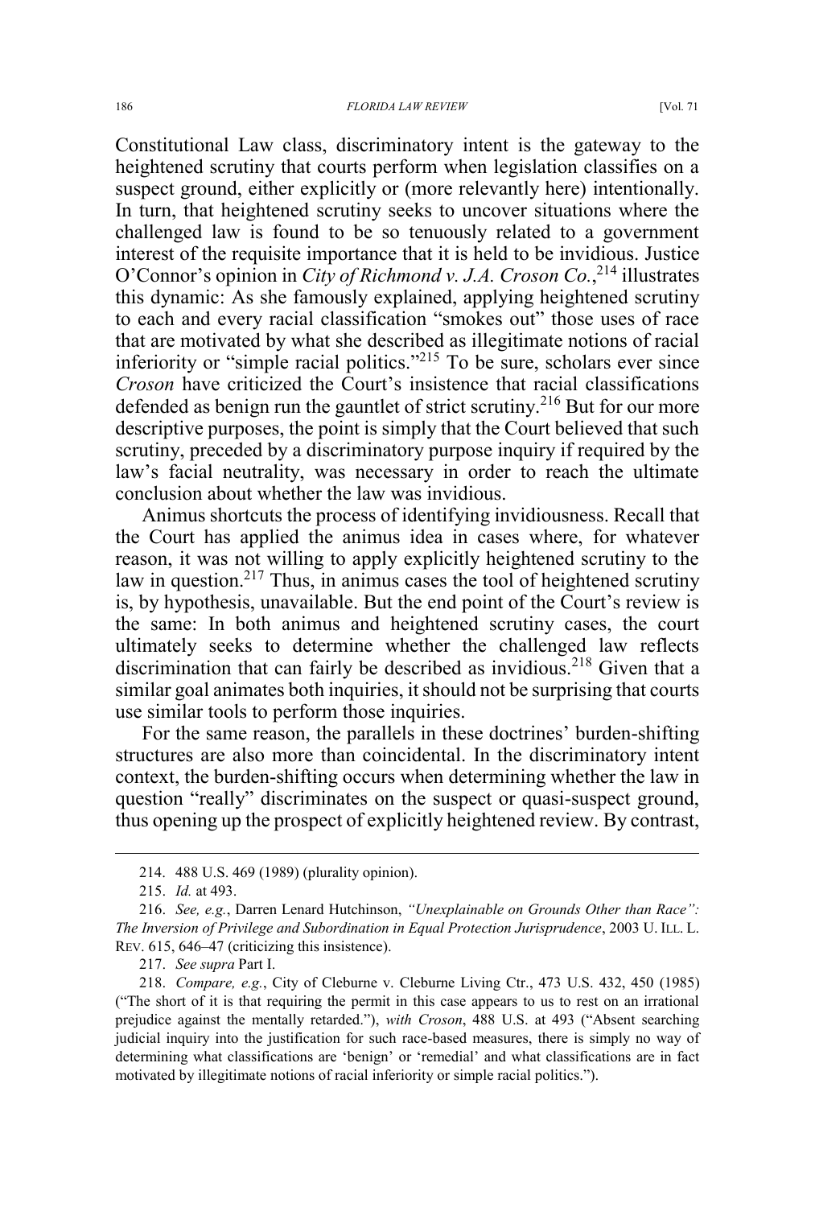Constitutional Law class, discriminatory intent is the gateway to the heightened scrutiny that courts perform when legislation classifies on a suspect ground, either explicitly or (more relevantly here) intentionally. In turn, that heightened scrutiny seeks to uncover situations where the challenged law is found to be so tenuously related to a government interest of the requisite importance that it is held to be invidious. Justice O'Connor's opinion in *City of Richmond v. J.A. Croson Co.*,[214] illustrates this dynamic: As she famously explained, applying heightened scrutiny to each and every racial classification "smokes out" those uses of race that are motivated by what she described as illegitimate notions of racial inferiority or "simple racial politics."[215] To be sure, scholars ever since *Croson* have criticized the Court's insistence that racial classifications defended as benign run the gauntlet of strict scrutiny.[216] But for our more descriptive purposes, the point is simply that the Court believed that such scrutiny, preceded by a discriminatory purpose inquiry if required by the law's facial neutrality, was necessary in order to reach the ultimate conclusion about whether the law was invidious.

Animus shortcuts the process of identifying invidiousness. Recall that the Court has applied the animus idea in cases where, for whatever reason, it was not willing to apply explicitly heightened scrutiny to the law in question.[217] Thus, in animus cases the tool of heightened scrutiny is, by hypothesis, unavailable. But the end point of the Court's review is the same: In both animus and heightened scrutiny cases, the court ultimately seeks to determine whether the challenged law reflects discrimination that can fairly be described as invidious.[218] Given that a similar goal animates both inquiries, it should not be surprising that courts use similar tools to perform those inquiries.

For the same reason, the parallels in these doctrines' burden-shifting structures are also more than coincidental. In the discriminatory intent context, the burden-shifting occurs when determining whether the law in question "really" discriminates on the suspect or quasi-suspect ground, thus opening up the prospect of explicitly heightened review. By contrast,

---

214. 488 U.S. 469 (1989) (plurality opinion).

215. *Id.* at 493.

216. *See, e.g.*, Darren Lenard Hutchinson, *"Unexplainable on Grounds Other than Race": The Inversion of Privilege and Subordination in Equal Protection Jurisprudence*, 2003 U. ILL. L. REV. 615, 646–47 (criticizing this insistence).

217. *See supra* Part I.

218. *Compare, e.g.*, City of Cleburne v. Cleburne Living Ctr., 473 U.S. 432, 450 (1985) ("The short of it is that requiring the permit in this case appears to us to rest on an irrational prejudice against the mentally retarded."), *with Croson*, 488 U.S. at 493 ("Absent searching judicial inquiry into the justification for such race-based measures, there is simply no way of determining what classifications are 'benign' or 'remedial' and what classifications are in fact motivated by illegitimate notions of racial inferiority or simple racial politics.").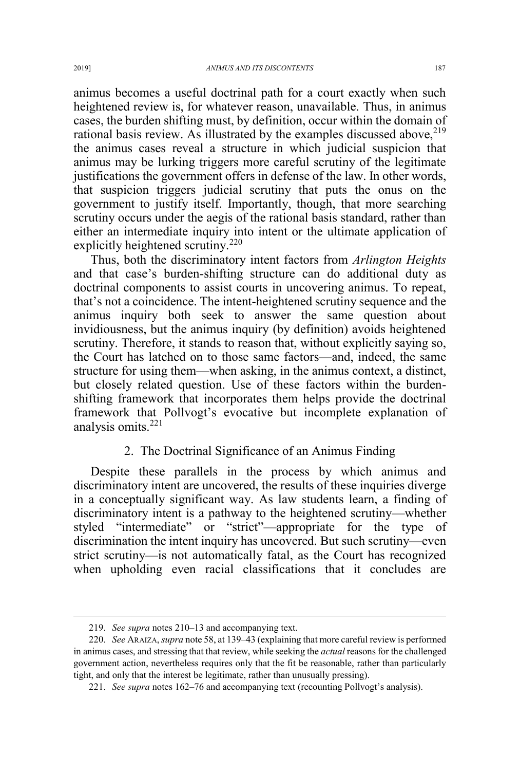animus becomes a useful doctrinal path for a court exactly when such heightened review is, for whatever reason, unavailable. Thus, in animus cases, the burden shifting must, by definition, occur within the domain of rational basis review. As illustrated by the examples discussed above,[219] the animus cases reveal a structure in which judicial suspicion that animus may be lurking triggers more careful scrutiny of the legitimate justifications the government offers in defense of the law. In other words, that suspicion triggers judicial scrutiny that puts the onus on the government to justify itself. Importantly, though, that more searching scrutiny occurs under the aegis of the rational basis standard, rather than either an intermediate inquiry into intent or the ultimate application of explicitly heightened scrutiny.[220]

Thus, both the discriminatory intent factors from *Arlington Heights* and that case's burden-shifting structure can do additional duty as doctrinal components to assist courts in uncovering animus. To repeat, that's not a coincidence. The intent-heightened scrutiny sequence and the animus inquiry both seek to answer the same question about invidiousness, but the animus inquiry (by definition) avoids heightened scrutiny. Therefore, it stands to reason that, without explicitly saying so, the Court has latched on to those same factors—and, indeed, the same structure for using them—when asking, in the animus context, a distinct, but closely related question. Use of these factors within the burden-shifting framework that incorporates them helps provide the doctrinal framework that Pollvogt's evocative but incomplete explanation of analysis omits.[221]

### 2. The Doctrinal Significance of an Animus Finding

Despite these parallels in the process by which animus and discriminatory intent are uncovered, the results of these inquiries diverge in a conceptually significant way. As law students learn, a finding of discriminatory intent is a pathway to the heightened scrutiny—whether styled "intermediate" or "strict"—appropriate for the type of discrimination the intent inquiry has uncovered. But such scrutiny—even strict scrutiny—is not automatically fatal, as the Court has recognized when upholding even racial classifications that it concludes are

---

219. *See supra* notes 210–13 and accompanying text.

220. *See* ARAIZA, *supra* note 58, at 139–43 (explaining that more careful review is performed in animus cases, and stressing that that review, while seeking the *actual* reasons for the challenged government action, nevertheless requires only that the fit be reasonable, rather than particularly tight, and only that the interest be legitimate, rather than unusually pressing).

221. *See supra* notes 162–76 and accompanying text (recounting Pollvogt's analysis).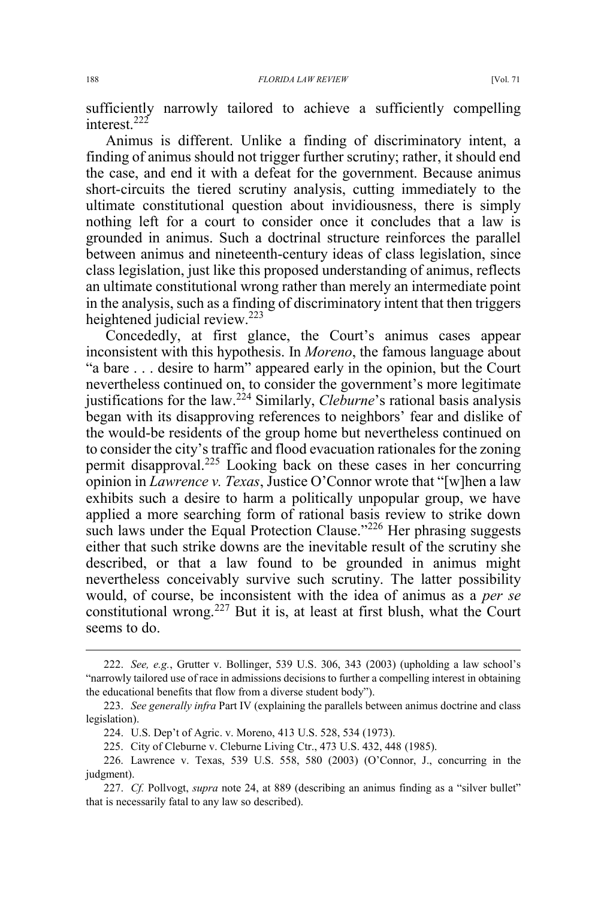sufficiently narrowly tailored to achieve a sufficiently compelling interest.[222]

Animus is different. Unlike a finding of discriminatory intent, a finding of animus should not trigger further scrutiny; rather, it should end the case, and end it with a defeat for the government. Because animus short-circuits the tiered scrutiny analysis, cutting immediately to the ultimate constitutional question about invidiousness, there is simply nothing left for a court to consider once it concludes that a law is grounded in animus. Such a doctrinal structure reinforces the parallel between animus and nineteenth-century ideas of class legislation, since class legislation, just like this proposed understanding of animus, reflects an ultimate constitutional wrong rather than merely an intermediate point in the analysis, such as a finding of discriminatory intent that then triggers heightened judicial review.[223]

Concededly, at first glance, the Court's animus cases appear inconsistent with this hypothesis. In *Moreno*, the famous language about "a bare . . . desire to harm" appeared early in the opinion, but the Court nevertheless continued on, to consider the government's more legitimate justifications for the law.[224] Similarly, *Cleburne*'s rational basis analysis began with its disapproving references to neighbors' fear and dislike of the would-be residents of the group home but nevertheless continued on to consider the city's traffic and flood evacuation rationales for the zoning permit disapproval.[225] Looking back on these cases in her concurring opinion in *Lawrence v. Texas*, Justice O'Connor wrote that "[w]hen a law exhibits such a desire to harm a politically unpopular group, we have applied a more searching form of rational basis review to strike down such laws under the Equal Protection Clause."[226] Her phrasing suggests either that such strike downs are the inevitable result of the scrutiny she described, or that a law found to be grounded in animus might nevertheless conceivably survive such scrutiny. The latter possibility would, of course, be inconsistent with the idea of animus as a *per se* constitutional wrong.[227] But it is, at least at first blush, what the Court seems to do.

---

222. *See, e.g.*, Grutter v. Bollinger, 539 U.S. 306, 343 (2003) (upholding a law school's "narrowly tailored use of race in admissions decisions to further a compelling interest in obtaining the educational benefits that flow from a diverse student body").

223. *See generally infra* Part IV (explaining the parallels between animus doctrine and class legislation).

224. U.S. Dep't of Agric. v. Moreno, 413 U.S. 528, 534 (1973).

225. City of Cleburne v. Cleburne Living Ctr., 473 U.S. 432, 448 (1985).

226. Lawrence v. Texas, 539 U.S. 558, 580 (2003) (O'Connor, J., concurring in the judgment).

227. *Cf.* Pollvogt, *supra* note 24, at 889 (describing an animus finding as a "silver bullet" that is necessarily fatal to any law so described).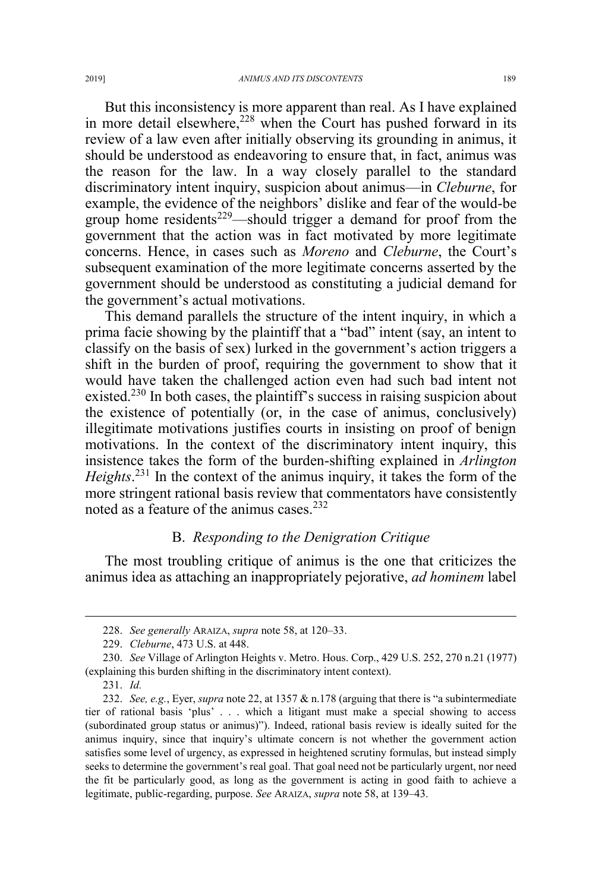But this inconsistency is more apparent than real. As I have explained in more detail elsewhere,[228] when the Court has pushed forward in its review of a law even after initially observing its grounding in animus, it should be understood as endeavoring to ensure that, in fact, animus was the reason for the law. In a way closely parallel to the standard discriminatory intent inquiry, suspicion about animus—in *Cleburne*, for example, the evidence of the neighbors' dislike and fear of the would-be group home residents[229]—should trigger a demand for proof from the government that the action was in fact motivated by more legitimate concerns. Hence, in cases such as *Moreno* and *Cleburne*, the Court's subsequent examination of the more legitimate concerns asserted by the government should be understood as constituting a judicial demand for the government's actual motivations.

This demand parallels the structure of the intent inquiry, in which a prima facie showing by the plaintiff that a "bad" intent (say, an intent to classify on the basis of sex) lurked in the government's action triggers a shift in the burden of proof, requiring the government to show that it would have taken the challenged action even had such bad intent not existed.[230] In both cases, the plaintiff's success in raising suspicion about the existence of potentially (or, in the case of animus, conclusively) illegitimate motivations justifies courts in insisting on proof of benign motivations. In the context of the discriminatory intent inquiry, this insistence takes the form of the burden-shifting explained in *Arlington Heights*.[231] In the context of the animus inquiry, it takes the form of the more stringent rational basis review that commentators have consistently noted as a feature of the animus cases.[232]

### B. *Responding to the Denigration Critique*

The most troubling critique of animus is the one that criticizes the animus idea as attaching an inappropriately pejorative, *ad hominem* label

---

228. *See generally* ARAIZA, *supra* note 58, at 120–33.

229. *Cleburne*, 473 U.S. at 448.

230. *See* Village of Arlington Heights v. Metro. Hous. Corp., 429 U.S. 252, 270 n.21 (1977) (explaining this burden shifting in the discriminatory intent context).

231. *Id.*

232. *See, e.g.*, Eyer, *supra* note 22, at 1357 & n.178 (arguing that there is "a subintermediate tier of rational basis 'plus' . . . which a litigant must make a special showing to access (subordinated group status or animus)"). Indeed, rational basis review is ideally suited for the animus inquiry, since that inquiry's ultimate concern is not whether the government action satisfies some level of urgency, as expressed in heightened scrutiny formulas, but instead simply seeks to determine the government's real goal. That goal need not be particularly urgent, nor need the fit be particularly good, as long as the government is acting in good faith to achieve a legitimate, public-regarding, purpose. *See* ARAIZA, *supra* note 58, at 139–43.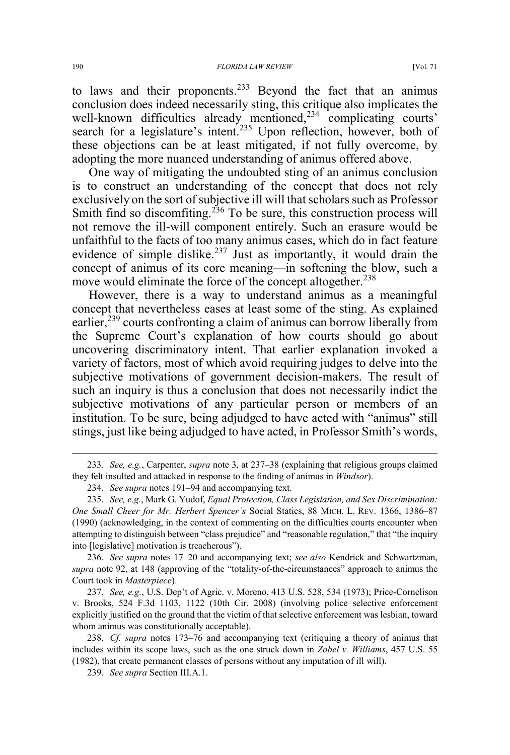to laws and their proponents.[233] Beyond the fact that an animus conclusion does indeed necessarily sting, this critique also implicates the well-known difficulties already mentioned,[234] complicating courts' search for a legislature's intent.[235] Upon reflection, however, both of these objections can be at least mitigated, if not fully overcome, by adopting the more nuanced understanding of animus offered above.

One way of mitigating the undoubted sting of an animus conclusion is to construct an understanding of the concept that does not rely exclusively on the sort of subjective ill will that scholars such as Professor Smith find so discomfiting.[236] To be sure, this construction process will not remove the ill-will component entirely. Such an erasure would be unfaithful to the facts of too many animus cases, which do in fact feature evidence of simple dislike.[237] Just as importantly, it would drain the concept of animus of its core meaning—in softening the blow, such a move would eliminate the force of the concept altogether.[238]

However, there is a way to understand animus as a meaningful concept that nevertheless eases at least some of the sting. As explained earlier,[239] courts confronting a claim of animus can borrow liberally from the Supreme Court's explanation of how courts should go about uncovering discriminatory intent. That earlier explanation invoked a variety of factors, most of which avoid requiring judges to delve into the subjective motivations of government decision-makers. The result of such an inquiry is thus a conclusion that does not necessarily indict the subjective motivations of any particular person or members of an institution. To be sure, being adjudged to have acted with "animus" still stings, just like being adjudged to have acted, in Professor Smith's words,

---

233. *See, e.g.*, Carpenter, *supra* note 3, at 237–38 (explaining that religious groups claimed they felt insulted and attacked in response to the finding of animus in *Windsor*).

234. *See supra* notes 191–94 and accompanying text.

235. *See, e.g.*, Mark G. Yudof, *Equal Protection, Class Legislation, and Sex Discrimination: One Small Cheer for Mr. Herbert Spencer's* Social Statics, 88 MICH. L. REV. 1366, 1386–87 (1990) (acknowledging, in the context of commenting on the difficulties courts encounter when attempting to distinguish between "class prejudice" and "reasonable regulation," that "the inquiry into [legislative] motivation is treacherous").

236. *See supra* notes 17–20 and accompanying text; *see also* Kendrick and Schwartzman, *supra* note 92, at 148 (approving of the "totality-of-the-circumstances" approach to animus the Court took in *Masterpiece*).

237. *See, e.g.*, U.S. Dep't of Agric. v. Moreno, 413 U.S. 528, 534 (1973); Price-Cornelison v. Brooks, 524 F.3d 1103, 1122 (10th Cir. 2008) (involving police selective enforcement explicitly justified on the ground that the victim of that selective enforcement was lesbian, toward whom animus was constitutionally acceptable).

238. *Cf. supra* notes 173–76 and accompanying text (critiquing a theory of animus that includes within its scope laws, such as the one struck down in *Zobel v. Williams*, 457 U.S. 55 (1982), that create permanent classes of persons without any imputation of ill will).

239. *See supra* Section III.A.1.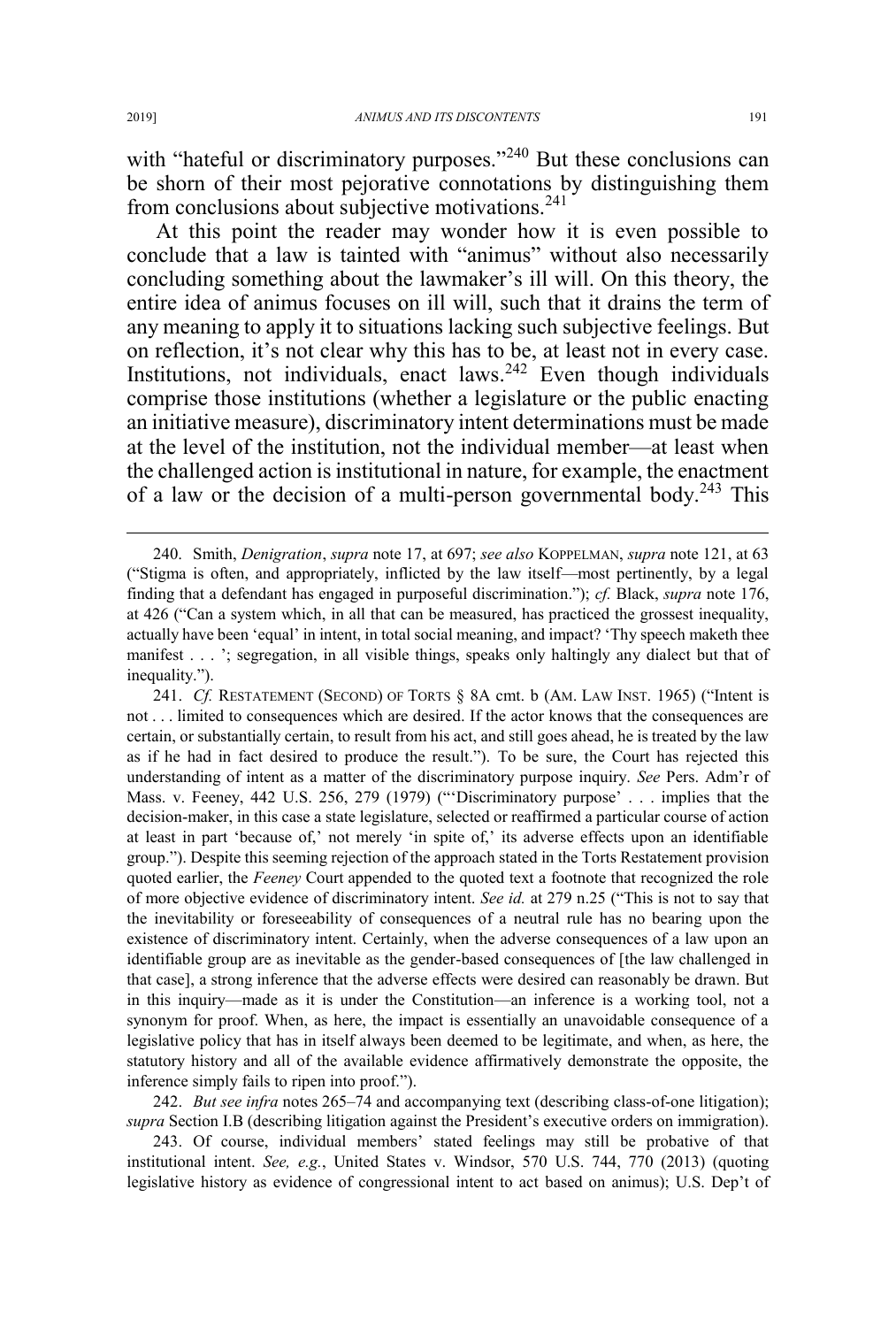with "hateful or discriminatory purposes."[240] But these conclusions can be shorn of their most pejorative connotations by distinguishing them from conclusions about subjective motivations.[241]

At this point the reader may wonder how it is even possible to conclude that a law is tainted with "animus" without also necessarily concluding something about the lawmaker's ill will. On this theory, the entire idea of animus focuses on ill will, such that it drains the term of any meaning to apply it to situations lacking such subjective feelings. But on reflection, it's not clear why this has to be, at least not in every case. Institutions, not individuals, enact laws.[242] Even though individuals comprise those institutions (whether a legislature or the public enacting an initiative measure), discriminatory intent determinations must be made at the level of the institution, not the individual member—at least when the challenged action is institutional in nature, for example, the enactment of a law or the decision of a multi-person governmental body.[243] This

---

240. Smith, *Denigration*, *supra* note 17, at 697; *see also* KOPPELMAN, *supra* note 121, at 63 ("Stigma is often, and appropriately, inflicted by the law itself—most pertinently, by a legal finding that a defendant has engaged in purposeful discrimination."); *cf.* Black, *supra* note 176, at 426 ("Can a system which, in all that can be measured, has practiced the grossest inequality, actually have been 'equal' in intent, in total social meaning, and impact? 'Thy speech maketh thee manifest . . . '; segregation, in all visible things, speaks only haltingly any dialect but that of inequality.").

241. *Cf.* RESTATEMENT (SECOND) OF TORTS § 8A cmt. b (AM. LAW INST. 1965) ("Intent is not . . . limited to consequences which are desired. If the actor knows that the consequences are certain, or substantially certain, to result from his act, and still goes ahead, he is treated by the law as if he had in fact desired to produce the result."). To be sure, the Court has rejected this understanding of intent as a matter of the discriminatory purpose inquiry. *See* Pers. Adm'r of Mass. v. Feeney, 442 U.S. 256, 279 (1979) ("'Discriminatory purpose' . . . implies that the decision-maker, in this case a state legislature, selected or reaffirmed a particular course of action at least in part 'because of,' not merely 'in spite of,' its adverse effects upon an identifiable group."). Despite this seeming rejection of the approach stated in the Torts Restatement provision quoted earlier, the *Feeney* Court appended to the quoted text a footnote that recognized the role of more objective evidence of discriminatory intent. *See id.* at 279 n.25 ("This is not to say that the inevitability or foreseeability of consequences of a neutral rule has no bearing upon the existence of discriminatory intent. Certainly, when the adverse consequences of a law upon an identifiable group are as inevitable as the gender-based consequences of [the law challenged in that case], a strong inference that the adverse effects were desired can reasonably be drawn. But in this inquiry—made as it is under the Constitution—an inference is a working tool, not a synonym for proof. When, as here, the impact is essentially an unavoidable consequence of a legislative policy that has in itself always been deemed to be legitimate, and when, as here, the statutory history and all of the available evidence affirmatively demonstrate the opposite, the inference simply fails to ripen into proof.").

242. *But see infra* notes 265–74 and accompanying text (describing class-of-one litigation); *supra* Section I.B (describing litigation against the President's executive orders on immigration).

243. Of course, individual members' stated feelings may still be probative of that institutional intent. *See, e.g.*, United States v. Windsor, 570 U.S. 744, 770 (2013) (quoting legislative history as evidence of congressional intent to act based on animus); U.S. Dep't of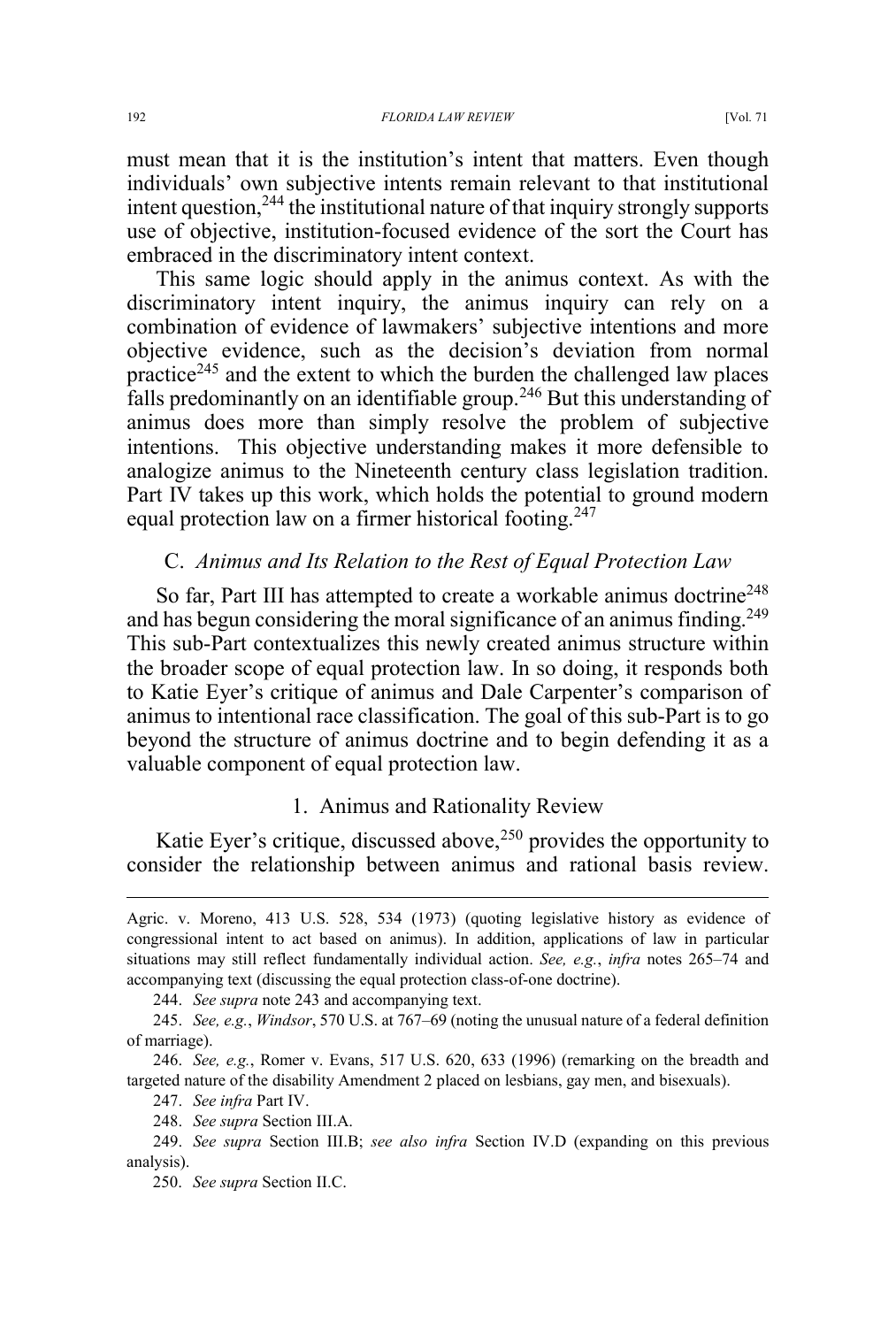must mean that it is the institution's intent that matters. Even though individuals' own subjective intents remain relevant to that institutional intent question,[244] the institutional nature of that inquiry strongly supports use of objective, institution-focused evidence of the sort the Court has embraced in the discriminatory intent context.

This same logic should apply in the animus context. As with the discriminatory intent inquiry, the animus inquiry can rely on a combination of evidence of lawmakers' subjective intentions and more objective evidence, such as the decision's deviation from normal practice[245] and the extent to which the burden the challenged law places falls predominantly on an identifiable group.[246] But this understanding of animus does more than simply resolve the problem of subjective intentions. This objective understanding makes it more defensible to analogize animus to the Nineteenth century class legislation tradition. Part IV takes up this work, which holds the potential to ground modern equal protection law on a firmer historical footing.[247]

### C. *Animus and Its Relation to the Rest of Equal Protection Law*

So far, Part III has attempted to create a workable animus doctrine[248] and has begun considering the moral significance of an animus finding.[249] This sub-Part contextualizes this newly created animus structure within the broader scope of equal protection law. In so doing, it responds both to Katie Eyer's critique of animus and Dale Carpenter's comparison of animus to intentional race classification. The goal of this sub-Part is to go beyond the structure of animus doctrine and to begin defending it as a valuable component of equal protection law.

#### 1. Animus and Rationality Review

Katie Eyer's critique, discussed above,[250] provides the opportunity to consider the relationship between animus and rational basis review.

---

Agric. v. Moreno, 413 U.S. 528, 534 (1973) (quoting legislative history as evidence of congressional intent to act based on animus). In addition, applications of law in particular situations may still reflect fundamentally individual action. *See, e.g.*, *infra* notes 265–74 and accompanying text (discussing the equal protection class-of-one doctrine).

244. *See supra* note 243 and accompanying text.

245. *See, e.g.*, *Windsor*, 570 U.S. at 767–69 (noting the unusual nature of a federal definition of marriage).

246. *See, e.g.*, Romer v. Evans, 517 U.S. 620, 633 (1996) (remarking on the breadth and targeted nature of the disability Amendment 2 placed on lesbians, gay men, and bisexuals).

247. *See infra* Part IV.

248. *See supra* Section III.A.

249. *See supra* Section III.B; *see also infra* Section IV.D (expanding on this previous analysis).

250. *See supra* Section II.C.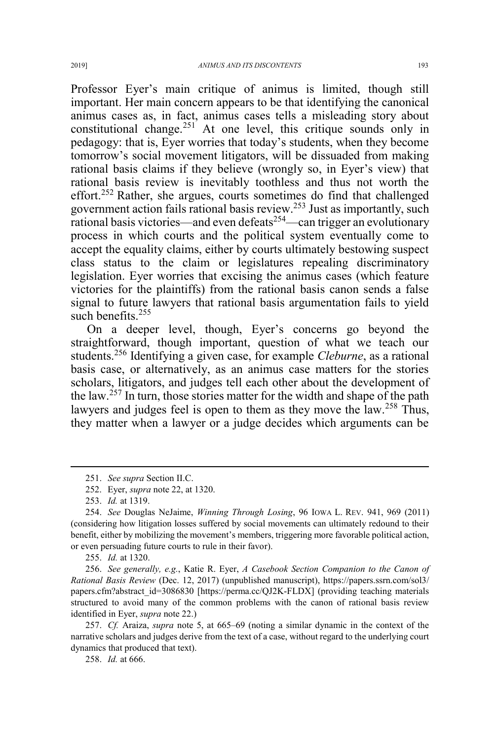Professor Eyer's main critique of animus is limited, though still important. Her main concern appears to be that identifying the canonical animus cases as, in fact, animus cases tells a misleading story about constitutional change.[251] At one level, this critique sounds only in pedagogy: that is, Eyer worries that today's students, when they become tomorrow's social movement litigators, will be dissuaded from making rational basis claims if they believe (wrongly so, in Eyer's view) that rational basis review is inevitably toothless and thus not worth the effort.[252] Rather, she argues, courts sometimes do find that challenged government action fails rational basis review.[253] Just as importantly, such rational basis victories—and even defeats[254]—can trigger an evolutionary process in which courts and the political system eventually come to accept the equality claims, either by courts ultimately bestowing suspect class status to the claim or legislatures repealing discriminatory legislation. Eyer worries that excising the animus cases (which feature victories for the plaintiffs) from the rational basis canon sends a false signal to future lawyers that rational basis argumentation fails to yield such benefits.[255]

On a deeper level, though, Eyer's concerns go beyond the straightforward, though important, question of what we teach our students.[256] Identifying a given case, for example *Cleburne*, as a rational basis case, or alternatively, as an animus case matters for the stories scholars, litigators, and judges tell each other about the development of the law.[257] In turn, those stories matter for the width and shape of the path lawyers and judges feel is open to them as they move the law.[258] Thus, they matter when a lawyer or a judge decides which arguments can be

---

251. *See supra* Section II.C.

252. Eyer, *supra* note 22, at 1320.

253. *Id.* at 1319.

254. *See* Douglas NeJaime, *Winning Through Losing*, 96 IOWA L. REV. 941, 969 (2011) (considering how litigation losses suffered by social movements can ultimately redound to their benefit, either by mobilizing the movement's members, triggering more favorable political action, or even persuading future courts to rule in their favor).

255. *Id.* at 1320.

256. *See generally, e.g.*, Katie R. Eyer, *A Casebook Section Companion to the Canon of Rational Basis Review* (Dec. 12, 2017) (unpublished manuscript), https://papers.ssrn.com/sol3/papers.cfm?abstract_id=3086830 [https://perma.cc/QJ2K-FLDX] (providing teaching materials structured to avoid many of the common problems with the canon of rational basis review identified in Eyer, *supra* note 22.)

257. *Cf.* Araiza, *supra* note 5, at 665–69 (noting a similar dynamic in the context of the narrative scholars and judges derive from the text of a case, without regard to the underlying court dynamics that produced that text).

258. *Id.* at 666.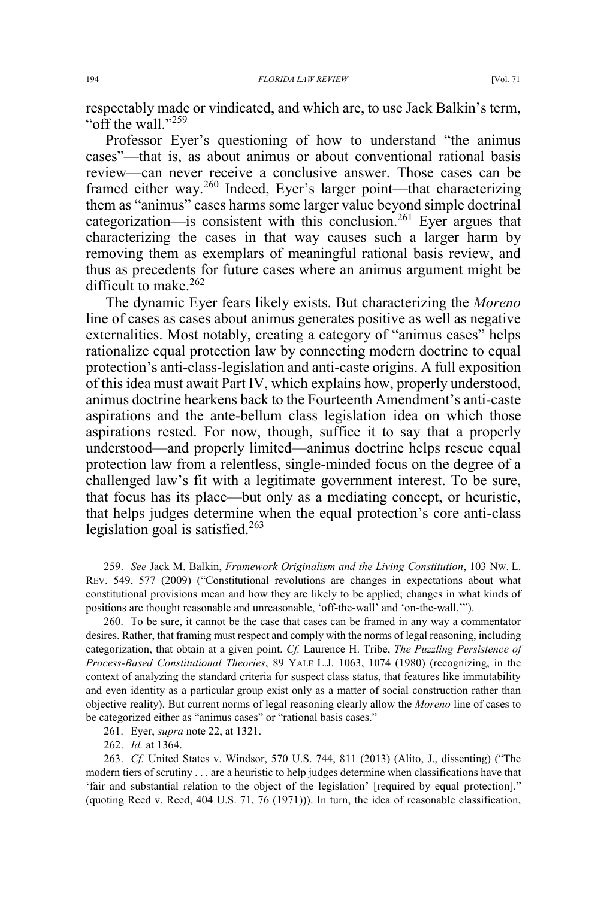respectably made or vindicated, and which are, to use Jack Balkin's term, "off the wall."[259]

Professor Eyer's questioning of how to understand "the animus cases"—that is, as about animus or about conventional rational basis review—can never receive a conclusive answer. Those cases can be framed either way.[260] Indeed, Eyer's larger point—that characterizing them as "animus" cases harms some larger value beyond simple doctrinal categorization—is consistent with this conclusion.[261] Eyer argues that characterizing the cases in that way causes such a larger harm by removing them as exemplars of meaningful rational basis review, and thus as precedents for future cases where an animus argument might be difficult to make.[262]

The dynamic Eyer fears likely exists. But characterizing the *Moreno* line of cases as cases about animus generates positive as well as negative externalities. Most notably, creating a category of "animus cases" helps rationalize equal protection law by connecting modern doctrine to equal protection's anti-class-legislation and anti-caste origins. A full exposition of this idea must await Part IV, which explains how, properly understood, animus doctrine hearkens back to the Fourteenth Amendment's anti-caste aspirations and the ante-bellum class legislation idea on which those aspirations rested. For now, though, suffice it to say that a properly understood—and properly limited—animus doctrine helps rescue equal protection law from a relentless, single-minded focus on the degree of a challenged law's fit with a legitimate government interest. To be sure, that focus has its place—but only as a mediating concept, or heuristic, that helps judges determine when the equal protection's core anti-class legislation goal is satisfied.[263]

---

259. *See* Jack M. Balkin, *Framework Originalism and the Living Constitution*, 103 NW. L. REV. 549, 577 (2009) ("Constitutional revolutions are changes in expectations about what constitutional provisions mean and how they are likely to be applied; changes in what kinds of positions are thought reasonable and unreasonable, 'off-the-wall' and 'on-the-wall.'").

260. To be sure, it cannot be the case that cases can be framed in any way a commentator desires. Rather, that framing must respect and comply with the norms of legal reasoning, including categorization, that obtain at a given point. *Cf.* Laurence H. Tribe, *The Puzzling Persistence of Process-Based Constitutional Theories*, 89 YALE L.J. 1063, 1074 (1980) (recognizing, in the context of analyzing the standard criteria for suspect class status, that features like immutability and even identity as a particular group exist only as a matter of social construction rather than objective reality). But current norms of legal reasoning clearly allow the *Moreno* line of cases to be categorized either as "animus cases" or "rational basis cases."

261. Eyer, *supra* note 22, at 1321.

262. *Id.* at 1364.

263. *Cf.* United States v. Windsor, 570 U.S. 744, 811 (2013) (Alito, J., dissenting) ("The modern tiers of scrutiny . . . are a heuristic to help judges determine when classifications have that 'fair and substantial relation to the object of the legislation' [required by equal protection]." (quoting Reed v. Reed, 404 U.S. 71, 76 (1971))). In turn, the idea of reasonable classification,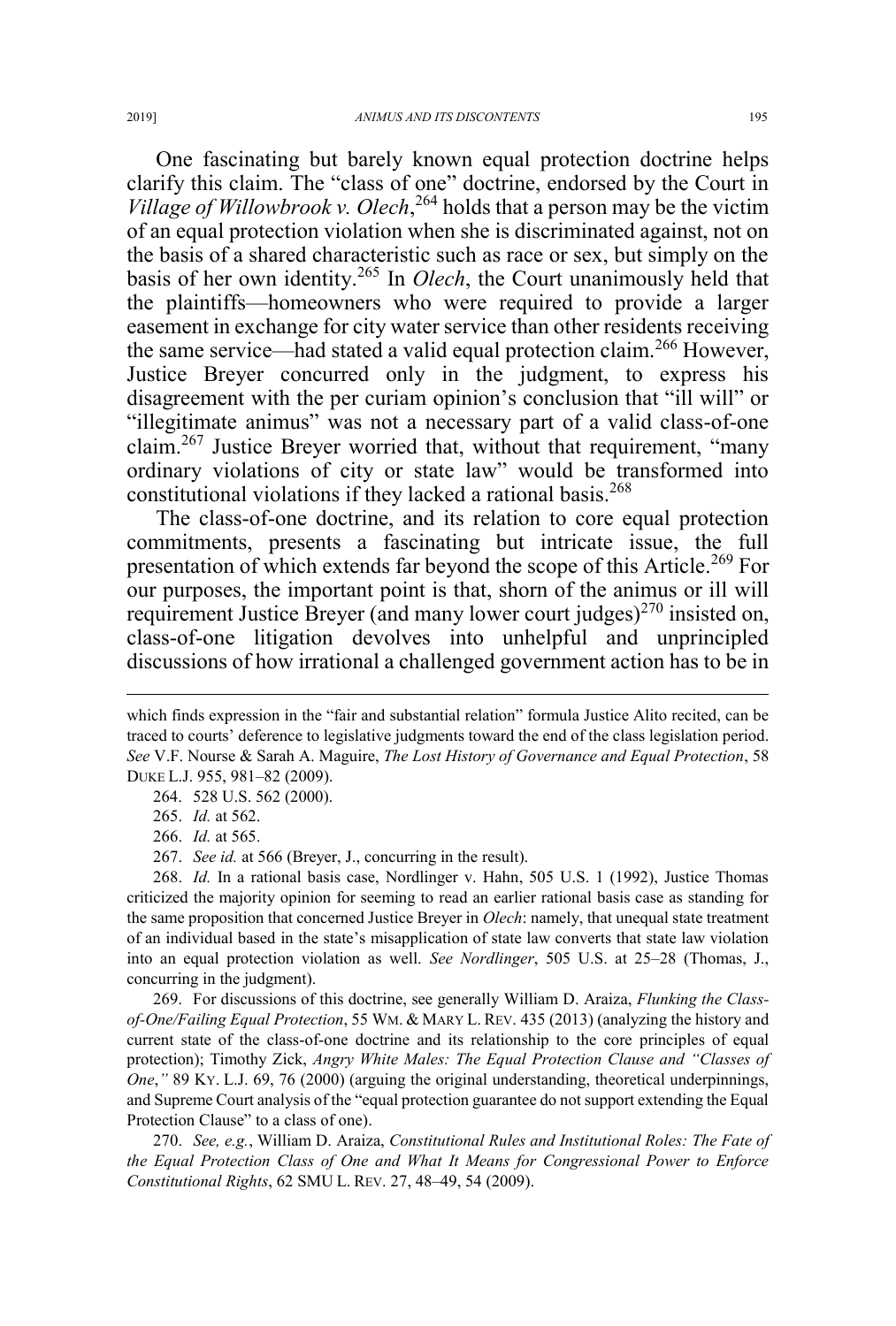One fascinating but barely known equal protection doctrine helps clarify this claim. The "class of one" doctrine, endorsed by the Court in *Village of Willowbrook v. Olech*,[264] holds that a person may be the victim of an equal protection violation when she is discriminated against, not on the basis of a shared characteristic such as race or sex, but simply on the basis of her own identity.[265] In *Olech*, the Court unanimously held that the plaintiffs—homeowners who were required to provide a larger easement in exchange for city water service than other residents receiving the same service—had stated a valid equal protection claim.[266] However, Justice Breyer concurred only in the judgment, to express his disagreement with the per curiam opinion's conclusion that "ill will" or "illegitimate animus" was not a necessary part of a valid class-of-one claim.[267] Justice Breyer worried that, without that requirement, "many ordinary violations of city or state law" would be transformed into constitutional violations if they lacked a rational basis.[268]

The class-of-one doctrine, and its relation to core equal protection commitments, presents a fascinating but intricate issue, the full presentation of which extends far beyond the scope of this Article.[269] For our purposes, the important point is that, shorn of the animus or ill will requirement Justice Breyer (and many lower court judges)[270] insisted on, class-of-one litigation devolves into unhelpful and unprincipled discussions of how irrational a challenged government action has to be in

---

which finds expression in the "fair and substantial relation" formula Justice Alito recited, can be traced to courts' deference to legislative judgments toward the end of the class legislation period. *See* V.F. Nourse & Sarah A. Maguire, *The Lost History of Governance and Equal Protection*, 58 DUKE L.J. 955, 981–82 (2009).

264. 528 U.S. 562 (2000).

265. *Id.* at 562.

266. *Id.* at 565.

267. *See id.* at 566 (Breyer, J., concurring in the result).

268. *Id.* In a rational basis case, Nordlinger v. Hahn, 505 U.S. 1 (1992), Justice Thomas criticized the majority opinion for seeming to read an earlier rational basis case as standing for the same proposition that concerned Justice Breyer in *Olech*: namely, that unequal state treatment of an individual based in the state's misapplication of state law converts that state law violation into an equal protection violation as well. *See Nordlinger*, 505 U.S. at 25–28 (Thomas, J., concurring in the judgment).

269. For discussions of this doctrine, see generally William D. Araiza, *Flunking the Class-of-One/Failing Equal Protection*, 55 WM. & MARY L. REV. 435 (2013) (analyzing the history and current state of the class-of-one doctrine and its relationship to the core principles of equal protection); Timothy Zick, *Angry White Males: The Equal Protection Clause and "Classes of One*,*"* 89 KY. L.J. 69, 76 (2000) (arguing the original understanding, theoretical underpinnings, and Supreme Court analysis of the "equal protection guarantee do not support extending the Equal Protection Clause" to a class of one).

270. *See, e.g.*, William D. Araiza, *Constitutional Rules and Institutional Roles: The Fate of the Equal Protection Class of One and What It Means for Congressional Power to Enforce Constitutional Rights*, 62 SMU L. REV. 27, 48–49, 54 (2009).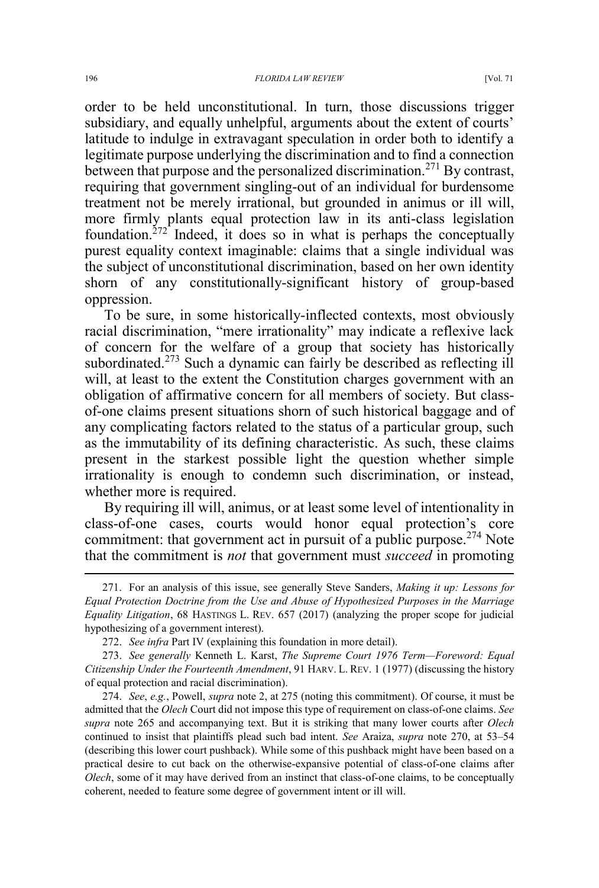order to be held unconstitutional. In turn, those discussions trigger subsidiary, and equally unhelpful, arguments about the extent of courts' latitude to indulge in extravagant speculation in order both to identify a legitimate purpose underlying the discrimination and to find a connection between that purpose and the personalized discrimination.[271] By contrast, requiring that government singling-out of an individual for burdensome treatment not be merely irrational, but grounded in animus or ill will, more firmly plants equal protection law in its anti-class legislation foundation.[272] Indeed, it does so in what is perhaps the conceptually purest equality context imaginable: claims that a single individual was the subject of unconstitutional discrimination, based on her own identity shorn of any constitutionally-significant history of group-based oppression.

To be sure, in some historically-inflected contexts, most obviously racial discrimination, "mere irrationality" may indicate a reflexive lack of concern for the welfare of a group that society has historically subordinated.[273] Such a dynamic can fairly be described as reflecting ill will, at least to the extent the Constitution charges government with an obligation of affirmative concern for all members of society. But class-of-one claims present situations shorn of such historical baggage and of any complicating factors related to the status of a particular group, such as the immutability of its defining characteristic. As such, these claims present in the starkest possible light the question whether simple irrationality is enough to condemn such discrimination, or instead, whether more is required.

By requiring ill will, animus, or at least some level of intentionality in class-of-one cases, courts would honor equal protection's core commitment: that government act in pursuit of a public purpose.[274] Note that the commitment is *not* that government must *succeed* in promoting

---

271. For an analysis of this issue, see generally Steve Sanders, *Making it up: Lessons for Equal Protection Doctrine from the Use and Abuse of Hypothesized Purposes in the Marriage Equality Litigation*, 68 HASTINGS L. REV. 657 (2017) (analyzing the proper scope for judicial hypothesizing of a government interest).

272. *See infra* Part IV (explaining this foundation in more detail).

273. *See generally* Kenneth L. Karst, *The Supreme Court 1976 Term—Foreword: Equal Citizenship Under the Fourteenth Amendment*, 91 HARV. L. REV. 1 (1977) (discussing the history of equal protection and racial discrimination).

274. *See*, *e.g.*, Powell, *supra* note 2, at 275 (noting this commitment). Of course, it must be admitted that the *Olech* Court did not impose this type of requirement on class-of-one claims. *See supra* note 265 and accompanying text. But it is striking that many lower courts after *Olech* continued to insist that plaintiffs plead such bad intent. *See* Araiza, *supra* note 270, at 53–54 (describing this lower court pushback). While some of this pushback might have been based on a practical desire to cut back on the otherwise-expansive potential of class-of-one claims after *Olech*, some of it may have derived from an instinct that class-of-one claims, to be conceptually coherent, needed to feature some degree of government intent or ill will.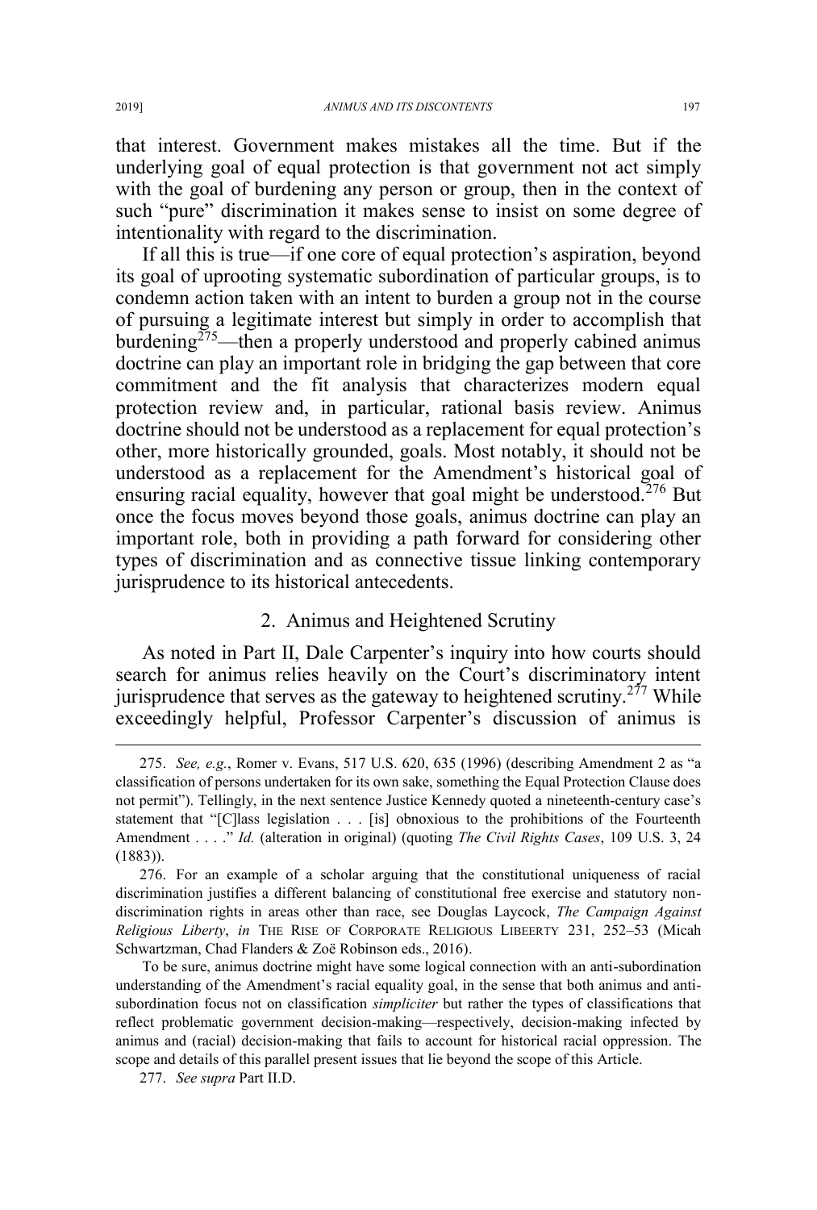that interest. Government makes mistakes all the time. But if the underlying goal of equal protection is that government not act simply with the goal of burdening any person or group, then in the context of such "pure" discrimination it makes sense to insist on some degree of intentionality with regard to the discrimination.

If all this is true—if one core of equal protection's aspiration, beyond its goal of uprooting systematic subordination of particular groups, is to condemn action taken with an intent to burden a group not in the course of pursuing a legitimate interest but simply in order to accomplish that burdening[275]—then a properly understood and properly cabined animus doctrine can play an important role in bridging the gap between that core commitment and the fit analysis that characterizes modern equal protection review and, in particular, rational basis review. Animus doctrine should not be understood as a replacement for equal protection's other, more historically grounded, goals. Most notably, it should not be understood as a replacement for the Amendment's historical goal of ensuring racial equality, however that goal might be understood.[276] But once the focus moves beyond those goals, animus doctrine can play an important role, both in providing a path forward for considering other types of discrimination and as connective tissue linking contemporary jurisprudence to its historical antecedents.

### 2. Animus and Heightened Scrutiny

As noted in Part II, Dale Carpenter's inquiry into how courts should search for animus relies heavily on the Court's discriminatory intent jurisprudence that serves as the gateway to heightened scrutiny.[277] While exceedingly helpful, Professor Carpenter's discussion of animus is

---

275. *See, e.g.*, Romer v. Evans, 517 U.S. 620, 635 (1996) (describing Amendment 2 as "a classification of persons undertaken for its own sake, something the Equal Protection Clause does not permit"). Tellingly, in the next sentence Justice Kennedy quoted a nineteenth-century case's statement that "[C]lass legislation . . . [is] obnoxious to the prohibitions of the Fourteenth Amendment . . . ." *Id.* (alteration in original) (quoting *The Civil Rights Cases*, 109 U.S. 3, 24 (1883)).

276. For an example of a scholar arguing that the constitutional uniqueness of racial discrimination justifies a different balancing of constitutional free exercise and statutory non-discrimination rights in areas other than race, see Douglas Laycock, *The Campaign Against Religious Liberty*, *in* THE RISE OF CORPORATE RELIGIOUS LIBEERTY 231, 252–53 (Micah Schwartzman, Chad Flanders & Zoë Robinson eds., 2016).

To be sure, animus doctrine might have some logical connection with an anti-subordination understanding of the Amendment's racial equality goal, in the sense that both animus and anti-subordination focus not on classification *simpliciter* but rather the types of classifications that reflect problematic government decision-making—respectively, decision-making infected by animus and (racial) decision-making that fails to account for historical racial oppression. The scope and details of this parallel present issues that lie beyond the scope of this Article.

277. *See supra* Part II.D.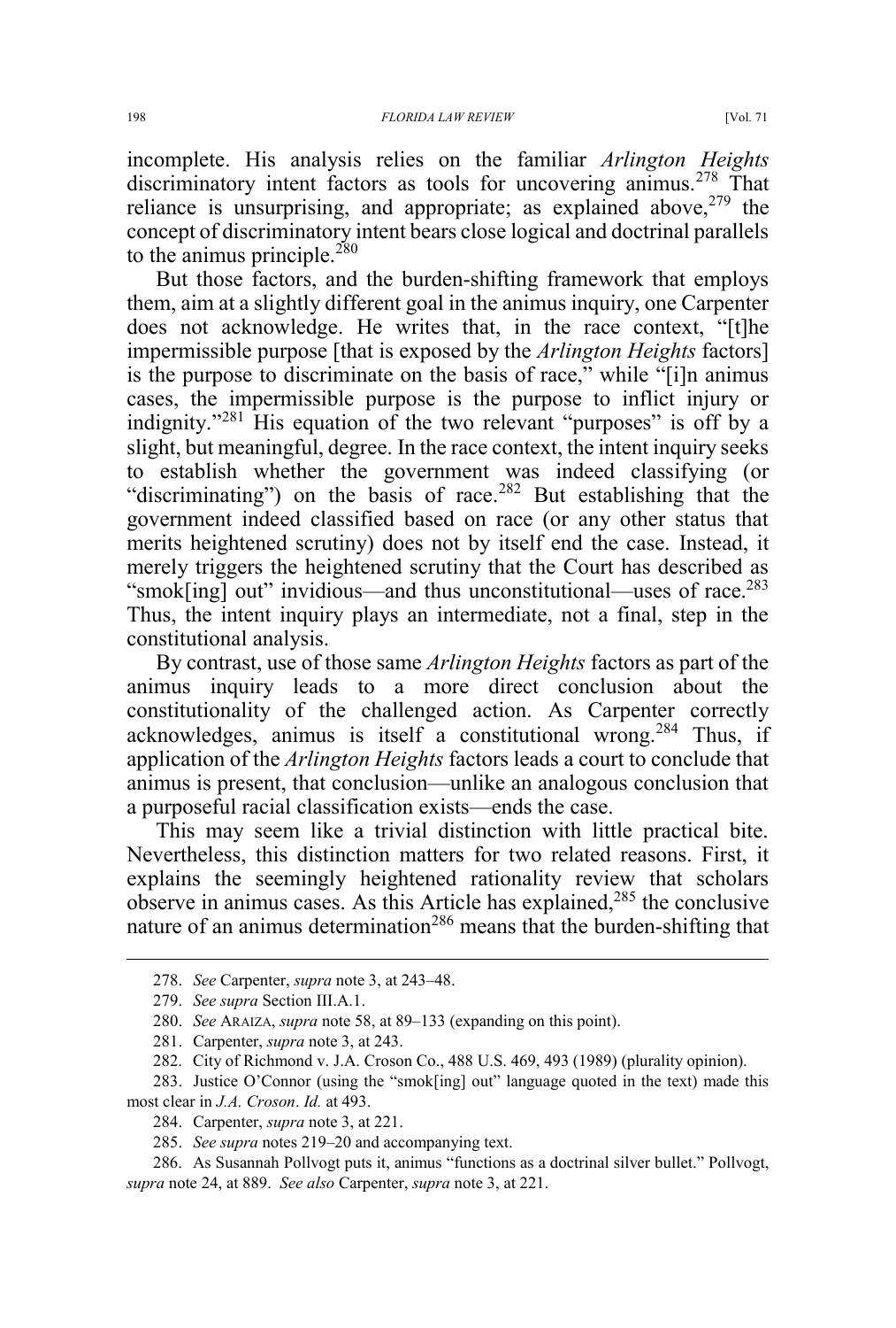incomplete. His analysis relies on the familiar *Arlington Heights* discriminatory intent factors as tools for uncovering animus.[278] That reliance is unsurprising, and appropriate; as explained above,[279] the concept of discriminatory intent bears close logical and doctrinal parallels to the animus principle.[280]

But those factors, and the burden-shifting framework that employs them, aim at a slightly different goal in the animus inquiry, one Carpenter does not acknowledge. He writes that, in the race context, "[t]he impermissible purpose [that is exposed by the *Arlington Heights* factors] is the purpose to discriminate on the basis of race," while "[i]n animus cases, the impermissible purpose is the purpose to inflict injury or indignity."[281] His equation of the two relevant "purposes" is off by a slight, but meaningful, degree. In the race context, the intent inquiry seeks to establish whether the government was indeed classifying (or "discriminating") on the basis of race.[282] But establishing that the government indeed classified based on race (or any other status that merits heightened scrutiny) does not by itself end the case. Instead, it merely triggers the heightened scrutiny that the Court has described as "smok[ing] out" invidious—and thus unconstitutional—uses of race.[283] Thus, the intent inquiry plays an intermediate, not a final, step in the constitutional analysis.

By contrast, use of those same *Arlington Heights* factors as part of the animus inquiry leads to a more direct conclusion about the constitutionality of the challenged action. As Carpenter correctly acknowledges, animus is itself a constitutional wrong.[284] Thus, if application of the *Arlington Heights* factors leads a court to conclude that animus is present, that conclusion—unlike an analogous conclusion that a purposeful racial classification exists—ends the case.

This may seem like a trivial distinction with little practical bite. Nevertheless, this distinction matters for two related reasons. First, it explains the seemingly heightened rationality review that scholars observe in animus cases. As this Article has explained,[285] the conclusive nature of an animus determination[286] means that the burden-shifting that

---

278. *See* Carpenter, *supra* note 3, at 243–48.

279. *See supra* Section III.A.1.

280. *See* ARAIZA, *supra* note 58, at 89–133 (expanding on this point).

281. Carpenter, *supra* note 3, at 243.

282. City of Richmond v. J.A. Croson Co., 488 U.S. 469, 493 (1989) (plurality opinion).

283. Justice O'Connor (using the "smok[ing] out" language quoted in the text) made this most clear in *J.A. Croson*. *Id.* at 493.

284. Carpenter, *supra* note 3, at 221.

285. *See supra* notes 219–20 and accompanying text.

286. As Susannah Pollvogt puts it, animus "functions as a doctrinal silver bullet." Pollvogt, *supra* note 24, at 889. *See also* Carpenter, *supra* note 3, at 221.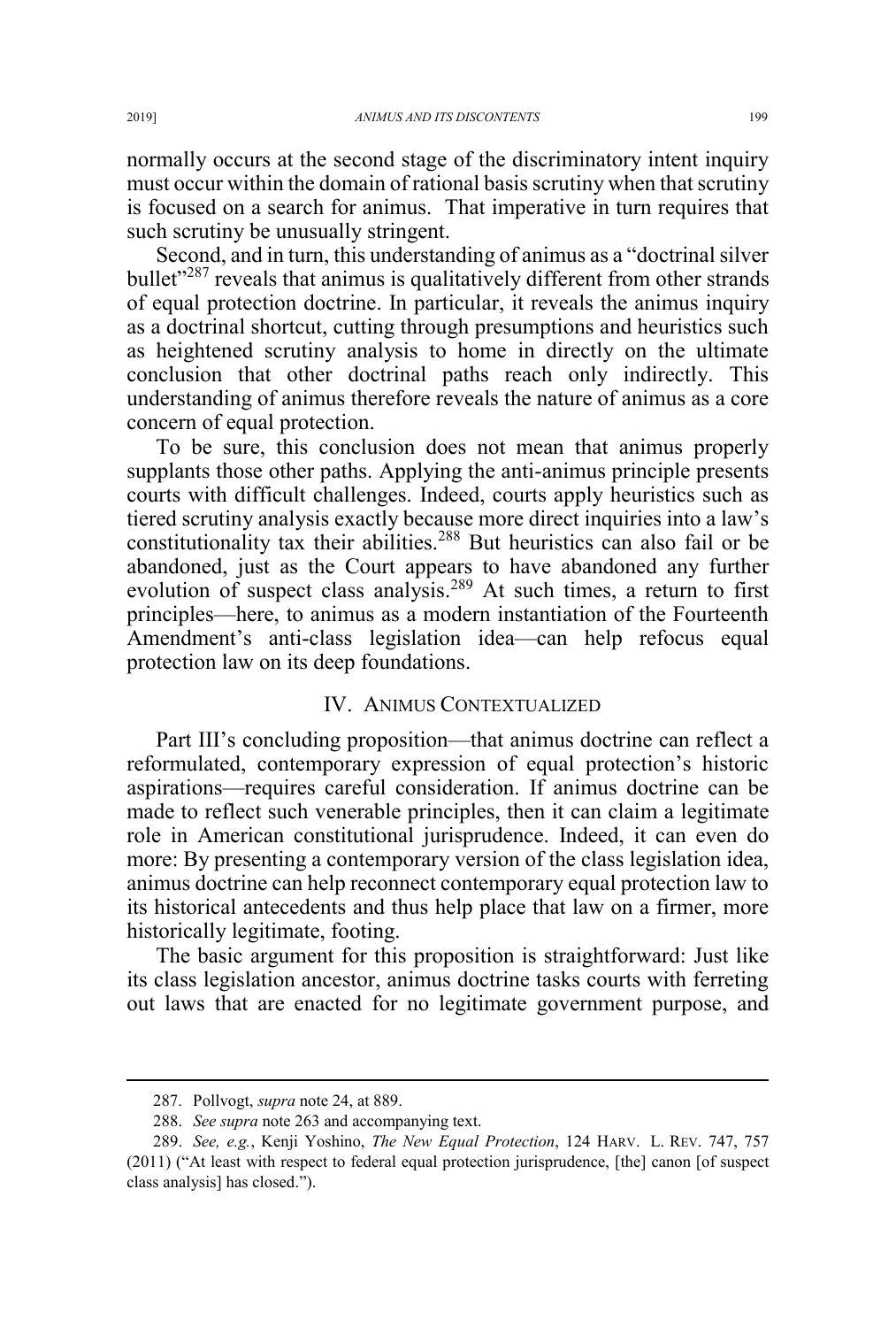normally occurs at the second stage of the discriminatory intent inquiry must occur within the domain of rational basis scrutiny when that scrutiny is focused on a search for animus. That imperative in turn requires that such scrutiny be unusually stringent.

Second, and in turn, this understanding of animus as a "doctrinal silver bullet"[287] reveals that animus is qualitatively different from other strands of equal protection doctrine. In particular, it reveals the animus inquiry as a doctrinal shortcut, cutting through presumptions and heuristics such as heightened scrutiny analysis to home in directly on the ultimate conclusion that other doctrinal paths reach only indirectly. This understanding of animus therefore reveals the nature of animus as a core concern of equal protection.

To be sure, this conclusion does not mean that animus properly supplants those other paths. Applying the anti-animus principle presents courts with difficult challenges. Indeed, courts apply heuristics such as tiered scrutiny analysis exactly because more direct inquiries into a law's constitutionality tax their abilities.[288] But heuristics can also fail or be abandoned, just as the Court appears to have abandoned any further evolution of suspect class analysis.[289] At such times, a return to first principles—here, to animus as a modern instantiation of the Fourteenth Amendment's anti-class legislation idea—can help refocus equal protection law on its deep foundations.

## IV. ANIMUS CONTEXTUALIZED

Part III's concluding proposition—that animus doctrine can reflect a reformulated, contemporary expression of equal protection's historic aspirations—requires careful consideration. If animus doctrine can be made to reflect such venerable principles, then it can claim a legitimate role in American constitutional jurisprudence. Indeed, it can even do more: By presenting a contemporary version of the class legislation idea, animus doctrine can help reconnect contemporary equal protection law to its historical antecedents and thus help place that law on a firmer, more historically legitimate, footing.

The basic argument for this proposition is straightforward: Just like its class legislation ancestor, animus doctrine tasks courts with ferreting out laws that are enacted for no legitimate government purpose, and

---

287. Pollvogt, *supra* note 24, at 889.

288. *See supra* note 263 and accompanying text.

289. *See, e.g.*, Kenji Yoshino, *The New Equal Protection*, 124 HARV. L. REV. 747, 757 (2011) ("At least with respect to federal equal protection jurisprudence, [the] canon [of suspect class analysis] has closed.").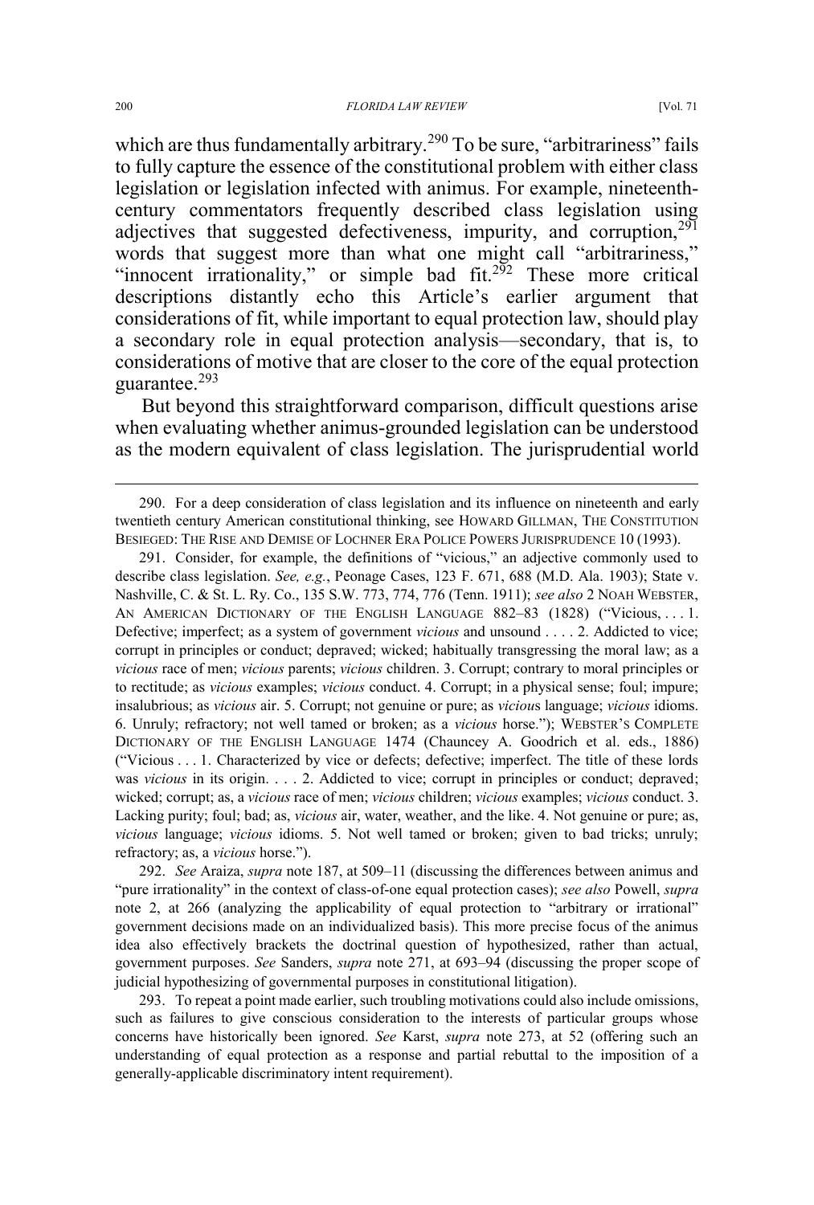which are thus fundamentally arbitrary.[290] To be sure, "arbitrariness" fails to fully capture the essence of the constitutional problem with either class legislation or legislation infected with animus. For example, nineteenth-century commentators frequently described class legislation using adjectives that suggested defectiveness, impurity, and corruption,[291] words that suggest more than what one might call "arbitrariness," "innocent irrationality," or simple bad fit.[292] These more critical descriptions distantly echo this Article's earlier argument that considerations of fit, while important to equal protection law, should play a secondary role in equal protection analysis—secondary, that is, to considerations of motive that are closer to the core of the equal protection guarantee.[293]

But beyond this straightforward comparison, difficult questions arise when evaluating whether animus-grounded legislation can be understood as the modern equivalent of class legislation. The jurisprudential world

---

290. For a deep consideration of class legislation and its influence on nineteenth and early twentieth century American constitutional thinking, see HOWARD GILLMAN, THE CONSTITUTION BESIEGED: THE RISE AND DEMISE OF LOCHNER ERA POLICE POWERS JURISPRUDENCE 10 (1993).

291. Consider, for example, the definitions of "vicious," an adjective commonly used to describe class legislation. *See, e.g.*, Peonage Cases, 123 F. 671, 688 (M.D. Ala. 1903); State v. Nashville, C. & St. L. Ry. Co., 135 S.W. 773, 774, 776 (Tenn. 1911); *see also* 2 NOAH WEBSTER, AN AMERICAN DICTIONARY OF THE ENGLISH LANGUAGE 882–83 (1828) ("Vicious, . . . 1. Defective; imperfect; as a system of government *vicious* and unsound . . . . 2. Addicted to vice; corrupt in principles or conduct; depraved; wicked; habitually transgressing the moral law; as a *vicious* race of men; *vicious* parents; *vicious* children. 3. Corrupt; contrary to moral principles or to rectitude; as *vicious* examples; *vicious* conduct. 4. Corrupt; in a physical sense; foul; impure; insalubrious; as *vicious* air. 5. Corrupt; not genuine or pure; as *vicious* language; *vicious* idioms. 6. Unruly; refractory; not well tamed or broken; as a *vicious* horse."); WEBSTER'S COMPLETE DICTIONARY OF THE ENGLISH LANGUAGE 1474 (Chauncey A. Goodrich et al. eds., 1886) ("Vicious . . . 1. Characterized by vice or defects; defective; imperfect. The title of these lords was *vicious* in its origin. . . . 2. Addicted to vice; corrupt in principles or conduct; depraved; wicked; corrupt; as, a *vicious* race of men; *vicious* children; *vicious* examples; *vicious* conduct. 3. Lacking purity; foul; bad; as, *vicious* air, water, weather, and the like. 4. Not genuine or pure; as, *vicious* language; *vicious* idioms. 5. Not well tamed or broken; given to bad tricks; unruly; refractory; as, a *vicious* horse.").

292. *See* Araiza, *supra* note 187, at 509–11 (discussing the differences between animus and "pure irrationality" in the context of class-of-one equal protection cases); *see also* Powell, *supra* note 2, at 266 (analyzing the applicability of equal protection to "arbitrary or irrational" government decisions made on an individualized basis). This more precise focus of the animus idea also effectively brackets the doctrinal question of hypothesized, rather than actual, government purposes. *See* Sanders, *supra* note 271, at 693–94 (discussing the proper scope of judicial hypothesizing of governmental purposes in constitutional litigation).

293. To repeat a point made earlier, such troubling motivations could also include omissions, such as failures to give conscious consideration to the interests of particular groups whose concerns have historically been ignored. *See* Karst, *supra* note 273, at 52 (offering such an understanding of equal protection as a response and partial rebuttal to the imposition of a generally-applicable discriminatory intent requirement).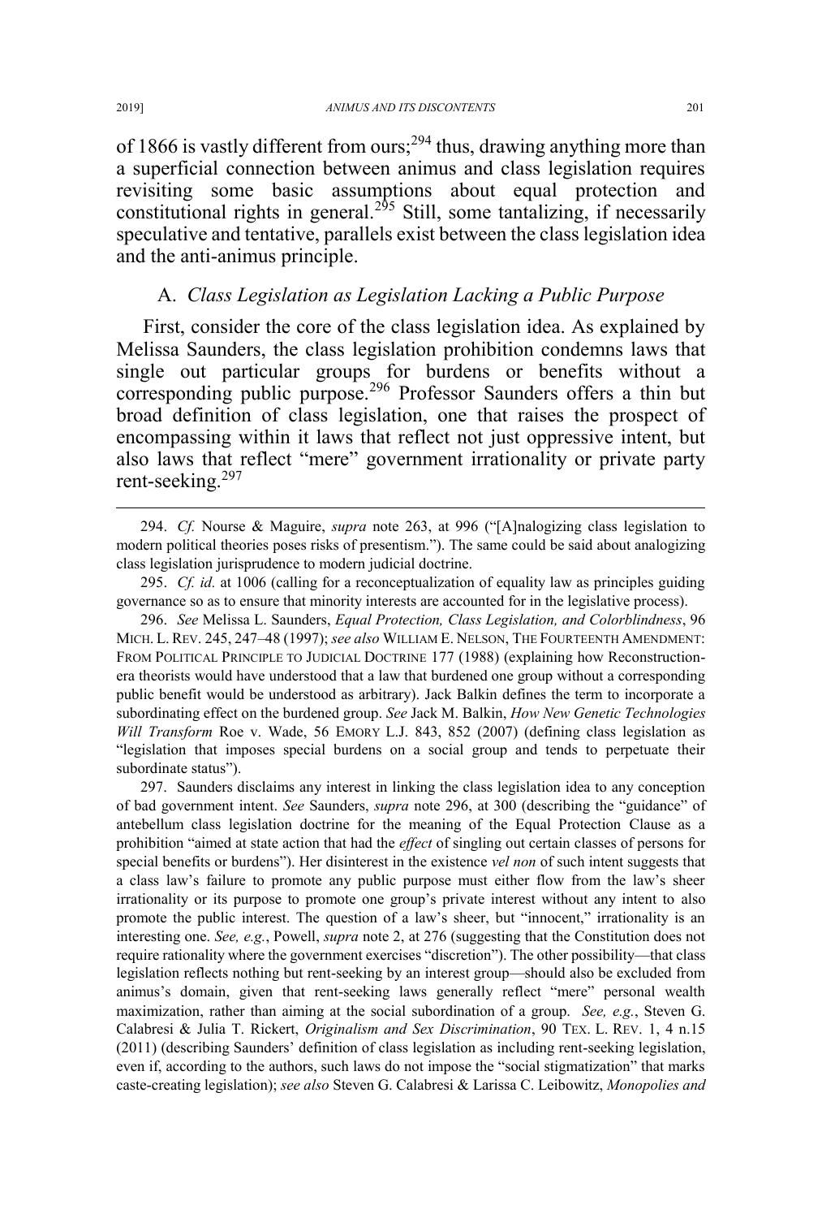of 1866 is vastly different from ours;[294] thus, drawing anything more than a superficial connection between animus and class legislation requires revisiting some basic assumptions about equal protection and constitutional rights in general.[295] Still, some tantalizing, if necessarily speculative and tentative, parallels exist between the class legislation idea and the anti-animus principle.

### A. *Class Legislation as Legislation Lacking a Public Purpose*

First, consider the core of the class legislation idea. As explained by Melissa Saunders, the class legislation prohibition condemns laws that single out particular groups for burdens or benefits without a corresponding public purpose.[296] Professor Saunders offers a thin but broad definition of class legislation, one that raises the prospect of encompassing within it laws that reflect not just oppressive intent, but also laws that reflect "mere" government irrationality or private party rent-seeking.[297]

---

294. *Cf.* Nourse & Maguire, *supra* note 263, at 996 ("[A]nalogizing class legislation to modern political theories poses risks of presentism."). The same could be said about analogizing class legislation jurisprudence to modern judicial doctrine.

295. *Cf. id.* at 1006 (calling for a reconceptualization of equality law as principles guiding governance so as to ensure that minority interests are accounted for in the legislative process).

296. *See* Melissa L. Saunders, *Equal Protection, Class Legislation, and Colorblindness*, 96 MICH. L. REV. 245, 247–48 (1997); *see also* WILLIAM E. NELSON, THE FOURTEENTH AMENDMENT: FROM POLITICAL PRINCIPLE TO JUDICIAL DOCTRINE 177 (1988) (explaining how Reconstruction-era theorists would have understood that a law that burdened one group without a corresponding public benefit would be understood as arbitrary). Jack Balkin defines the term to incorporate a subordinating effect on the burdened group. *See* Jack M. Balkin, *How New Genetic Technologies Will Transform* Roe v. Wade, 56 EMORY L.J. 843, 852 (2007) (defining class legislation as "legislation that imposes special burdens on a social group and tends to perpetuate their subordinate status").

297. Saunders disclaims any interest in linking the class legislation idea to any conception of bad government intent. *See* Saunders, *supra* note 296, at 300 (describing the "guidance" of antebellum class legislation doctrine for the meaning of the Equal Protection Clause as a prohibition "aimed at state action that had the *effect* of singling out certain classes of persons for special benefits or burdens"). Her disinterest in the existence *vel non* of such intent suggests that a class law's failure to promote any public purpose must either flow from the law's sheer irrationality or its purpose to promote one group's private interest without any intent to also promote the public interest. The question of a law's sheer, but "innocent," irrationality is an interesting one. *See, e.g.*, Powell, *supra* note 2, at 276 (suggesting that the Constitution does not require rationality where the government exercises "discretion"). The other possibility—that class legislation reflects nothing but rent-seeking by an interest group—should also be excluded from animus's domain, given that rent-seeking laws generally reflect "mere" personal wealth maximization, rather than aiming at the social subordination of a group. *See, e.g.*, Steven G. Calabresi & Julia T. Rickert, *Originalism and Sex Discrimination*, 90 TEX. L. REV. 1, 4 n.15 (2011) (describing Saunders' definition of class legislation as including rent-seeking legislation, even if, according to the authors, such laws do not impose the "social stigmatization" that marks caste-creating legislation); *see also* Steven G. Calabresi & Larissa C. Leibowitz, *Monopolies and*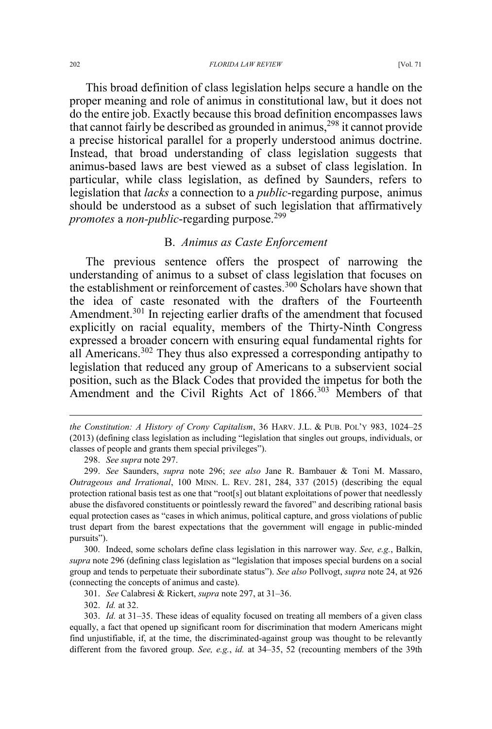This broad definition of class legislation helps secure a handle on the proper meaning and role of animus in constitutional law, but it does not do the entire job. Exactly because this broad definition encompasses laws that cannot fairly be described as grounded in animus,[298] it cannot provide a precise historical parallel for a properly understood animus doctrine. Instead, that broad understanding of class legislation suggests that animus-based laws are best viewed as a subset of class legislation. In particular, while class legislation, as defined by Saunders, refers to legislation that *lacks* a connection to a *public*-regarding purpose, animus should be understood as a subset of such legislation that affirmatively *promotes* a *non-public*-regarding purpose.[299]

## B. *Animus as Caste Enforcement*

The previous sentence offers the prospect of narrowing the understanding of animus to a subset of class legislation that focuses on the establishment or reinforcement of castes.[300] Scholars have shown that the idea of caste resonated with the drafters of the Fourteenth Amendment.[301] In rejecting earlier drafts of the amendment that focused explicitly on racial equality, members of the Thirty-Ninth Congress expressed a broader concern with ensuring equal fundamental rights for all Americans.[302] They thus also expressed a corresponding antipathy to legislation that reduced any group of Americans to a subservient social position, such as the Black Codes that provided the impetus for both the Amendment and the Civil Rights Act of 1866.[303] Members of that

---

*the Constitution: A History of Crony Capitalism*, 36 HARV. J.L. & PUB. POL'Y 983, 1024–25 (2013) (defining class legislation as including "legislation that singles out groups, individuals, or classes of people and grants them special privileges").

298. *See supra* note 297.

299. *See* Saunders, *supra* note 296; *see also* Jane R. Bambauer & Toni M. Massaro, *Outrageous and Irrational*, 100 MINN. L. REV. 281, 284, 337 (2015) (describing the equal protection rational basis test as one that "root[s] out blatant exploitations of power that needlessly abuse the disfavored constituents or pointlessly reward the favored" and describing rational basis equal protection cases as "cases in which animus, political capture, and gross violations of public trust depart from the barest expectations that the government will engage in public-minded pursuits").

300. Indeed, some scholars define class legislation in this narrower way. *See, e.g.*, Balkin, *supra* note 296 (defining class legislation as "legislation that imposes special burdens on a social group and tends to perpetuate their subordinate status"). *See also* Pollvogt, *supra* note 24, at 926 (connecting the concepts of animus and caste).

301. *See* Calabresi & Rickert, *supra* note 297, at 31–36.

302. *Id.* at 32.

303. *Id.* at 31–35. These ideas of equality focused on treating all members of a given class equally, a fact that opened up significant room for discrimination that modern Americans might find unjustifiable, if, at the time, the discriminated-against group was thought to be relevantly different from the favored group. *See, e.g.*, *id.* at 34–35, 52 (recounting members of the 39th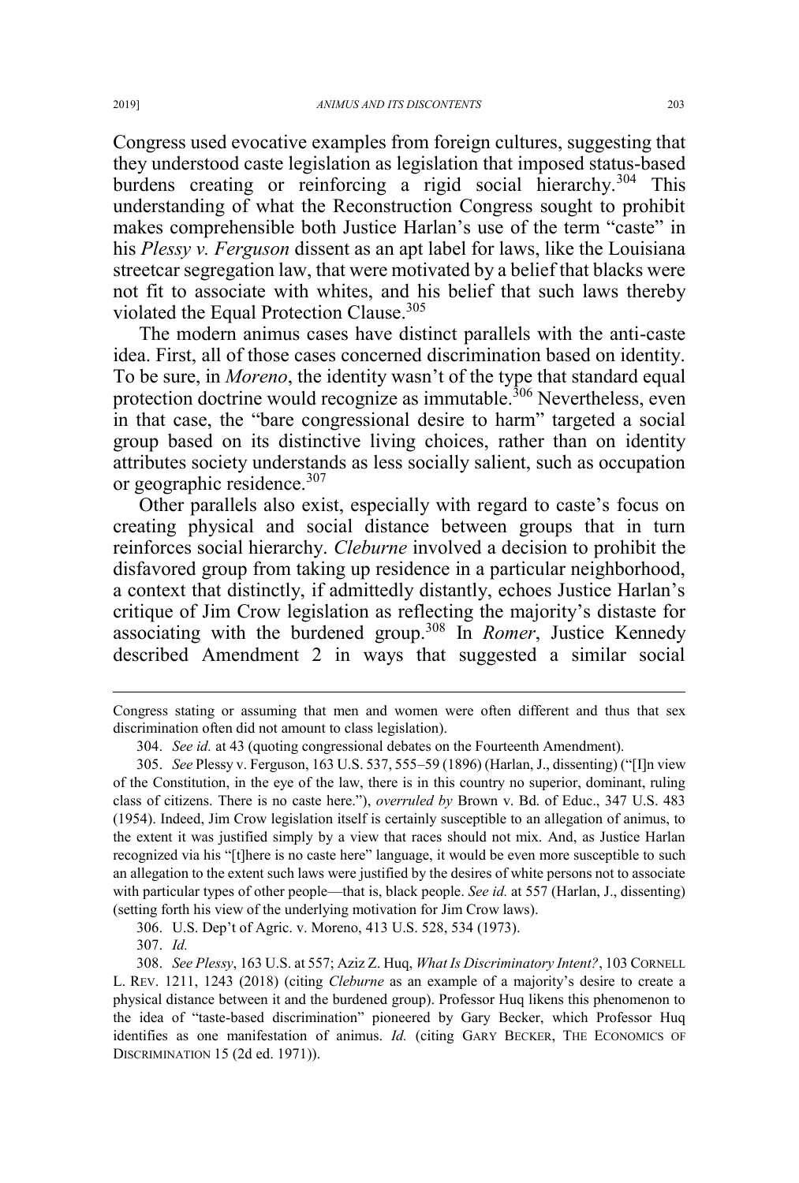Congress used evocative examples from foreign cultures, suggesting that they understood caste legislation as legislation that imposed status-based burdens creating or reinforcing a rigid social hierarchy.[304] This understanding of what the Reconstruction Congress sought to prohibit makes comprehensible both Justice Harlan's use of the term "caste" in his *Plessy v. Ferguson* dissent as an apt label for laws, like the Louisiana streetcar segregation law, that were motivated by a belief that blacks were not fit to associate with whites, and his belief that such laws thereby violated the Equal Protection Clause.[305]

The modern animus cases have distinct parallels with the anti-caste idea. First, all of those cases concerned discrimination based on identity. To be sure, in *Moreno*, the identity wasn't of the type that standard equal protection doctrine would recognize as immutable.[306] Nevertheless, even in that case, the "bare congressional desire to harm" targeted a social group based on its distinctive living choices, rather than on identity attributes society understands as less socially salient, such as occupation or geographic residence.[307]

Other parallels also exist, especially with regard to caste's focus on creating physical and social distance between groups that in turn reinforces social hierarchy. *Cleburne* involved a decision to prohibit the disfavored group from taking up residence in a particular neighborhood, a context that distinctly, if admittedly distantly, echoes Justice Harlan's critique of Jim Crow legislation as reflecting the majority's distaste for associating with the burdened group.[308] In *Romer*, Justice Kennedy described Amendment 2 in ways that suggested a similar social

---

Congress stating or assuming that men and women were often different and thus that sex discrimination often did not amount to class legislation).

304. *See id.* at 43 (quoting congressional debates on the Fourteenth Amendment).

305. *See* Plessy v. Ferguson, 163 U.S. 537, 555–59 (1896) (Harlan, J., dissenting) ("[I]n view of the Constitution, in the eye of the law, there is in this country no superior, dominant, ruling class of citizens. There is no caste here."), *overruled by* Brown v. Bd. of Educ., 347 U.S. 483 (1954). Indeed, Jim Crow legislation itself is certainly susceptible to an allegation of animus, to the extent it was justified simply by a view that races should not mix. And, as Justice Harlan recognized via his "[t]here is no caste here" language, it would be even more susceptible to such an allegation to the extent such laws were justified by the desires of white persons not to associate with particular types of other people—that is, black people. *See id.* at 557 (Harlan, J., dissenting) (setting forth his view of the underlying motivation for Jim Crow laws).

306. U.S. Dep't of Agric. v. Moreno, 413 U.S. 528, 534 (1973).

307. *Id.*

308. *See Plessy*, 163 U.S. at 557; Aziz Z. Huq, *What Is Discriminatory Intent?*, 103 CORNELL L. REV. 1211, 1243 (2018) (citing *Cleburne* as an example of a majority's desire to create a physical distance between it and the burdened group). Professor Huq likens this phenomenon to the idea of "taste-based discrimination" pioneered by Gary Becker, which Professor Huq identifies as one manifestation of animus. *Id.* (citing GARY BECKER, THE ECONOMICS OF DISCRIMINATION 15 (2d ed. 1971)).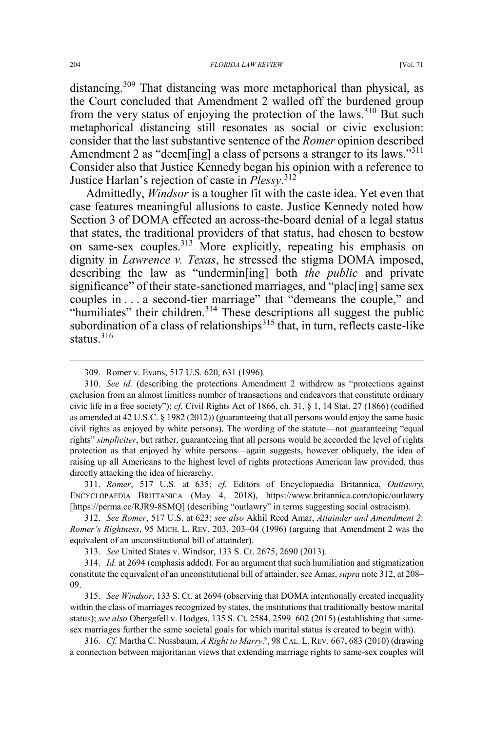distancing.[309] That distancing was more metaphorical than physical, as the Court concluded that Amendment 2 walled off the burdened group from the very status of enjoying the protection of the laws.[310] But such metaphorical distancing still resonates as social or civic exclusion: consider that the last substantive sentence of the *Romer* opinion described Amendment 2 as "deem[ing] a class of persons a stranger to its laws."[311] Consider also that Justice Kennedy began his opinion with a reference to Justice Harlan's rejection of caste in *Plessy*.[312]

Admittedly, *Windsor* is a tougher fit with the caste idea. Yet even that case features meaningful allusions to caste. Justice Kennedy noted how Section 3 of DOMA effected an across-the-board denial of a legal status that states, the traditional providers of that status, had chosen to bestow on same-sex couples.[313] More explicitly, repeating his emphasis on dignity in *Lawrence v. Texas*, he stressed the stigma DOMA imposed, describing the law as "undermin[ing] both *the public* and private significance" of their state-sanctioned marriages, and "plac[ing] same sex couples in . . . a second-tier marriage" that "demeans the couple," and "humiliates" their children.[314] These descriptions all suggest the public subordination of a class of relationships[315] that, in turn, reflects caste-like status.[316]

---

309. Romer v. Evans, 517 U.S. 620, 631 (1996).

310. *See id.* (describing the protections Amendment 2 withdrew as "protections against exclusion from an almost limitless number of transactions and endeavors that constitute ordinary civic life in a free society"); *cf.* Civil Rights Act of 1866, ch. 31, § 1, 14 Stat. 27 (1866) (codified as amended at 42 U.S.C. § 1982 (2012)) (guaranteeing that all persons would enjoy the same basic civil rights as enjoyed by white persons). The wording of the statute—not guaranteeing "equal rights" *simpliciter*, but rather, guaranteeing that all persons would be accorded the level of rights protection as that enjoyed by white persons—again suggests, however obliquely, the idea of raising up all Americans to the highest level of rights protections American law provided, thus directly attacking the idea of hierarchy.

311. *Romer*, 517 U.S. at 635; *cf.* Editors of Encyclopaedia Brittanica, *Outlawry*, ENCYCLOPAEDIA BRITTANICA (May 4, 2018), https://www.britannica.com/topic/outlawry [https://perma.cc/RJR9-8SMQ] (describing "outlawry" in terms suggesting social ostracism).

312. *See Romer*, 517 U.S. at 623; *see also* Akhil Reed Amar, *Attainder and Amendment 2: Romer's Rightness*, 95 MICH. L. REV. 203, 203–04 (1996) (arguing that Amendment 2 was the equivalent of an unconstitutional bill of attainder).

313. *See* United States v. Windsor, 133 S. Ct. 2675, 2690 (2013).

314. *Id.* at 2694 (emphasis added). For an argument that such humiliation and stigmatization constitute the equivalent of an unconstitutional bill of attainder, see Amar, *supra* note 312, at 208–09.

315. *See Windsor*, 133 S. Ct. at 2694 (observing that DOMA intentionally created inequality within the class of marriages recognized by states, the institutions that traditionally bestow marital status); *see also* Obergefell v. Hodges, 135 S. Ct. 2584, 2599–602 (2015) (establishing that same-sex marriages further the same societal goals for which marital status is created to begin with).

316. *Cf.* Martha C. Nussbaum, *A Right to Marry?*, 98 CAL. L. REV. 667, 683 (2010) (drawing a connection between majoritarian views that extending marriage rights to same-sex couples will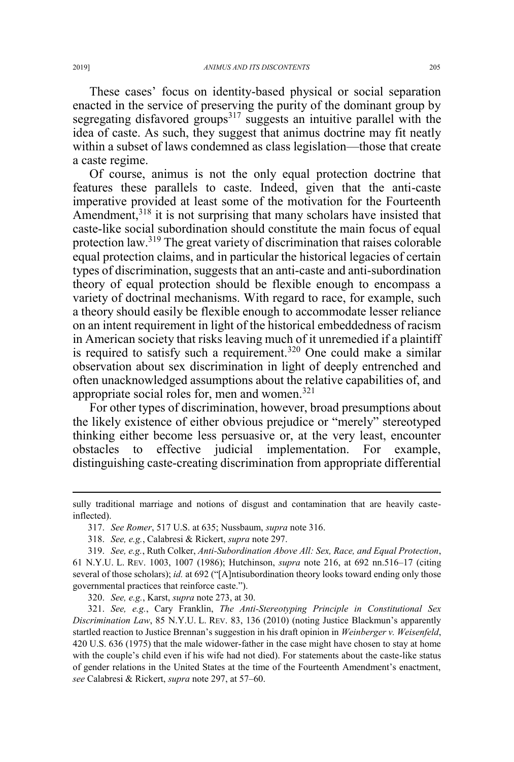These cases' focus on identity-based physical or social separation enacted in the service of preserving the purity of the dominant group by segregating disfavored groups[317] suggests an intuitive parallel with the idea of caste. As such, they suggest that animus doctrine may fit neatly within a subset of laws condemned as class legislation—those that create a caste regime.

Of course, animus is not the only equal protection doctrine that features these parallels to caste. Indeed, given that the anti-caste imperative provided at least some of the motivation for the Fourteenth Amendment,[318] it is not surprising that many scholars have insisted that caste-like social subordination should constitute the main focus of equal protection law.[319] The great variety of discrimination that raises colorable equal protection claims, and in particular the historical legacies of certain types of discrimination, suggests that an anti-caste and anti-subordination theory of equal protection should be flexible enough to encompass a variety of doctrinal mechanisms. With regard to race, for example, such a theory should easily be flexible enough to accommodate lesser reliance on an intent requirement in light of the historical embeddedness of racism in American society that risks leaving much of it unremedied if a plaintiff is required to satisfy such a requirement.[320] One could make a similar observation about sex discrimination in light of deeply entrenched and often unacknowledged assumptions about the relative capabilities of, and appropriate social roles for, men and women.[321]

For other types of discrimination, however, broad presumptions about the likely existence of either obvious prejudice or "merely" stereotyped thinking either become less persuasive or, at the very least, encounter obstacles to effective judicial implementation. For example, distinguishing caste-creating discrimination from appropriate differential

---

sully traditional marriage and notions of disgust and contamination that are heavily caste-inflected).

317. *See Romer*, 517 U.S. at 635; Nussbaum, *supra* note 316.

318. *See, e.g.*, Calabresi & Rickert, *supra* note 297.

319. *See, e.g.*, Ruth Colker, *Anti-Subordination Above All: Sex, Race, and Equal Protection*, 61 N.Y.U. L. REV. 1003, 1007 (1986); Hutchinson, *supra* note 216, at 692 nn.516–17 (citing several of those scholars); *id.* at 692 ("[A]ntisubordination theory looks toward ending only those governmental practices that reinforce caste.").

320. *See, e.g.*, Karst, *supra* note 273, at 30.

321. *See, e.g.*, Cary Franklin, *The Anti-Stereotyping Principle in Constitutional Sex Discrimination Law*, 85 N.Y.U. L. REV. 83, 136 (2010) (noting Justice Blackmun's apparently startled reaction to Justice Brennan's suggestion in his draft opinion in *Weinberger v. Weisenfeld*, 420 U.S. 636 (1975) that the male widower-father in the case might have chosen to stay at home with the couple's child even if his wife had not died). For statements about the caste-like status of gender relations in the United States at the time of the Fourteenth Amendment's enactment, *see* Calabresi & Rickert, *supra* note 297, at 57–60.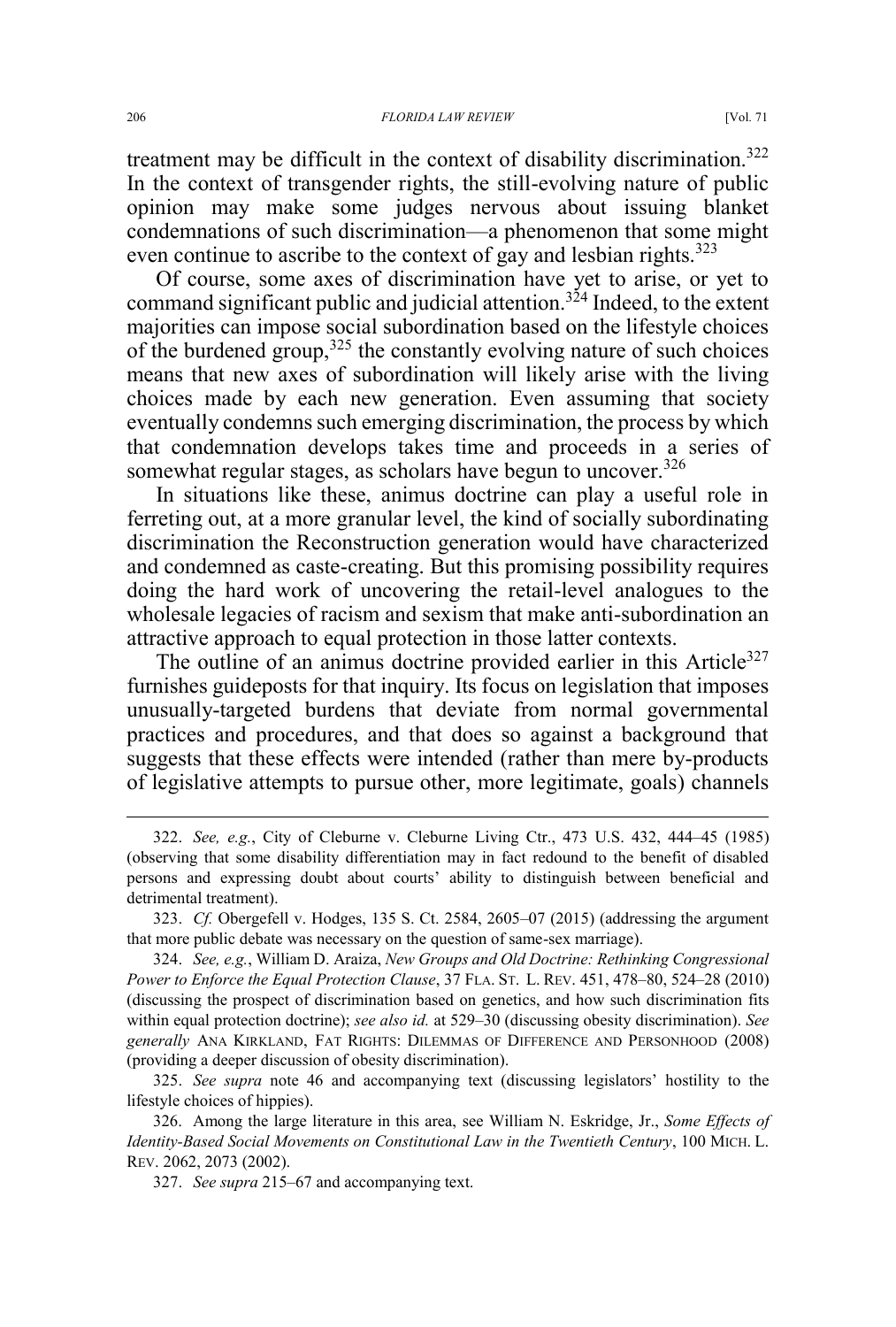treatment may be difficult in the context of disability discrimination.[322] In the context of transgender rights, the still-evolving nature of public opinion may make some judges nervous about issuing blanket condemnations of such discrimination—a phenomenon that some might even continue to ascribe to the context of gay and lesbian rights.[323]

Of course, some axes of discrimination have yet to arise, or yet to command significant public and judicial attention.[324] Indeed, to the extent majorities can impose social subordination based on the lifestyle choices of the burdened group,[325] the constantly evolving nature of such choices means that new axes of subordination will likely arise with the living choices made by each new generation. Even assuming that society eventually condemns such emerging discrimination, the process by which that condemnation develops takes time and proceeds in a series of somewhat regular stages, as scholars have begun to uncover.[326]

In situations like these, animus doctrine can play a useful role in ferreting out, at a more granular level, the kind of socially subordinating discrimination the Reconstruction generation would have characterized and condemned as caste-creating. But this promising possibility requires doing the hard work of uncovering the retail-level analogues to the wholesale legacies of racism and sexism that make anti-subordination an attractive approach to equal protection in those latter contexts.

The outline of an animus doctrine provided earlier in this Article[327] furnishes guideposts for that inquiry. Its focus on legislation that imposes unusually-targeted burdens that deviate from normal governmental practices and procedures, and that does so against a background that suggests that these effects were intended (rather than mere by-products of legislative attempts to pursue other, more legitimate, goals) channels

---

322. *See, e.g.*, City of Cleburne v. Cleburne Living Ctr., 473 U.S. 432, 444–45 (1985) (observing that some disability differentiation may in fact redound to the benefit of disabled persons and expressing doubt about courts' ability to distinguish between beneficial and detrimental treatment).

323. *Cf.* Obergefell v. Hodges, 135 S. Ct. 2584, 2605–07 (2015) (addressing the argument that more public debate was necessary on the question of same-sex marriage).

324. *See, e.g.*, William D. Araiza, *New Groups and Old Doctrine: Rethinking Congressional Power to Enforce the Equal Protection Clause*, 37 FLA. ST. L. REV. 451, 478–80, 524–28 (2010) (discussing the prospect of discrimination based on genetics, and how such discrimination fits within equal protection doctrine); *see also id.* at 529–30 (discussing obesity discrimination). *See generally* ANA KIRKLAND, FAT RIGHTS: DILEMMAS OF DIFFERENCE AND PERSONHOOD (2008) (providing a deeper discussion of obesity discrimination).

325. *See supra* note 46 and accompanying text (discussing legislators' hostility to the lifestyle choices of hippies).

326. Among the large literature in this area, see William N. Eskridge, Jr., *Some Effects of Identity-Based Social Movements on Constitutional Law in the Twentieth Century*, 100 MICH. L. REV. 2062, 2073 (2002).

327. *See supra* 215–67 and accompanying text.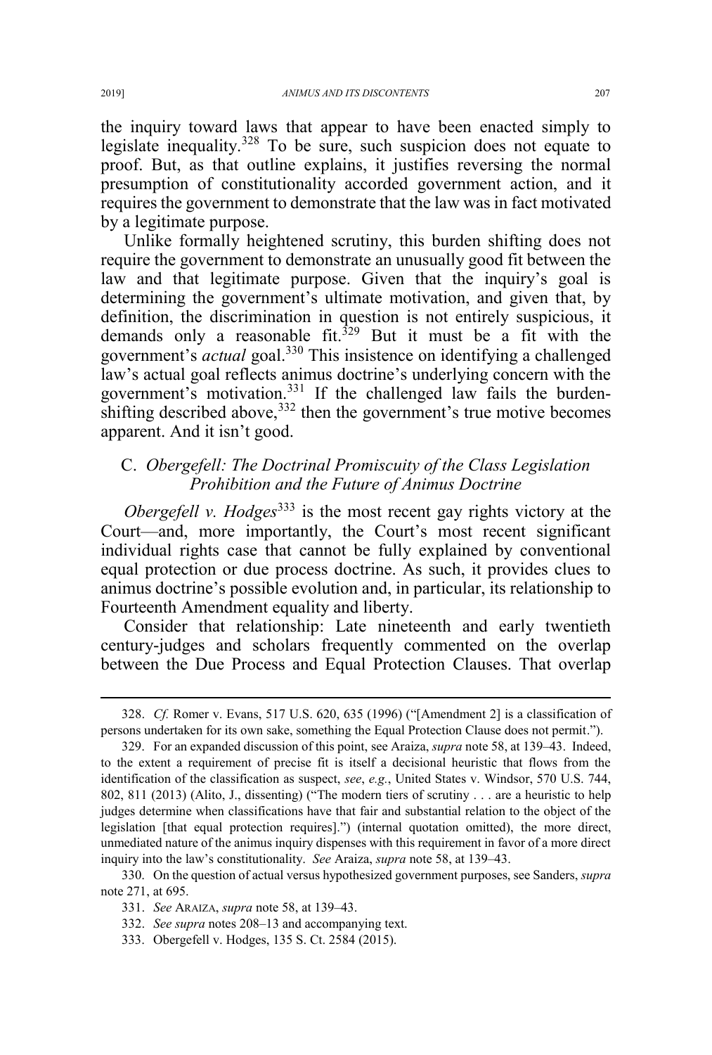the inquiry toward laws that appear to have been enacted simply to legislate inequality.[328] To be sure, such suspicion does not equate to proof. But, as that outline explains, it justifies reversing the normal presumption of constitutionality accorded government action, and it requires the government to demonstrate that the law was in fact motivated by a legitimate purpose.

Unlike formally heightened scrutiny, this burden shifting does not require the government to demonstrate an unusually good fit between the law and that legitimate purpose. Given that the inquiry's goal is determining the government's ultimate motivation, and given that, by definition, the discrimination in question is not entirely suspicious, it demands only a reasonable fit.[329] But it must be a fit with the government's *actual* goal.[330] This insistence on identifying a challenged law's actual goal reflects animus doctrine's underlying concern with the government's motivation.[331] If the challenged law fails the burden-shifting described above,[332] then the government's true motive becomes apparent. And it isn't good.

### C. *Obergefell: The Doctrinal Promiscuity of the Class Legislation Prohibition and the Future of Animus Doctrine*

*Obergefell v. Hodges*[333] is the most recent gay rights victory at the Court—and, more importantly, the Court's most recent significant individual rights case that cannot be fully explained by conventional equal protection or due process doctrine. As such, it provides clues to animus doctrine's possible evolution and, in particular, its relationship to Fourteenth Amendment equality and liberty.

Consider that relationship: Late nineteenth and early twentieth century-judges and scholars frequently commented on the overlap between the Due Process and Equal Protection Clauses. That overlap

---

328. *Cf.* Romer v. Evans, 517 U.S. 620, 635 (1996) ("[Amendment 2] is a classification of persons undertaken for its own sake, something the Equal Protection Clause does not permit.").

329. For an expanded discussion of this point, see Araiza, *supra* note 58, at 139–43. Indeed, to the extent a requirement of precise fit is itself a decisional heuristic that flows from the identification of the classification as suspect, *see*, *e.g.*, United States v. Windsor, 570 U.S. 744, 802, 811 (2013) (Alito, J., dissenting) ("The modern tiers of scrutiny . . . are a heuristic to help judges determine when classifications have that fair and substantial relation to the object of the legislation [that equal protection requires].") (internal quotation omitted), the more direct, unmediated nature of the animus inquiry dispenses with this requirement in favor of a more direct inquiry into the law's constitutionality. *See* Araiza, *supra* note 58, at 139–43.

330. On the question of actual versus hypothesized government purposes, see Sanders, *supra* note 271, at 695.

331. *See* ARAIZA, *supra* note 58, at 139–43.

332. *See supra* notes 208–13 and accompanying text.

333. Obergefell v. Hodges, 135 S. Ct. 2584 (2015).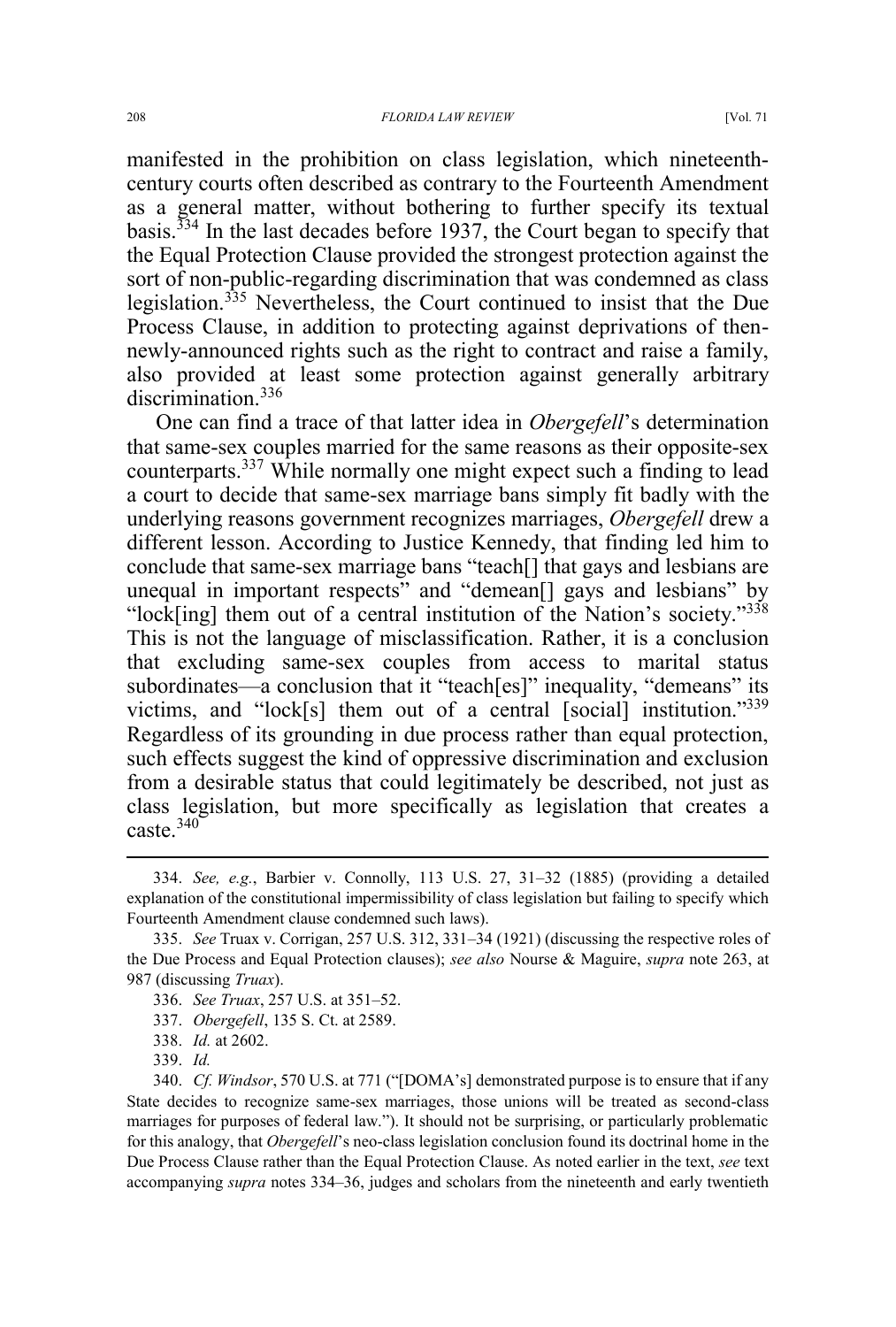manifested in the prohibition on class legislation, which nineteenth-century courts often described as contrary to the Fourteenth Amendment as a general matter, without bothering to further specify its textual basis.[334] In the last decades before 1937, the Court began to specify that the Equal Protection Clause provided the strongest protection against the sort of non-public-regarding discrimination that was condemned as class legislation.[335] Nevertheless, the Court continued to insist that the Due Process Clause, in addition to protecting against deprivations of then-newly-announced rights such as the right to contract and raise a family, also provided at least some protection against generally arbitrary discrimination.[336]

One can find a trace of that latter idea in *Obergefell*'s determination that same-sex couples married for the same reasons as their opposite-sex counterparts.[337] While normally one might expect such a finding to lead a court to decide that same-sex marriage bans simply fit badly with the underlying reasons government recognizes marriages, *Obergefell* drew a different lesson. According to Justice Kennedy, that finding led him to conclude that same-sex marriage bans "teach[] that gays and lesbians are unequal in important respects" and "demean[] gays and lesbians" by "lock[ing] them out of a central institution of the Nation's society."[338] This is not the language of misclassification. Rather, it is a conclusion that excluding same-sex couples from access to marital status subordinates—a conclusion that it "teach[es]" inequality, "demeans" its victims, and "lock[s] them out of a central [social] institution."[339] Regardless of its grounding in due process rather than equal protection, such effects suggest the kind of oppressive discrimination and exclusion from a desirable status that could legitimately be described, not just as class legislation, but more specifically as legislation that creates a caste.[340]

---

334. *See, e.g.*, Barbier v. Connolly, 113 U.S. 27, 31–32 (1885) (providing a detailed explanation of the constitutional impermissibility of class legislation but failing to specify which Fourteenth Amendment clause condemned such laws).

335. *See* Truax v. Corrigan, 257 U.S. 312, 331–34 (1921) (discussing the respective roles of the Due Process and Equal Protection clauses); *see also* Nourse & Maguire, *supra* note 263, at 987 (discussing *Truax*).

336. *See Truax*, 257 U.S. at 351–52.

337. *Obergefell*, 135 S. Ct. at 2589.

338. *Id.* at 2602.

339. *Id.*

340. *Cf. Windsor*, 570 U.S. at 771 ("[DOMA's] demonstrated purpose is to ensure that if any State decides to recognize same-sex marriages, those unions will be treated as second-class marriages for purposes of federal law."). It should not be surprising, or particularly problematic for this analogy, that *Obergefell*'s neo-class legislation conclusion found its doctrinal home in the Due Process Clause rather than the Equal Protection Clause. As noted earlier in the text, *see* text accompanying *supra* notes 334–36, judges and scholars from the nineteenth and early twentieth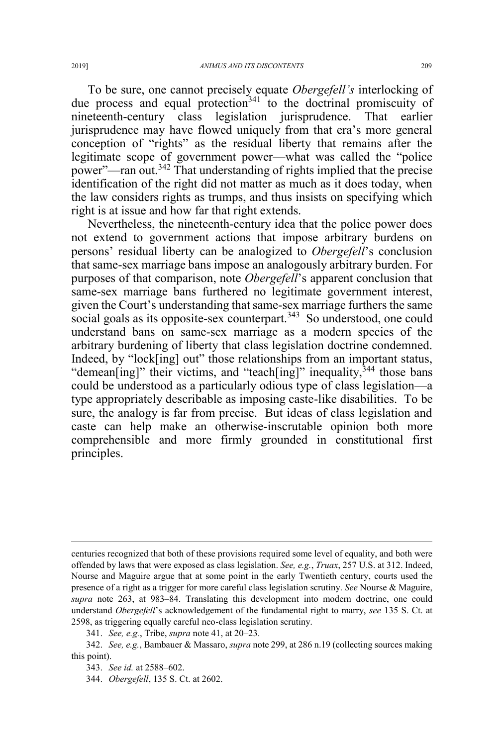To be sure, one cannot precisely equate *Obergefell's* interlocking of due process and equal protection[341] to the doctrinal promiscuity of nineteenth-century class legislation jurisprudence. That earlier jurisprudence may have flowed uniquely from that era's more general conception of "rights" as the residual liberty that remains after the legitimate scope of government power—what was called the "police power"—ran out.[342] That understanding of rights implied that the precise identification of the right did not matter as much as it does today, when the law considers rights as trumps, and thus insists on specifying which right is at issue and how far that right extends.

Nevertheless, the nineteenth-century idea that the police power does not extend to government actions that impose arbitrary burdens on persons' residual liberty can be analogized to *Obergefell*'s conclusion that same-sex marriage bans impose an analogously arbitrary burden. For purposes of that comparison, note *Obergefell*'s apparent conclusion that same-sex marriage bans furthered no legitimate government interest, given the Court's understanding that same-sex marriage furthers the same social goals as its opposite-sex counterpart.[343] So understood, one could understand bans on same-sex marriage as a modern species of the arbitrary burdening of liberty that class legislation doctrine condemned. Indeed, by "lock[ing] out" those relationships from an important status, "demean[ing]" their victims, and "teach[ing]" inequality,[344] those bans could be understood as a particularly odious type of class legislation—a type appropriately describable as imposing caste-like disabilities. To be sure, the analogy is far from precise. But ideas of class legislation and caste can help make an otherwise-inscrutable opinion both more comprehensible and more firmly grounded in constitutional first principles.

---

centuries recognized that both of these provisions required some level of equality, and both were offended by laws that were exposed as class legislation. *See, e.g.*, *Truax*, 257 U.S. at 312. Indeed, Nourse and Maguire argue that at some point in the early Twentieth century, courts used the presence of a right as a trigger for more careful class legislation scrutiny. *See* Nourse & Maguire, *supra* note 263, at 983–84. Translating this development into modern doctrine, one could understand *Obergefell*'s acknowledgement of the fundamental right to marry, *see* 135 S. Ct. at 2598, as triggering equally careful neo-class legislation scrutiny.

341. *See, e.g.*, Tribe, *supra* note 41, at 20–23.

342. *See, e.g.*, Bambauer & Massaro, *supra* note 299, at 286 n.19 (collecting sources making this point).

343. *See id.* at 2588–602.

344. *Obergefell*, 135 S. Ct. at 2602.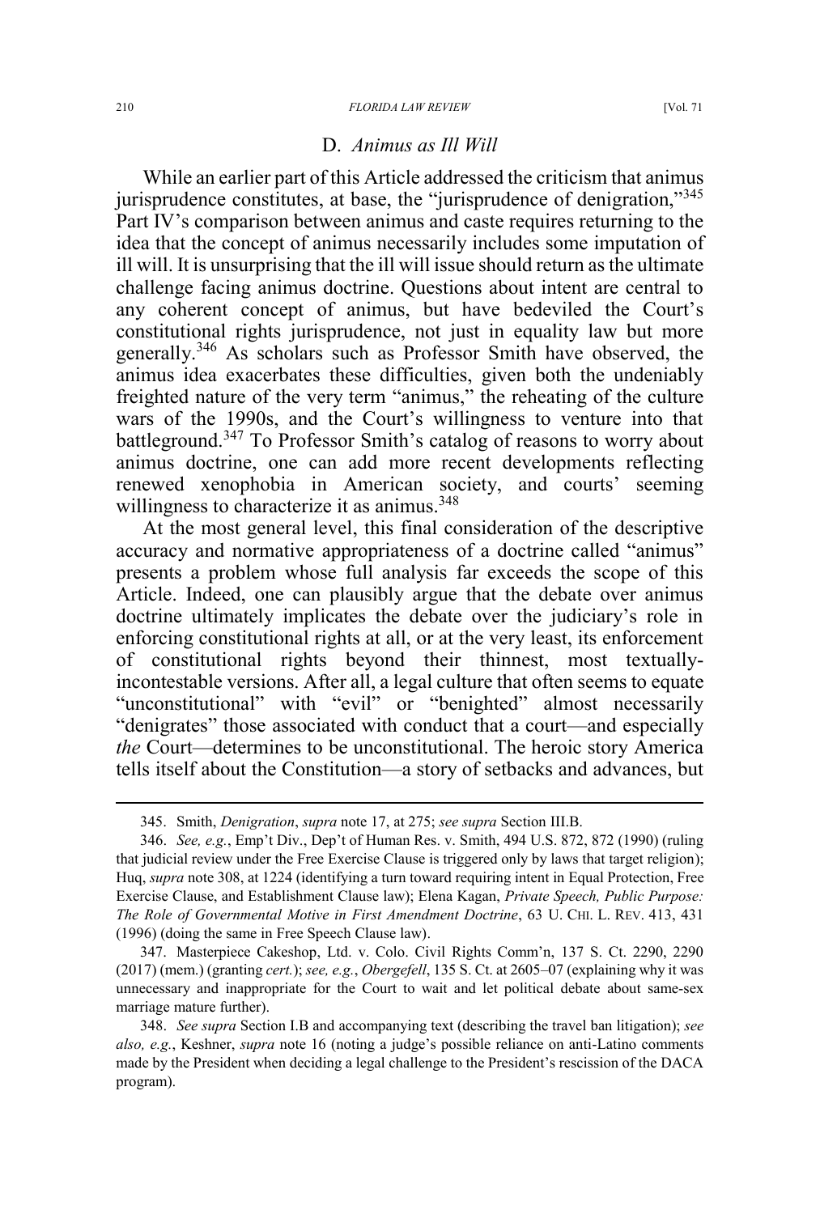### D. *Animus as Ill Will*

While an earlier part of this Article addressed the criticism that animus jurisprudence constitutes, at base, the "jurisprudence of denigration,"[345] Part IV's comparison between animus and caste requires returning to the idea that the concept of animus necessarily includes some imputation of ill will. It is unsurprising that the ill will issue should return as the ultimate challenge facing animus doctrine. Questions about intent are central to any coherent concept of animus, but have bedeviled the Court's constitutional rights jurisprudence, not just in equality law but more generally.[346] As scholars such as Professor Smith have observed, the animus idea exacerbates these difficulties, given both the undeniably freighted nature of the very term "animus," the reheating of the culture wars of the 1990s, and the Court's willingness to venture into that battleground.[347] To Professor Smith's catalog of reasons to worry about animus doctrine, one can add more recent developments reflecting renewed xenophobia in American society, and courts' seeming willingness to characterize it as animus.[348]

At the most general level, this final consideration of the descriptive accuracy and normative appropriateness of a doctrine called "animus" presents a problem whose full analysis far exceeds the scope of this Article. Indeed, one can plausibly argue that the debate over animus doctrine ultimately implicates the debate over the judiciary's role in enforcing constitutional rights at all, or at the very least, its enforcement of constitutional rights beyond their thinnest, most textually-incontestable versions. After all, a legal culture that often seems to equate "unconstitutional" with "evil" or "benighted" almost necessarily "denigrates" those associated with conduct that a court—and especially *the* Court—determines to be unconstitutional. The heroic story America tells itself about the Constitution—a story of setbacks and advances, but

---

345. Smith, *Denigration*, *supra* note 17, at 275; *see supra* Section III.B.

346. *See, e.g.*, Emp't Div., Dep't of Human Res. v. Smith, 494 U.S. 872, 872 (1990) (ruling that judicial review under the Free Exercise Clause is triggered only by laws that target religion); Huq, *supra* note 308, at 1224 (identifying a turn toward requiring intent in Equal Protection, Free Exercise Clause, and Establishment Clause law); Elena Kagan, *Private Speech, Public Purpose: The Role of Governmental Motive in First Amendment Doctrine*, 63 U. CHI. L. REV. 413, 431 (1996) (doing the same in Free Speech Clause law).

347. Masterpiece Cakeshop, Ltd. v. Colo. Civil Rights Comm'n, 137 S. Ct. 2290, 2290 (2017) (mem.) (granting *cert.*); *see, e.g.*, *Obergefell*, 135 S. Ct. at 2605–07 (explaining why it was unnecessary and inappropriate for the Court to wait and let political debate about same-sex marriage mature further).

348. *See supra* Section I.B and accompanying text (describing the travel ban litigation); *see also, e.g.*, Keshner, *supra* note 16 (noting a judge's possible reliance on anti-Latino comments made by the President when deciding a legal challenge to the President's rescission of the DACA program).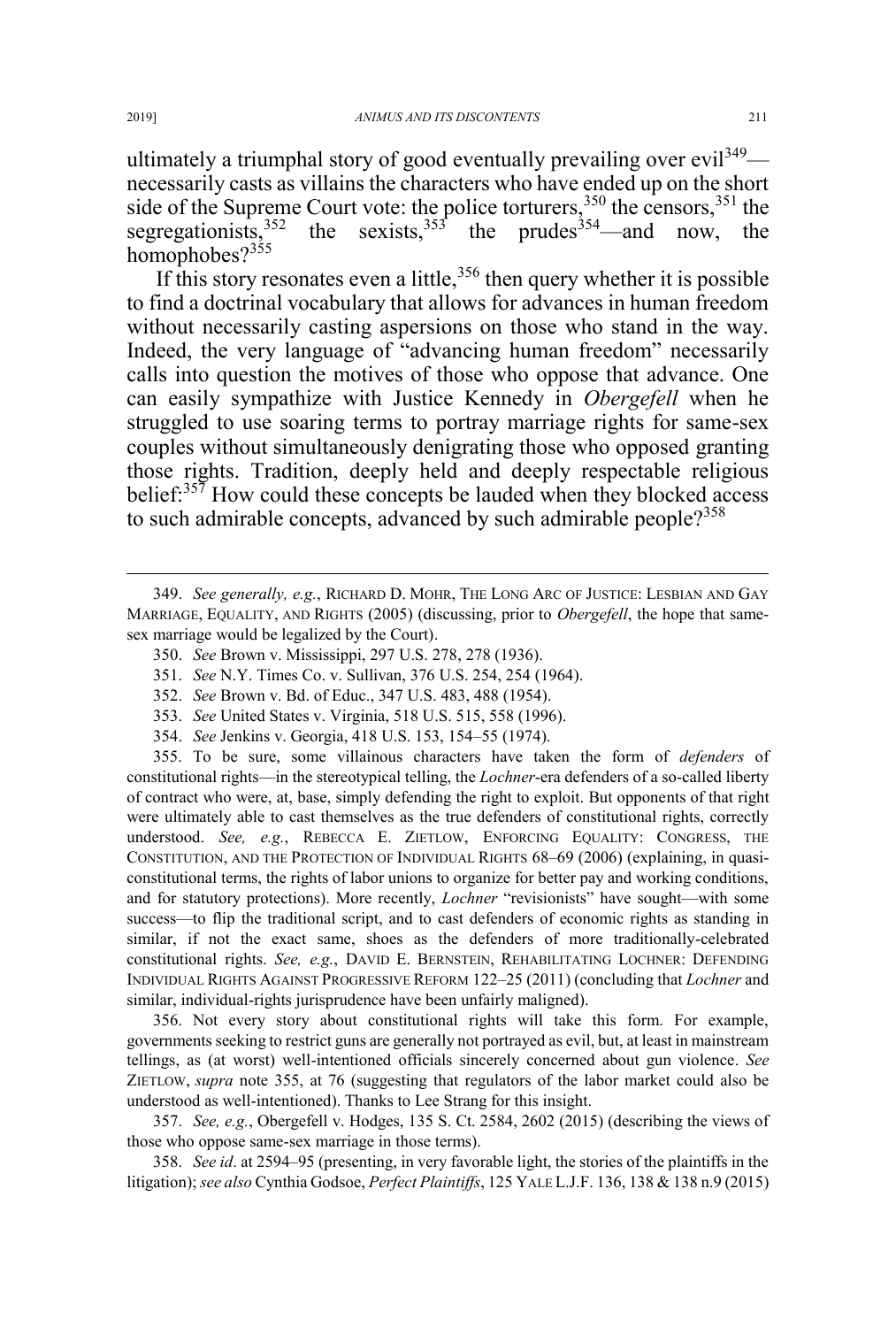ultimately a triumphal story of good eventually prevailing over evil[349]—necessarily casts as villains the characters who have ended up on the short side of the Supreme Court vote: the police torturers,[350] the censors,[351] the segregationists,[352] the sexists,[353] the prudes[354]—and now, the homophobes?[355]

If this story resonates even a little,[356] then query whether it is possible to find a doctrinal vocabulary that allows for advances in human freedom without necessarily casting aspersions on those who stand in the way. Indeed, the very language of "advancing human freedom" necessarily calls into question the motives of those who oppose that advance. One can easily sympathize with Justice Kennedy in *Obergefell* when he struggled to use soaring terms to portray marriage rights for same-sex couples without simultaneously denigrating those who opposed granting those rights. Tradition, deeply held and deeply respectable religious belief:[357] How could these concepts be lauded when they blocked access to such admirable concepts, advanced by such admirable people?[358]

---

349. *See generally, e.g.*, RICHARD D. MOHR, THE LONG ARC OF JUSTICE: LESBIAN AND GAY MARRIAGE, EQUALITY, AND RIGHTS (2005) (discussing, prior to *Obergefell*, the hope that same-sex marriage would be legalized by the Court).

350. *See* Brown v. Mississippi, 297 U.S. 278, 278 (1936).

351. *See* N.Y. Times Co. v. Sullivan, 376 U.S. 254, 254 (1964).

352. *See* Brown v. Bd. of Educ., 347 U.S. 483, 488 (1954).

353. *See* United States v. Virginia, 518 U.S. 515, 558 (1996).

354. *See* Jenkins v. Georgia, 418 U.S. 153, 154–55 (1974).

355. To be sure, some villainous characters have taken the form of *defenders* of constitutional rights—in the stereotypical telling, the *Lochner*-era defenders of a so-called liberty of contract who were, at base, simply defending the right to exploit. But opponents of that right were ultimately able to cast themselves as the true defenders of constitutional rights, correctly understood. *See, e.g.*, REBECCA E. ZIETLOW, ENFORCING EQUALITY: CONGRESS, THE CONSTITUTION, AND THE PROTECTION OF INDIVIDUAL RIGHTS 68–69 (2006) (explaining, in quasi-constitutional terms, the rights of labor unions to organize for better pay and working conditions, and for statutory protections). More recently, *Lochner* "revisionists" have sought—with some success—to flip the traditional script, and to cast defenders of economic rights as standing in similar, if not the exact same, shoes as the defenders of more traditionally-celebrated constitutional rights. *See, e.g.*, DAVID E. BERNSTEIN, REHABILITATING LOCHNER: DEFENDING INDIVIDUAL RIGHTS AGAINST PROGRESSIVE REFORM 122–25 (2011) (concluding that *Lochner* and similar, individual-rights jurisprudence have been unfairly maligned).

356. Not every story about constitutional rights will take this form. For example, governments seeking to restrict guns are generally not portrayed as evil, but, at least in mainstream tellings, as (at worst) well-intentioned officials sincerely concerned about gun violence. *See* ZIETLOW, *supra* note 355, at 76 (suggesting that regulators of the labor market could also be understood as well-intentioned). Thanks to Lee Strang for this insight.

357. *See, e.g.*, Obergefell v. Hodges, 135 S. Ct. 2584, 2602 (2015) (describing the views of those who oppose same-sex marriage in those terms).

358. *See id*. at 2594–95 (presenting, in very favorable light, the stories of the plaintiffs in the litigation); *see also* Cynthia Godsoe, *Perfect Plaintiffs*, 125 YALE L.J.F. 136, 138 & 138 n.9 (2015)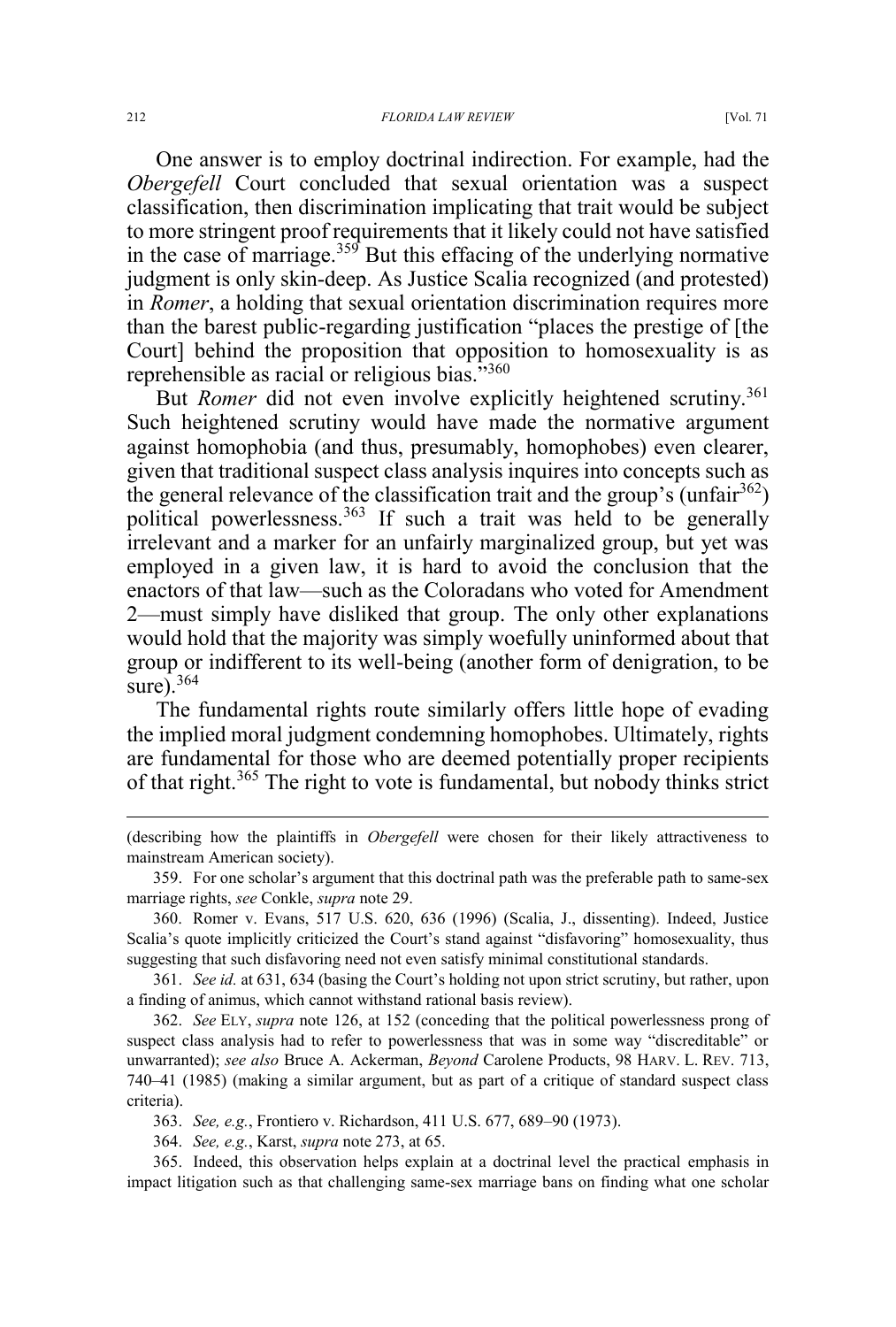One answer is to employ doctrinal indirection. For example, had the *Obergefell* Court concluded that sexual orientation was a suspect classification, then discrimination implicating that trait would be subject to more stringent proof requirements that it likely could not have satisfied in the case of marriage.[359] But this effacing of the underlying normative judgment is only skin-deep. As Justice Scalia recognized (and protested) in *Romer*, a holding that sexual orientation discrimination requires more than the barest public-regarding justification "places the prestige of [the Court] behind the proposition that opposition to homosexuality is as reprehensible as racial or religious bias."[360]

But *Romer* did not even involve explicitly heightened scrutiny.[361] Such heightened scrutiny would have made the normative argument against homophobia (and thus, presumably, homophobes) even clearer, given that traditional suspect class analysis inquires into concepts such as the general relevance of the classification trait and the group's (unfair[362]) political powerlessness.[363] If such a trait was held to be generally irrelevant and a marker for an unfairly marginalized group, but yet was employed in a given law, it is hard to avoid the conclusion that the enactors of that law—such as the Coloradans who voted for Amendment 2—must simply have disliked that group. The only other explanations would hold that the majority was simply woefully uninformed about that group or indifferent to its well-being (another form of denigration, to be sure).[364]

The fundamental rights route similarly offers little hope of evading the implied moral judgment condemning homophobes. Ultimately, rights are fundamental for those who are deemed potentially proper recipients of that right.[365] The right to vote is fundamental, but nobody thinks strict

---

(describing how the plaintiffs in *Obergefell* were chosen for their likely attractiveness to mainstream American society).

359. For one scholar's argument that this doctrinal path was the preferable path to same-sex marriage rights, *see* Conkle, *supra* note 29.

360. Romer v. Evans, 517 U.S. 620, 636 (1996) (Scalia, J., dissenting). Indeed, Justice Scalia's quote implicitly criticized the Court's stand against "disfavoring" homosexuality, thus suggesting that such disfavoring need not even satisfy minimal constitutional standards.

361. *See id.* at 631, 634 (basing the Court's holding not upon strict scrutiny, but rather, upon a finding of animus, which cannot withstand rational basis review).

362. *See* ELY, *supra* note 126, at 152 (conceding that the political powerlessness prong of suspect class analysis had to refer to powerlessness that was in some way "discreditable" or unwarranted); *see also* Bruce A. Ackerman, *Beyond* Carolene Products, 98 HARV. L. REV. 713, 740–41 (1985) (making a similar argument, but as part of a critique of standard suspect class criteria).

363. *See, e.g.*, Frontiero v. Richardson, 411 U.S. 677, 689–90 (1973).

364. *See, e.g.*, Karst, *supra* note 273, at 65.

365. Indeed, this observation helps explain at a doctrinal level the practical emphasis in impact litigation such as that challenging same-sex marriage bans on finding what one scholar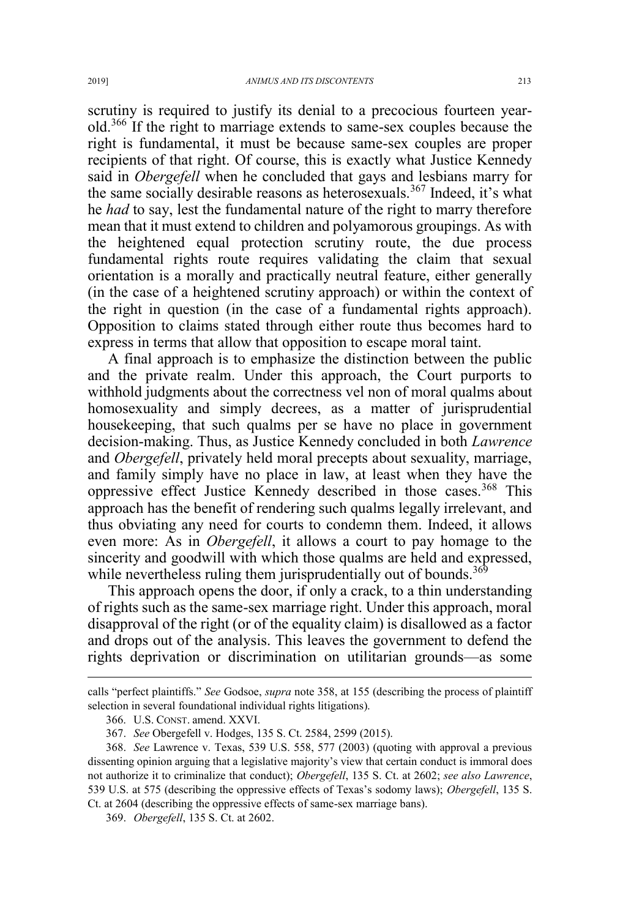scrutiny is required to justify its denial to a precocious fourteen year-old.[366] If the right to marriage extends to same-sex couples because the right is fundamental, it must be because same-sex couples are proper recipients of that right. Of course, this is exactly what Justice Kennedy said in *Obergefell* when he concluded that gays and lesbians marry for the same socially desirable reasons as heterosexuals.[367] Indeed, it's what he *had* to say, lest the fundamental nature of the right to marry therefore mean that it must extend to children and polyamorous groupings. As with the heightened equal protection scrutiny route, the due process fundamental rights route requires validating the claim that sexual orientation is a morally and practically neutral feature, either generally (in the case of a heightened scrutiny approach) or within the context of the right in question (in the case of a fundamental rights approach). Opposition to claims stated through either route thus becomes hard to express in terms that allow that opposition to escape moral taint.

A final approach is to emphasize the distinction between the public and the private realm. Under this approach, the Court purports to withhold judgments about the correctness vel non of moral qualms about homosexuality and simply decrees, as a matter of jurisprudential housekeeping, that such qualms per se have no place in government decision-making. Thus, as Justice Kennedy concluded in both *Lawrence* and *Obergefell*, privately held moral precepts about sexuality, marriage, and family simply have no place in law, at least when they have the oppressive effect Justice Kennedy described in those cases.[368] This approach has the benefit of rendering such qualms legally irrelevant, and thus obviating any need for courts to condemn them. Indeed, it allows even more: As in *Obergefell*, it allows a court to pay homage to the sincerity and goodwill with which those qualms are held and expressed, while nevertheless ruling them jurisprudentially out of bounds.[369]

This approach opens the door, if only a crack, to a thin understanding of rights such as the same-sex marriage right. Under this approach, moral disapproval of the right (or of the equality claim) is disallowed as a factor and drops out of the analysis. This leaves the government to defend the rights deprivation or discrimination on utilitarian grounds—as some

---

calls "perfect plaintiffs." *See* Godsoe, *supra* note 358, at 155 (describing the process of plaintiff selection in several foundational individual rights litigations).

366. U.S. CONST. amend. XXVI.

367. *See* Obergefell v. Hodges, 135 S. Ct. 2584, 2599 (2015).

368. *See* Lawrence v. Texas, 539 U.S. 558, 577 (2003) (quoting with approval a previous dissenting opinion arguing that a legislative majority's view that certain conduct is immoral does not authorize it to criminalize that conduct); *Obergefell*, 135 S. Ct. at 2602; *see also Lawrence*, 539 U.S. at 575 (describing the oppressive effects of Texas's sodomy laws); *Obergefell*, 135 S. Ct. at 2604 (describing the oppressive effects of same-sex marriage bans).

369. *Obergefell*, 135 S. Ct. at 2602.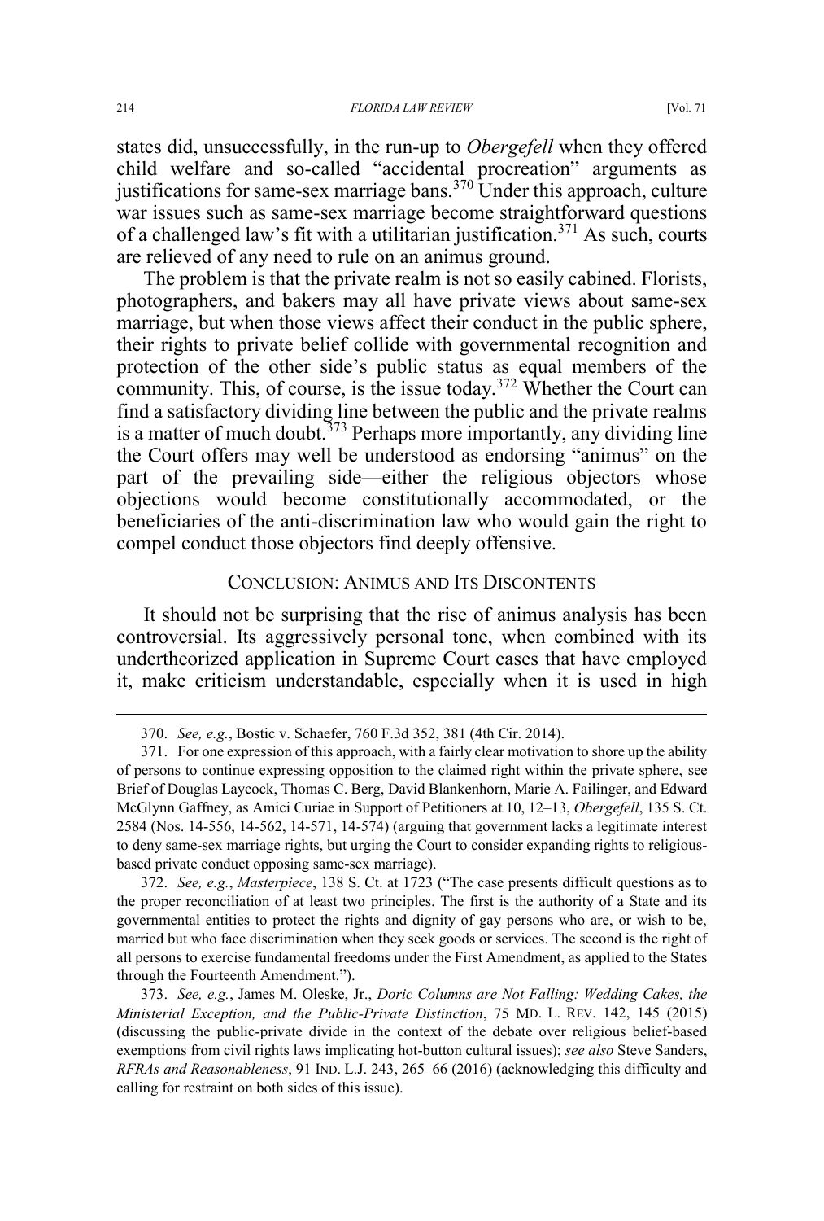states did, unsuccessfully, in the run-up to *Obergefell* when they offered child welfare and so-called "accidental procreation" arguments as justifications for same-sex marriage bans.[370] Under this approach, culture war issues such as same-sex marriage become straightforward questions of a challenged law's fit with a utilitarian justification.[371] As such, courts are relieved of any need to rule on an animus ground.

The problem is that the private realm is not so easily cabined. Florists, photographers, and bakers may all have private views about same-sex marriage, but when those views affect their conduct in the public sphere, their rights to private belief collide with governmental recognition and protection of the other side's public status as equal members of the community. This, of course, is the issue today.[372] Whether the Court can find a satisfactory dividing line between the public and the private realms is a matter of much doubt.[373] Perhaps more importantly, any dividing line the Court offers may well be understood as endorsing "animus" on the part of the prevailing side—either the religious objectors whose objections would become constitutionally accommodated, or the beneficiaries of the anti-discrimination law who would gain the right to compel conduct those objectors find deeply offensive.

## CONCLUSION: ANIMUS AND ITS DISCONTENTS

It should not be surprising that the rise of animus analysis has been controversial. Its aggressively personal tone, when combined with its undertheorized application in Supreme Court cases that have employed it, make criticism understandable, especially when it is used in high

---

370. *See, e.g.*, Bostic v. Schaefer, 760 F.3d 352, 381 (4th Cir. 2014).

371. For one expression of this approach, with a fairly clear motivation to shore up the ability of persons to continue expressing opposition to the claimed right within the private sphere, see Brief of Douglas Laycock, Thomas C. Berg, David Blankenhorn, Marie A. Failinger, and Edward McGlynn Gaffney, as Amici Curiae in Support of Petitioners at 10, 12–13, *Obergefell*, 135 S. Ct. 2584 (Nos. 14-556, 14-562, 14-571, 14-574) (arguing that government lacks a legitimate interest to deny same-sex marriage rights, but urging the Court to consider expanding rights to religious-based private conduct opposing same-sex marriage).

372. *See, e.g.*, *Masterpiece*, 138 S. Ct. at 1723 ("The case presents difficult questions as to the proper reconciliation of at least two principles. The first is the authority of a State and its governmental entities to protect the rights and dignity of gay persons who are, or wish to be, married but who face discrimination when they seek goods or services. The second is the right of all persons to exercise fundamental freedoms under the First Amendment, as applied to the States through the Fourteenth Amendment.").

373. *See, e.g.*, James M. Oleske, Jr., *Doric Columns are Not Falling: Wedding Cakes, the Ministerial Exception, and the Public-Private Distinction*, 75 MD. L. REV. 142, 145 (2015) (discussing the public-private divide in the context of the debate over religious belief-based exemptions from civil rights laws implicating hot-button cultural issues); *see also* Steve Sanders, *RFRAs and Reasonableness*, 91 IND. L.J. 243, 265–66 (2016) (acknowledging this difficulty and calling for restraint on both sides of this issue).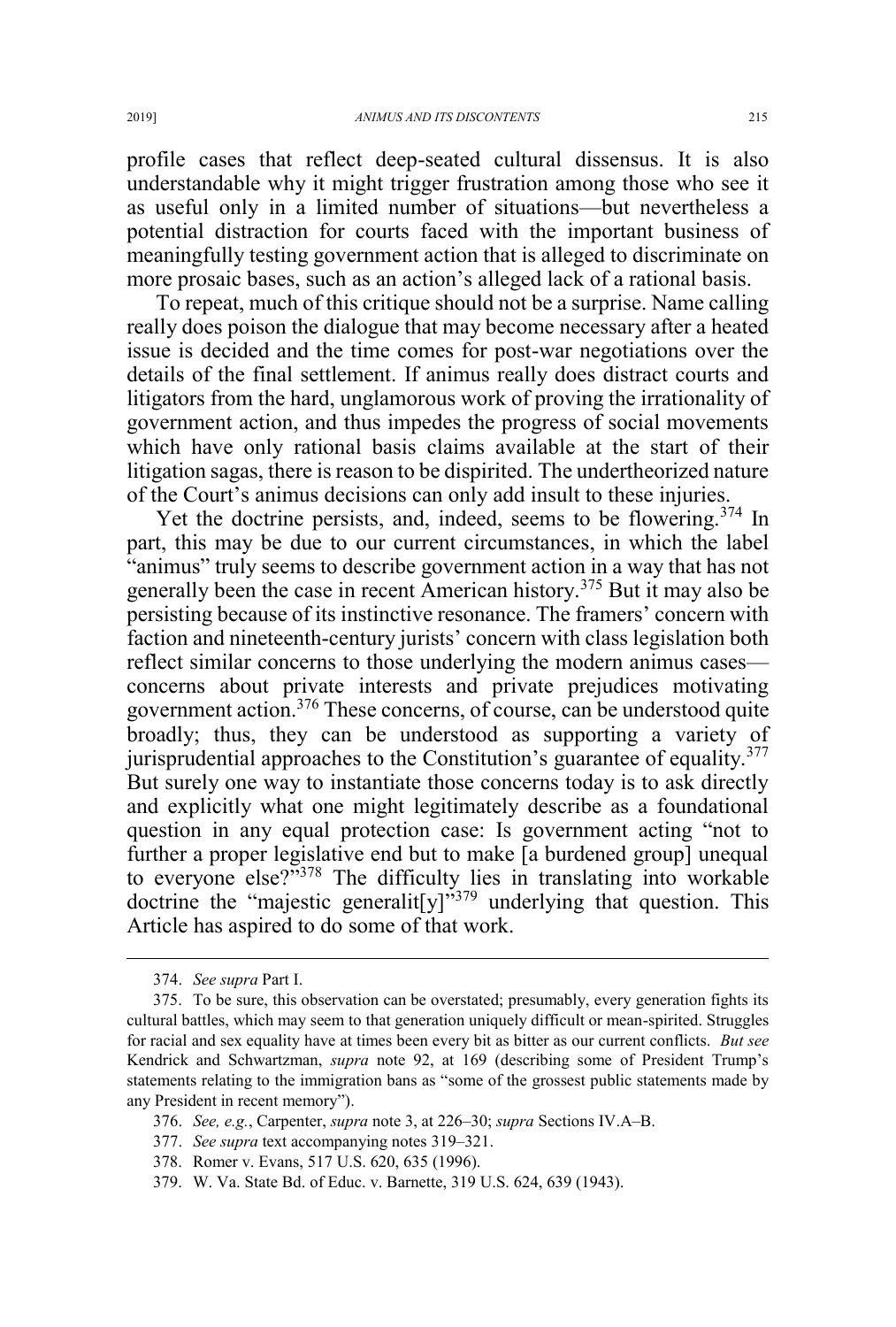profile cases that reflect deep-seated cultural dissensus. It is also understandable why it might trigger frustration among those who see it as useful only in a limited number of situations—but nevertheless a potential distraction for courts faced with the important business of meaningfully testing government action that is alleged to discriminate on more prosaic bases, such as an action's alleged lack of a rational basis.

To repeat, much of this critique should not be a surprise. Name calling really does poison the dialogue that may become necessary after a heated issue is decided and the time comes for post-war negotiations over the details of the final settlement. If animus really does distract courts and litigators from the hard, unglamorous work of proving the irrationality of government action, and thus impedes the progress of social movements which have only rational basis claims available at the start of their litigation sagas, there is reason to be dispirited. The undertheorized nature of the Court's animus decisions can only add insult to these injuries.

Yet the doctrine persists, and, indeed, seems to be flowering.[374] In part, this may be due to our current circumstances, in which the label "animus" truly seems to describe government action in a way that has not generally been the case in recent American history.[375] But it may also be persisting because of its instinctive resonance. The framers' concern with faction and nineteenth-century jurists' concern with class legislation both reflect similar concerns to those underlying the modern animus cases—concerns about private interests and private prejudices motivating government action.[376] These concerns, of course, can be understood quite broadly; thus, they can be understood as supporting a variety of jurisprudential approaches to the Constitution's guarantee of equality.[377] But surely one way to instantiate those concerns today is to ask directly and explicitly what one might legitimately describe as a foundational question in any equal protection case: Is government acting "not to further a proper legislative end but to make [a burdened group] unequal to everyone else?"[378] The difficulty lies in translating into workable doctrine the "majestic generalit[y]"[379] underlying that question. This Article has aspired to do some of that work.

---

374. *See supra* Part I.

375. To be sure, this observation can be overstated; presumably, every generation fights its cultural battles, which may seem to that generation uniquely difficult or mean-spirited. Struggles for racial and sex equality have at times been every bit as bitter as our current conflicts. *But see* Kendrick and Schwartzman, *supra* note 92, at 169 (describing some of President Trump's statements relating to the immigration bans as "some of the grossest public statements made by any President in recent memory").

376. *See, e.g.*, Carpenter, *supra* note 3, at 226–30; *supra* Sections IV.A–B.

377. *See supra* text accompanying notes 319–321.

378. Romer v. Evans, 517 U.S. 620, 635 (1996).

379. W. Va. State Bd. of Educ. v. Barnette, 319 U.S. 624, 639 (1943).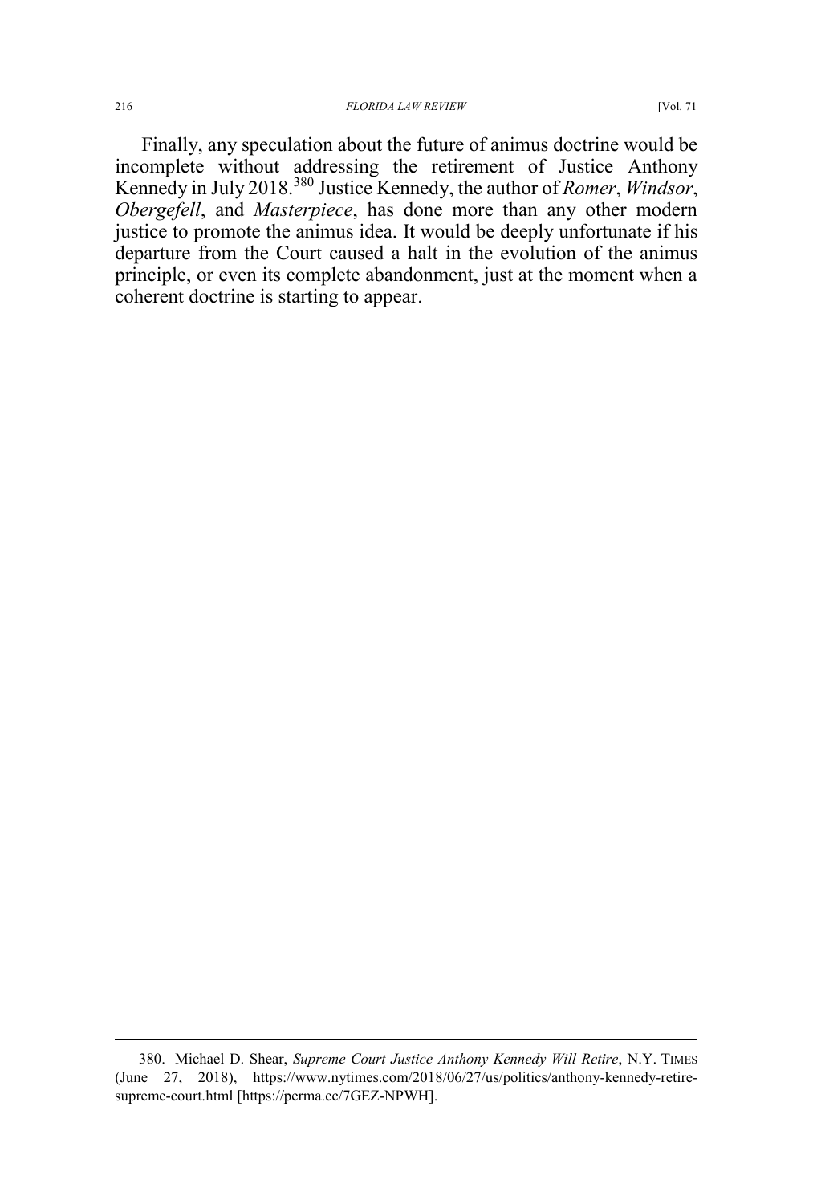Finally, any speculation about the future of animus doctrine would be incomplete without addressing the retirement of Justice Anthony Kennedy in July 2018.[380] Justice Kennedy, the author of *Romer*, *Windsor*, *Obergefell*, and *Masterpiece*, has done more than any other modern justice to promote the animus idea. It would be deeply unfortunate if his departure from the Court caused a halt in the evolution of the animus principle, or even its complete abandonment, just at the moment when a coherent doctrine is starting to appear.

---

380. Michael D. Shear, *Supreme Court Justice Anthony Kennedy Will Retire*, N.Y. TIMES (June 27, 2018), https://www.nytimes.com/2018/06/27/us/politics/anthony-kennedy-retire-supreme-court.html [https://perma.cc/7GEZ-NPWH].